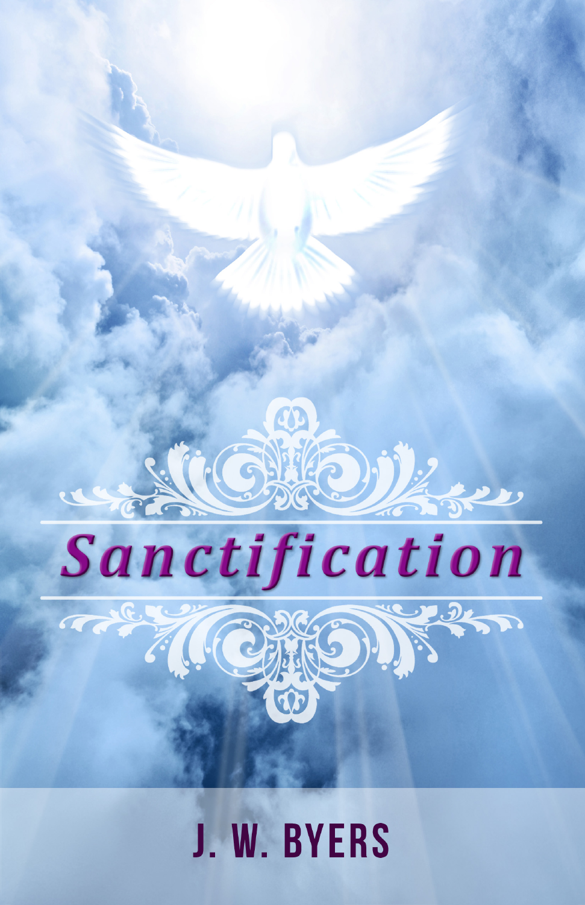# Sanctification

J. W. BYERS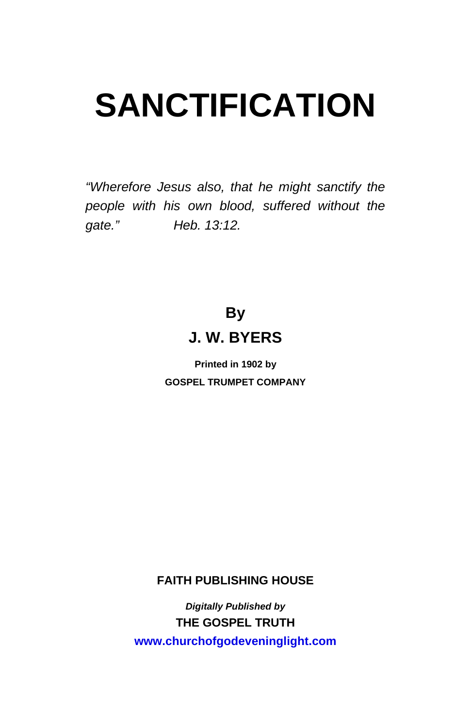# SANCTIFICATION

*"Wherefore Jesus also, that he might sanctify the people with his own blood, suffered without the gate." Heb. 13:12.*

**By**

**J. W. BYERS**

**Printed in 1902 by**

**GOSPEL TRUMPET COMPANY**

**FAITH PUBLISHING HOUSE**

***Digitally Published by***

**THE GOSPEL TRUTH**

**www.churchofgodeveninglight.com**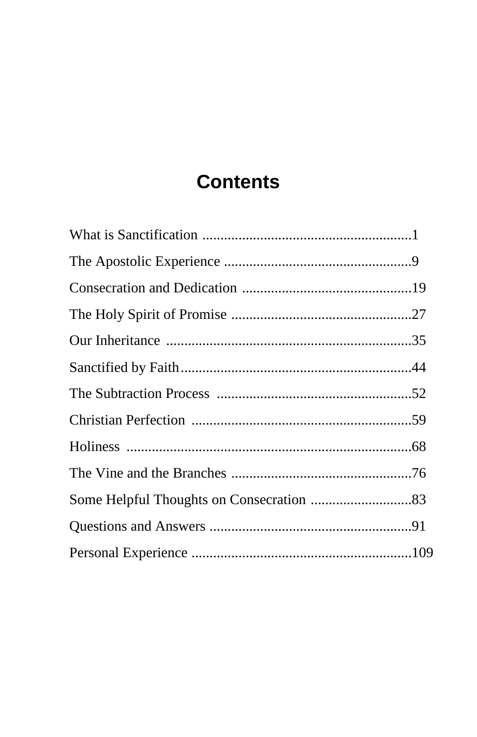# Contents

What is Sanctification ..........................................................1

The Apostolic Experience ....................................................9

Consecration and Dedication ...............................................19

The Holy Spirit of Promise ..................................................27

Our Inheritance ....................................................................35

Sanctified by Faith................................................................44

The Subtraction Process ......................................................52

Christian Perfection .............................................................59

Holiness ...............................................................................68

The Vine and the Branches ..................................................76

Some Helpful Thoughts on Consecration ............................83

Questions and Answers ........................................................91

Personal Experience .............................................................109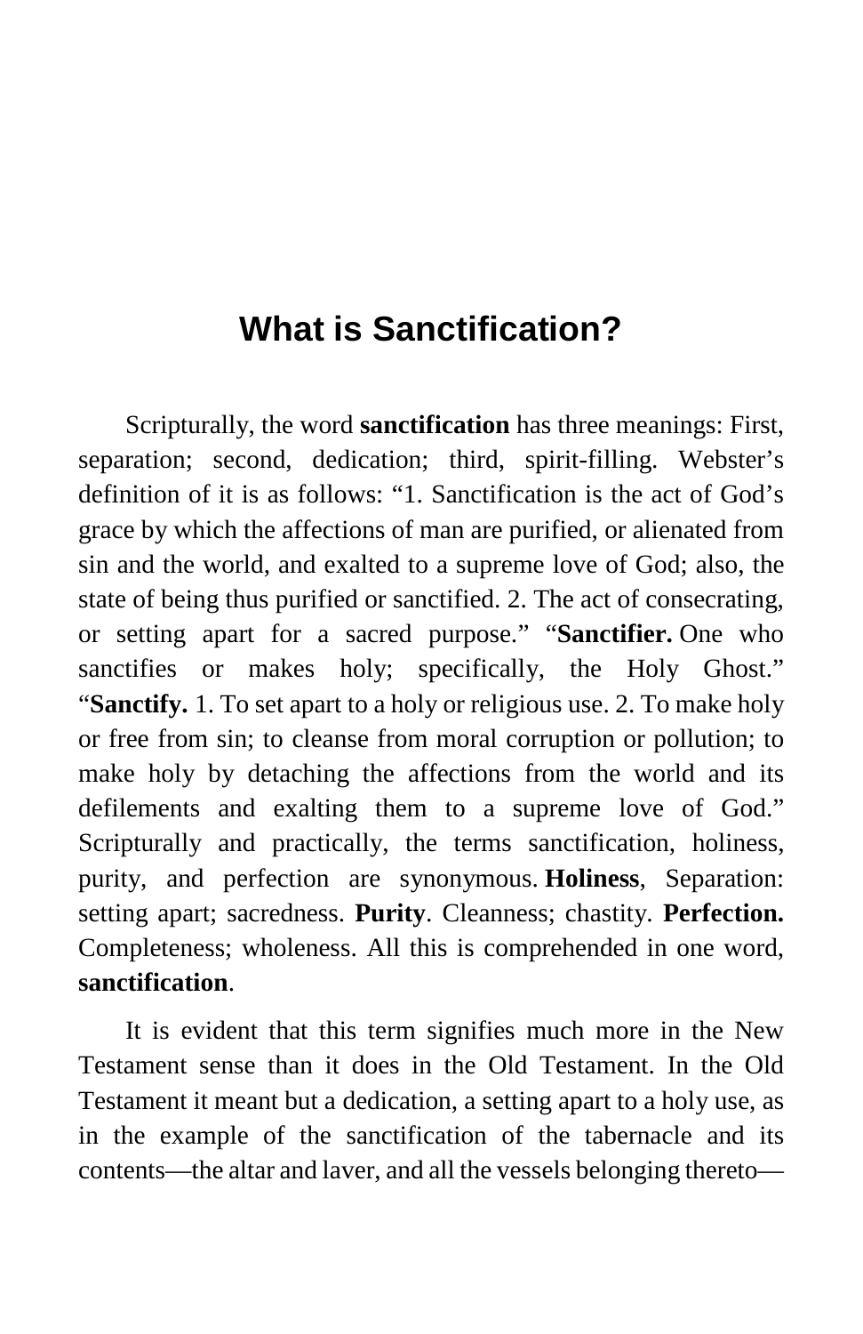# What is Sanctification?

Scripturally, the word **sanctification** has three meanings: First, separation; second, dedication; third, spirit-filling. Webster's definition of it is as follows: "1. Sanctification is the act of God's grace by which the affections of man are purified, or alienated from sin and the world, and exalted to a supreme love of God; also, the state of being thus purified or sanctified. 2. The act of consecrating, or setting apart for a sacred purpose." "**Sanctifier.** One who sanctifies or makes holy; specifically, the Holy Ghost." "**Sanctify.** 1. To set apart to a holy or religious use. 2. To make holy or free from sin; to cleanse from moral corruption or pollution; to make holy by detaching the affections from the world and its defilements and exalting them to a supreme love of God." Scripturally and practically, the terms sanctification, holiness, purity, and perfection are synonymous. **Holiness**, Separation: setting apart; sacredness. **Purity**. Cleanness; chastity. **Perfection.** Completeness; wholeness. All this is comprehended in one word, **sanctification**.

It is evident that this term signifies much more in the New Testament sense than it does in the Old Testament. In the Old Testament it meant but a dedication, a setting apart to a holy use, as in the example of the sanctification of the tabernacle and its contents—the altar and laver, and all the vessels belonging thereto—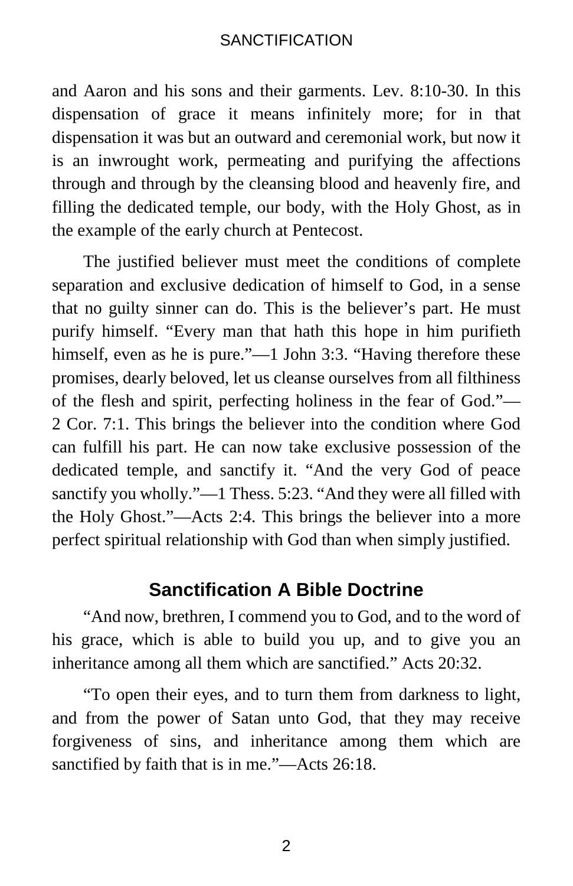and Aaron and his sons and their garments. Lev. 8:10-30. In this dispensation of grace it means infinitely more; for in that dispensation it was but an outward and ceremonial work, but now it is an inwrought work, permeating and purifying the affections through and through by the cleansing blood and heavenly fire, and filling the dedicated temple, our body, with the Holy Ghost, as in the example of the early church at Pentecost.

The justified believer must meet the conditions of complete separation and exclusive dedication of himself to God, in a sense that no guilty sinner can do. This is the believer's part. He must purify himself. "Every man that hath this hope in him purifieth himself, even as he is pure."—1 John 3:3. "Having therefore these promises, dearly beloved, let us cleanse ourselves from all filthiness of the flesh and spirit, perfecting holiness in the fear of God."—2 Cor. 7:1. This brings the believer into the condition where God can fulfill his part. He can now take exclusive possession of the dedicated temple, and sanctify it. "And the very God of peace sanctify you wholly."—1 Thess. 5:23. "And they were all filled with the Holy Ghost."—Acts 2:4. This brings the believer into a more perfect spiritual relationship with God than when simply justified.

## Sanctification A Bible Doctrine

"And now, brethren, I commend you to God, and to the word of his grace, which is able to build you up, and to give you an inheritance among all them which are sanctified." Acts 20:32.

"To open their eyes, and to turn them from darkness to light, and from the power of Satan unto God, that they may receive forgiveness of sins, and inheritance among them which are sanctified by faith that is in me."—Acts 26:18.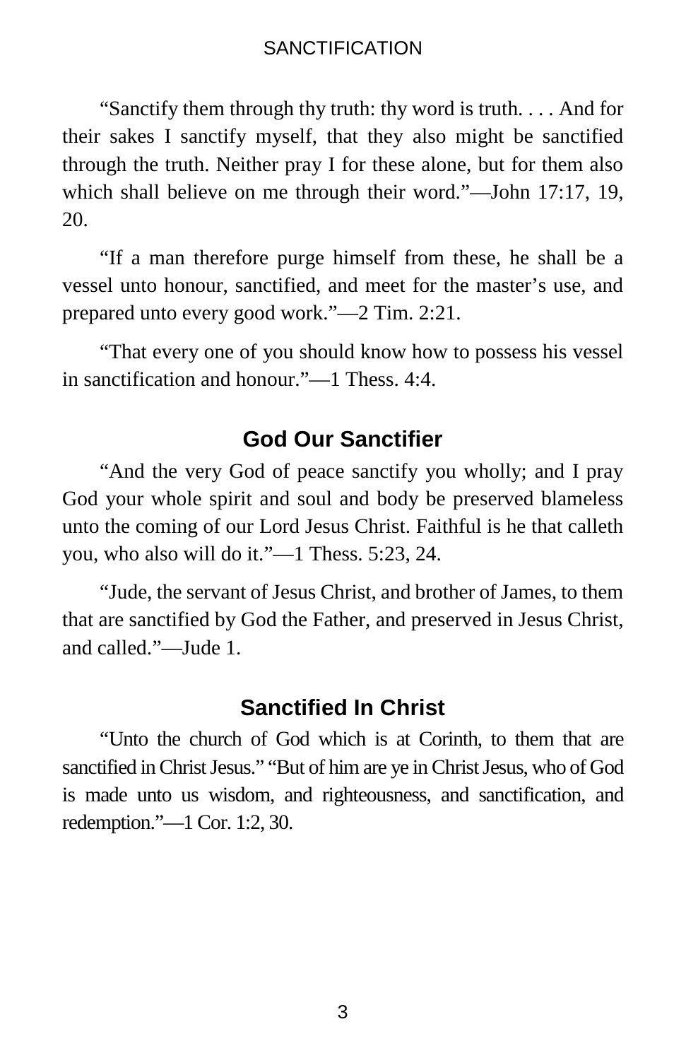"Sanctify them through thy truth: thy word is truth. . . . And for their sakes I sanctify myself, that they also might be sanctified through the truth. Neither pray I for these alone, but for them also which shall believe on me through their word."—John 17:17, 19, 20.

"If a man therefore purge himself from these, he shall be a vessel unto honour, sanctified, and meet for the master's use, and prepared unto every good work."—2 Tim. 2:21.

"That every one of you should know how to possess his vessel in sanctification and honour."—1 Thess. 4:4.

## God Our Sanctifier

"And the very God of peace sanctify you wholly; and I pray God your whole spirit and soul and body be preserved blameless unto the coming of our Lord Jesus Christ. Faithful is he that calleth you, who also will do it."—1 Thess. 5:23, 24.

"Jude, the servant of Jesus Christ, and brother of James, to them that are sanctified by God the Father, and preserved in Jesus Christ, and called."—Jude 1.

## Sanctified In Christ

"Unto the church of God which is at Corinth, to them that are sanctified in Christ Jesus." "But of him are ye in Christ Jesus, who of God is made unto us wisdom, and righteousness, and sanctification, and redemption."—1 Cor. 1:2, 30.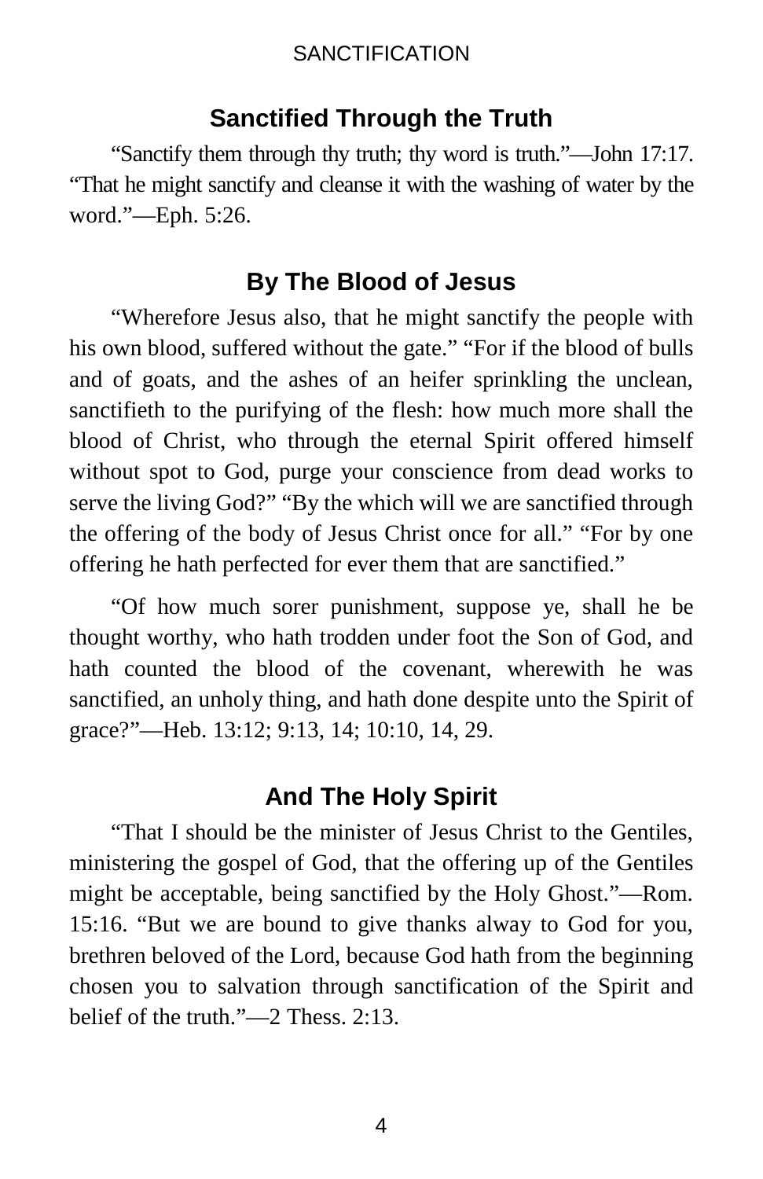## Sanctified Through the Truth

"Sanctify them through thy truth; thy word is truth."—John 17:17. "That he might sanctify and cleanse it with the washing of water by the word."—Eph. 5:26.

## By The Blood of Jesus

"Wherefore Jesus also, that he might sanctify the people with his own blood, suffered without the gate." "For if the blood of bulls and of goats, and the ashes of an heifer sprinkling the unclean, sanctifieth to the purifying of the flesh: how much more shall the blood of Christ, who through the eternal Spirit offered himself without spot to God, purge your conscience from dead works to serve the living God?" "By the which will we are sanctified through the offering of the body of Jesus Christ once for all." "For by one offering he hath perfected for ever them that are sanctified."

"Of how much sorer punishment, suppose ye, shall he be thought worthy, who hath trodden under foot the Son of God, and hath counted the blood of the covenant, wherewith he was sanctified, an unholy thing, and hath done despite unto the Spirit of grace?"—Heb. 13:12; 9:13, 14; 10:10, 14, 29.

## And The Holy Spirit

"That I should be the minister of Jesus Christ to the Gentiles, ministering the gospel of God, that the offering up of the Gentiles might be acceptable, being sanctified by the Holy Ghost."—Rom. 15:16. "But we are bound to give thanks alway to God for you, brethren beloved of the Lord, because God hath from the beginning chosen you to salvation through sanctification of the Spirit and belief of the truth."—2 Thess. 2:13.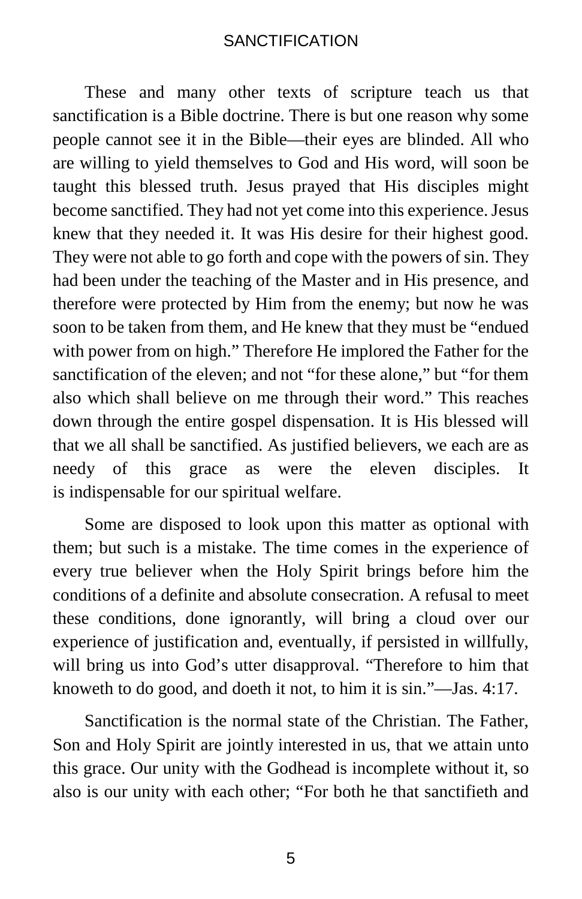These and many other texts of scripture teach us that sanctification is a Bible doctrine. There is but one reason why some people cannot see it in the Bible—their eyes are blinded. All who are willing to yield themselves to God and His word, will soon be taught this blessed truth. Jesus prayed that His disciples might become sanctified. They had not yet come into this experience. Jesus knew that they needed it. It was His desire for their highest good. They were not able to go forth and cope with the powers of sin. They had been under the teaching of the Master and in His presence, and therefore were protected by Him from the enemy; but now he was soon to be taken from them, and He knew that they must be "endued with power from on high." Therefore He implored the Father for the sanctification of the eleven; and not "for these alone," but "for them also which shall believe on me through their word." This reaches down through the entire gospel dispensation. It is His blessed will that we all shall be sanctified. As justified believers, we each are as needy of this grace as were the eleven disciples. It is indispensable for our spiritual welfare.

Some are disposed to look upon this matter as optional with them; but such is a mistake. The time comes in the experience of every true believer when the Holy Spirit brings before him the conditions of a definite and absolute consecration. A refusal to meet these conditions, done ignorantly, will bring a cloud over our experience of justification and, eventually, if persisted in willfully, will bring us into God's utter disapproval. "Therefore to him that knoweth to do good, and doeth it not, to him it is sin."—Jas. 4:17.

Sanctification is the normal state of the Christian. The Father, Son and Holy Spirit are jointly interested in us, that we attain unto this grace. Our unity with the Godhead is incomplete without it, so also is our unity with each other; "For both he that sanctifieth and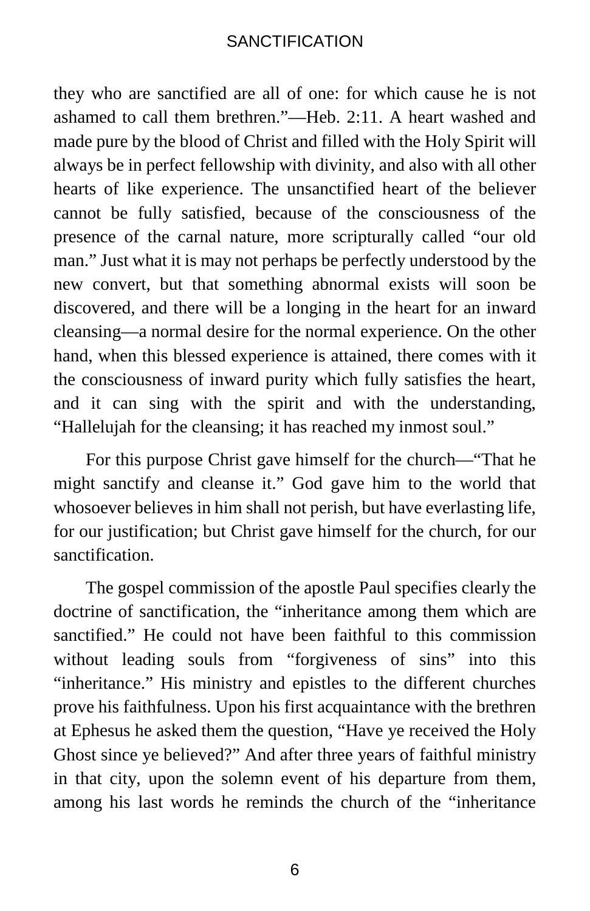they who are sanctified are all of one: for which cause he is not ashamed to call them brethren."—Heb. 2:11. A heart washed and made pure by the blood of Christ and filled with the Holy Spirit will always be in perfect fellowship with divinity, and also with all other hearts of like experience. The unsanctified heart of the believer cannot be fully satisfied, because of the consciousness of the presence of the carnal nature, more scripturally called "our old man." Just what it is may not perhaps be perfectly understood by the new convert, but that something abnormal exists will soon be discovered, and there will be a longing in the heart for an inward cleansing—a normal desire for the normal experience. On the other hand, when this blessed experience is attained, there comes with it the consciousness of inward purity which fully satisfies the heart, and it can sing with the spirit and with the understanding, "Hallelujah for the cleansing; it has reached my inmost soul."

For this purpose Christ gave himself for the church—"That he might sanctify and cleanse it." God gave him to the world that whosoever believes in him shall not perish, but have everlasting life, for our justification; but Christ gave himself for the church, for our sanctification.

The gospel commission of the apostle Paul specifies clearly the doctrine of sanctification, the "inheritance among them which are sanctified." He could not have been faithful to this commission without leading souls from "forgiveness of sins" into this "inheritance." His ministry and epistles to the different churches prove his faithfulness. Upon his first acquaintance with the brethren at Ephesus he asked them the question, "Have ye received the Holy Ghost since ye believed?" And after three years of faithful ministry in that city, upon the solemn event of his departure from them, among his last words he reminds the church of the "inheritance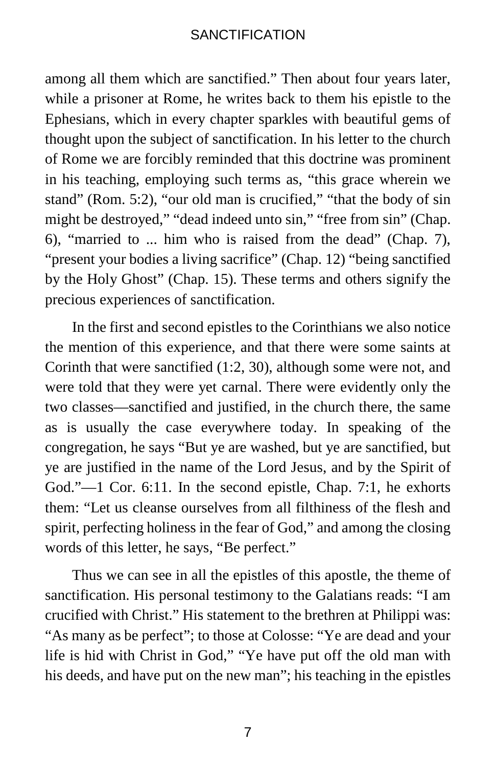among all them which are sanctified." Then about four years later, while a prisoner at Rome, he writes back to them his epistle to the Ephesians, which in every chapter sparkles with beautiful gems of thought upon the subject of sanctification. In his letter to the church of Rome we are forcibly reminded that this doctrine was prominent in his teaching, employing such terms as, "this grace wherein we stand" (Rom. 5:2), "our old man is crucified," "that the body of sin might be destroyed," "dead indeed unto sin," "free from sin" (Chap. 6), "married to ... him who is raised from the dead" (Chap. 7), "present your bodies a living sacrifice" (Chap. 12) "being sanctified by the Holy Ghost" (Chap. 15). These terms and others signify the precious experiences of sanctification.

In the first and second epistles to the Corinthians we also notice the mention of this experience, and that there were some saints at Corinth that were sanctified (1:2, 30), although some were not, and were told that they were yet carnal. There were evidently only the two classes—sanctified and justified, in the church there, the same as is usually the case everywhere today. In speaking of the congregation, he says "But ye are washed, but ye are sanctified, but ye are justified in the name of the Lord Jesus, and by the Spirit of God."—1 Cor. 6:11. In the second epistle, Chap. 7:1, he exhorts them: "Let us cleanse ourselves from all filthiness of the flesh and spirit, perfecting holiness in the fear of God," and among the closing words of this letter, he says, "Be perfect."

Thus we can see in all the epistles of this apostle, the theme of sanctification. His personal testimony to the Galatians reads: "I am crucified with Christ." His statement to the brethren at Philippi was: "As many as be perfect"; to those at Colosse: "Ye are dead and your life is hid with Christ in God," "Ye have put off the old man with his deeds, and have put on the new man"; his teaching in the epistles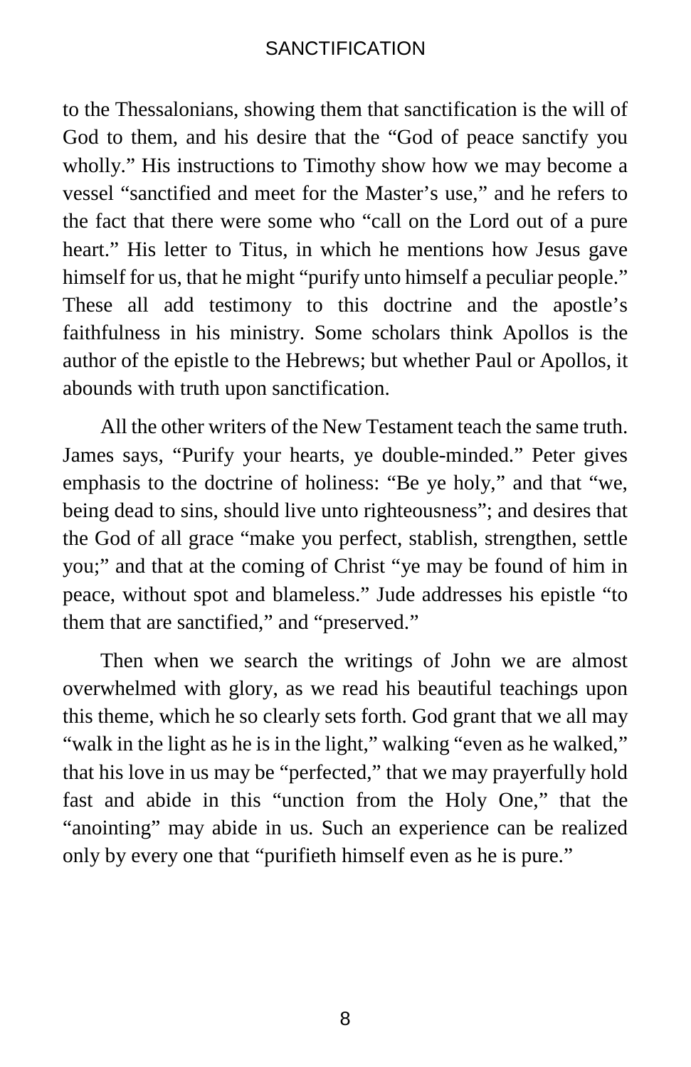to the Thessalonians, showing them that sanctification is the will of God to them, and his desire that the "God of peace sanctify you wholly." His instructions to Timothy show how we may become a vessel "sanctified and meet for the Master's use," and he refers to the fact that there were some who "call on the Lord out of a pure heart." His letter to Titus, in which he mentions how Jesus gave himself for us, that he might "purify unto himself a peculiar people." These all add testimony to this doctrine and the apostle's faithfulness in his ministry. Some scholars think Apollos is the author of the epistle to the Hebrews; but whether Paul or Apollos, it abounds with truth upon sanctification.

All the other writers of the New Testament teach the same truth. James says, "Purify your hearts, ye double-minded." Peter gives emphasis to the doctrine of holiness: "Be ye holy," and that "we, being dead to sins, should live unto righteousness"; and desires that the God of all grace "make you perfect, stablish, strengthen, settle you;" and that at the coming of Christ "ye may be found of him in peace, without spot and blameless." Jude addresses his epistle "to them that are sanctified," and "preserved."

Then when we search the writings of John we are almost overwhelmed with glory, as we read his beautiful teachings upon this theme, which he so clearly sets forth. God grant that we all may "walk in the light as he is in the light," walking "even as he walked," that his love in us may be "perfected," that we may prayerfully hold fast and abide in this "unction from the Holy One," that the "anointing" may abide in us. Such an experience can be realized only by every one that "purifieth himself even as he is pure."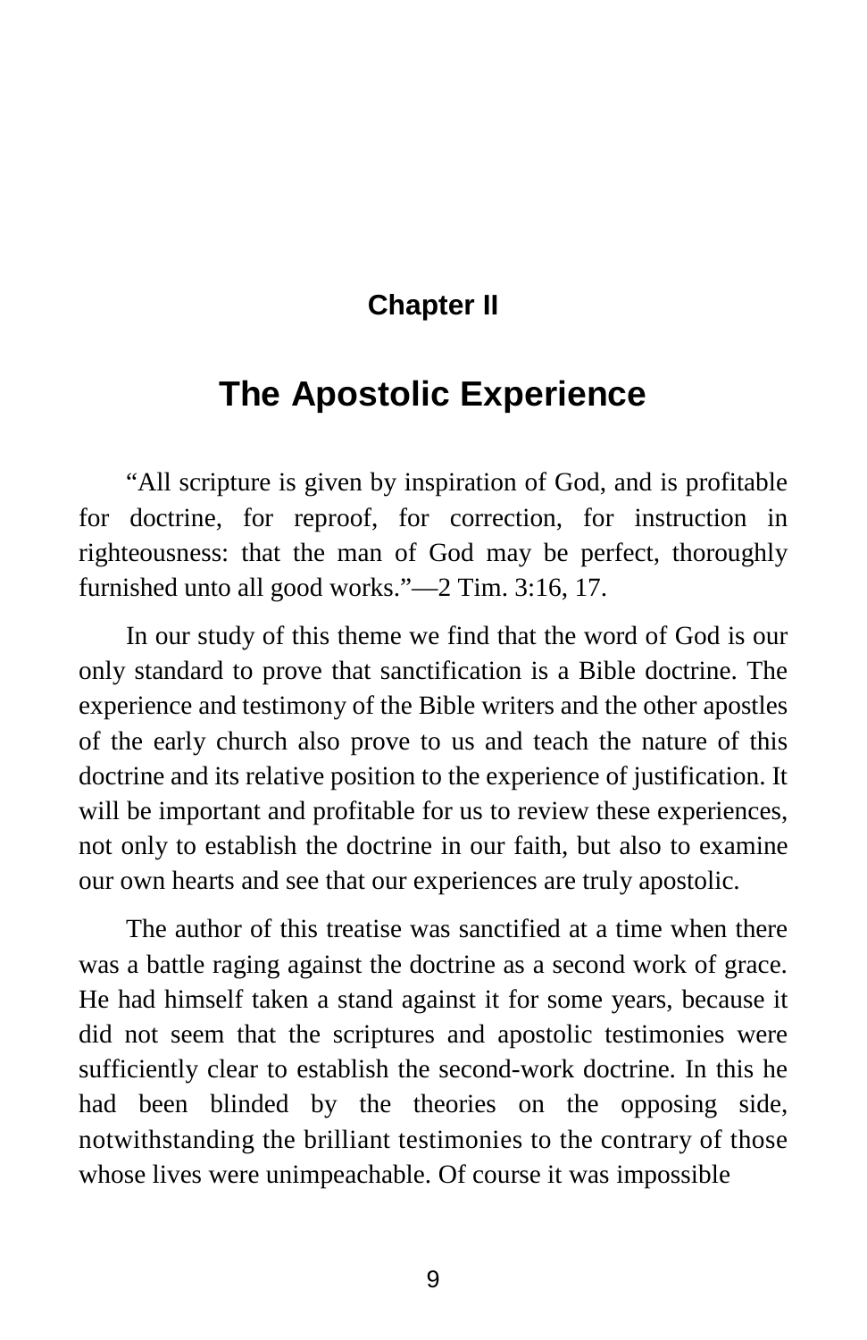## Chapter II

# The Apostolic Experience

"All scripture is given by inspiration of God, and is profitable for doctrine, for reproof, for correction, for instruction in righteousness: that the man of God may be perfect, thoroughly furnished unto all good works."—2 Tim. 3:16, 17.

In our study of this theme we find that the word of God is our only standard to prove that sanctification is a Bible doctrine. The experience and testimony of the Bible writers and the other apostles of the early church also prove to us and teach the nature of this doctrine and its relative position to the experience of justification. It will be important and profitable for us to review these experiences, not only to establish the doctrine in our faith, but also to examine our own hearts and see that our experiences are truly apostolic.

The author of this treatise was sanctified at a time when there was a battle raging against the doctrine as a second work of grace. He had himself taken a stand against it for some years, because it did not seem that the scriptures and apostolic testimonies were sufficiently clear to establish the second-work doctrine. In this he had been blinded by the theories on the opposing side, notwithstanding the brilliant testimonies to the contrary of those whose lives were unimpeachable. Of course it was impossible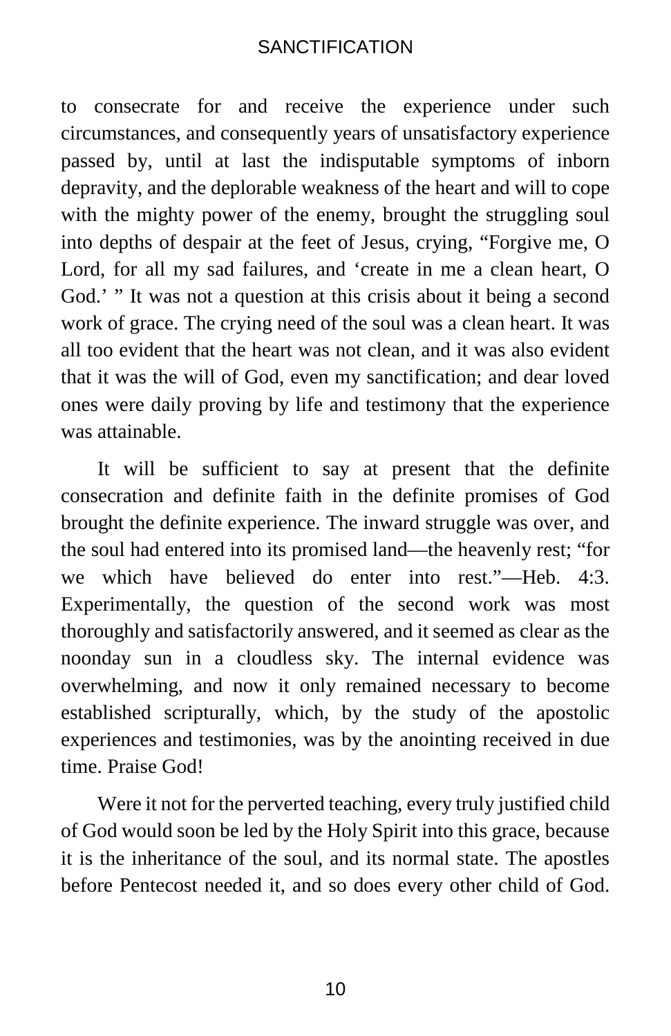to consecrate for and receive the experience under such circumstances, and consequently years of unsatisfactory experience passed by, until at last the indisputable symptoms of inborn depravity, and the deplorable weakness of the heart and will to cope with the mighty power of the enemy, brought the struggling soul into depths of despair at the feet of Jesus, crying, "Forgive me, O Lord, for all my sad failures, and 'create in me a clean heart, O God.' " It was not a question at this crisis about it being a second work of grace. The crying need of the soul was a clean heart. It was all too evident that the heart was not clean, and it was also evident that it was the will of God, even my sanctification; and dear loved ones were daily proving by life and testimony that the experience was attainable.

It will be sufficient to say at present that the definite consecration and definite faith in the definite promises of God brought the definite experience. The inward struggle was over, and the soul had entered into its promised land—the heavenly rest; "for we which have believed do enter into rest."—Heb. 4:3. Experimentally, the question of the second work was most thoroughly and satisfactorily answered, and it seemed as clear as the noonday sun in a cloudless sky. The internal evidence was overwhelming, and now it only remained necessary to become established scripturally, which, by the study of the apostolic experiences and testimonies, was by the anointing received in due time. Praise God!

Were it not for the perverted teaching, every truly justified child of God would soon be led by the Holy Spirit into this grace, because it is the inheritance of the soul, and its normal state. The apostles before Pentecost needed it, and so does every other child of God.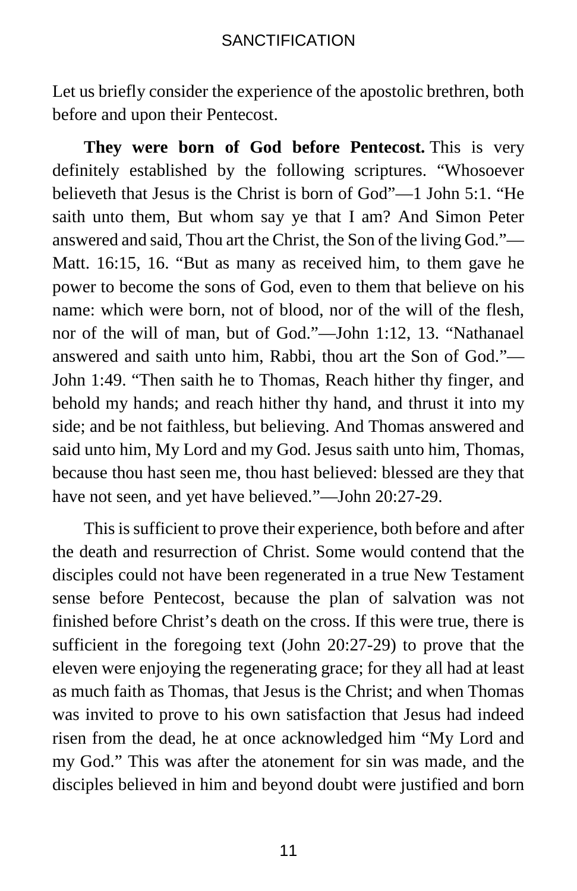Let us briefly consider the experience of the apostolic brethren, both before and upon their Pentecost.

**They were born of God before Pentecost.** This is very definitely established by the following scriptures. "Whosoever believeth that Jesus is the Christ is born of God"—1 John 5:1. "He saith unto them, But whom say ye that I am? And Simon Peter answered and said, Thou art the Christ, the Son of the living God."—Matt. 16:15, 16. "But as many as received him, to them gave he power to become the sons of God, even to them that believe on his name: which were born, not of blood, nor of the will of the flesh, nor of the will of man, but of God."—John 1:12, 13. "Nathanael answered and saith unto him, Rabbi, thou art the Son of God."—John 1:49. "Then saith he to Thomas, Reach hither thy finger, and behold my hands; and reach hither thy hand, and thrust it into my side; and be not faithless, but believing. And Thomas answered and said unto him, My Lord and my God. Jesus saith unto him, Thomas, because thou hast seen me, thou hast believed: blessed are they that have not seen, and yet have believed."—John 20:27-29.

This is sufficient to prove their experience, both before and after the death and resurrection of Christ. Some would contend that the disciples could not have been regenerated in a true New Testament sense before Pentecost, because the plan of salvation was not finished before Christ's death on the cross. If this were true, there is sufficient in the foregoing text (John 20:27-29) to prove that the eleven were enjoying the regenerating grace; for they all had at least as much faith as Thomas, that Jesus is the Christ; and when Thomas was invited to prove to his own satisfaction that Jesus had indeed risen from the dead, he at once acknowledged him "My Lord and my God." This was after the atonement for sin was made, and the disciples believed in him and beyond doubt were justified and born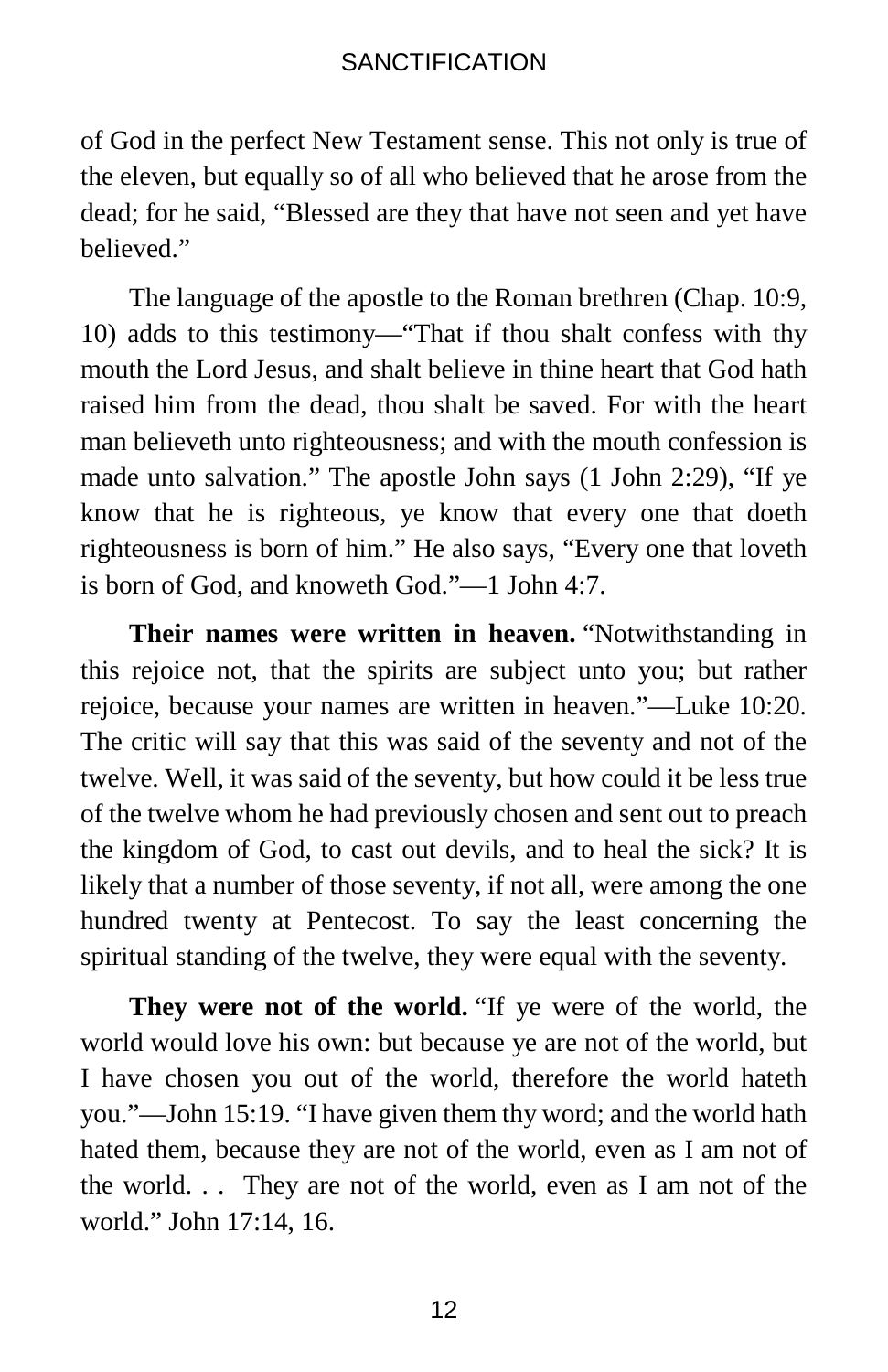of God in the perfect New Testament sense. This not only is true of the eleven, but equally so of all who believed that he arose from the dead; for he said, "Blessed are they that have not seen and yet have believed."

The language of the apostle to the Roman brethren (Chap. 10:9, 10) adds to this testimony—"That if thou shalt confess with thy mouth the Lord Jesus, and shalt believe in thine heart that God hath raised him from the dead, thou shalt be saved. For with the heart man believeth unto righteousness; and with the mouth confession is made unto salvation." The apostle John says (1 John 2:29), "If ye know that he is righteous, ye know that every one that doeth righteousness is born of him." He also says, "Every one that loveth is born of God, and knoweth God."—1 John 4:7.

**Their names were written in heaven.** "Notwithstanding in this rejoice not, that the spirits are subject unto you; but rather rejoice, because your names are written in heaven."—Luke 10:20. The critic will say that this was said of the seventy and not of the twelve. Well, it was said of the seventy, but how could it be less true of the twelve whom he had previously chosen and sent out to preach the kingdom of God, to cast out devils, and to heal the sick? It is likely that a number of those seventy, if not all, were among the one hundred twenty at Pentecost. To say the least concerning the spiritual standing of the twelve, they were equal with the seventy.

**They were not of the world.** "If ye were of the world, the world would love his own: but because ye are not of the world, but I have chosen you out of the world, therefore the world hateth you."—John 15:19. "I have given them thy word; and the world hath hated them, because they are not of the world, even as I am not of the world. . . They are not of the world, even as I am not of the world." John 17:14, 16.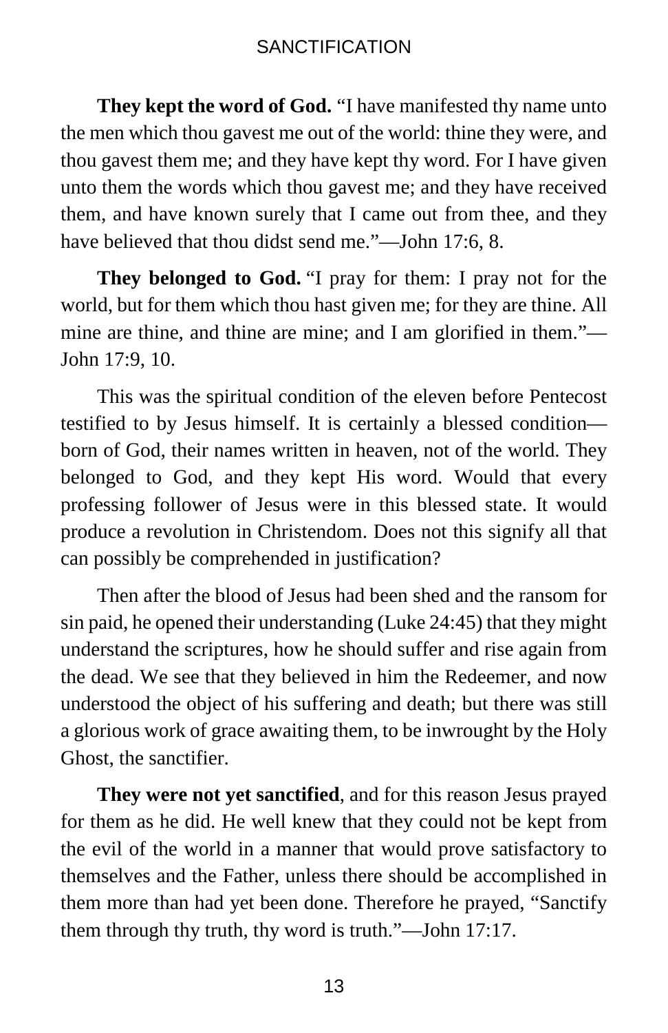**They kept the word of God.** "I have manifested thy name unto the men which thou gavest me out of the world: thine they were, and thou gavest them me; and they have kept thy word. For I have given unto them the words which thou gavest me; and they have received them, and have known surely that I came out from thee, and they have believed that thou didst send me."—John 17:6, 8.

**They belonged to God.** "I pray for them: I pray not for the world, but for them which thou hast given me; for they are thine. All mine are thine, and thine are mine; and I am glorified in them."—John 17:9, 10.

This was the spiritual condition of the eleven before Pentecost testified to by Jesus himself. It is certainly a blessed condition—born of God, their names written in heaven, not of the world. They belonged to God, and they kept His word. Would that every professing follower of Jesus were in this blessed state. It would produce a revolution in Christendom. Does not this signify all that can possibly be comprehended in justification?

Then after the blood of Jesus had been shed and the ransom for sin paid, he opened their understanding (Luke 24:45) that they might understand the scriptures, how he should suffer and rise again from the dead. We see that they believed in him the Redeemer, and now understood the object of his suffering and death; but there was still a glorious work of grace awaiting them, to be inwrought by the Holy Ghost, the sanctifier.

**They were not yet sanctified**, and for this reason Jesus prayed for them as he did. He well knew that they could not be kept from the evil of the world in a manner that would prove satisfactory to themselves and the Father, unless there should be accomplished in them more than had yet been done. Therefore he prayed, "Sanctify them through thy truth, thy word is truth."—John 17:17.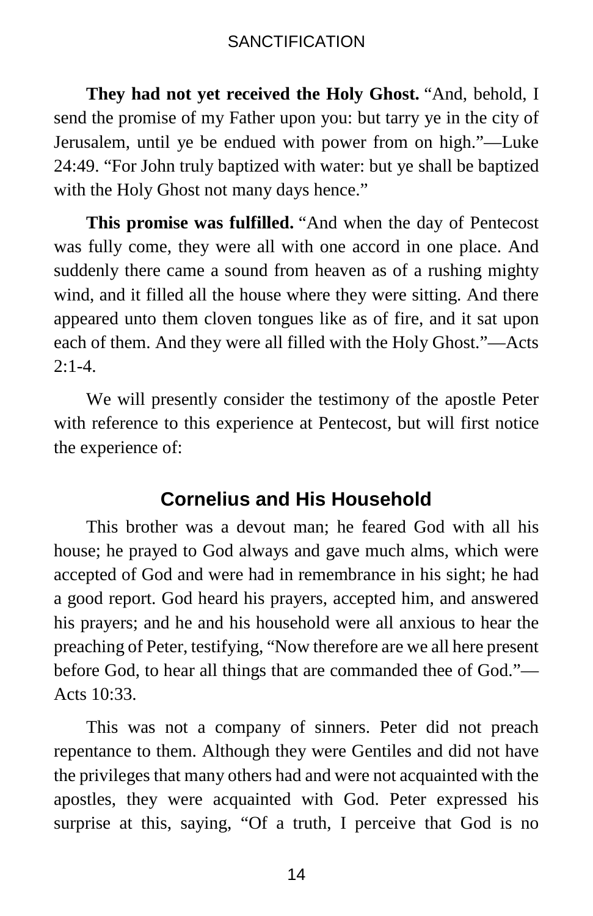**They had not yet received the Holy Ghost.** "And, behold, I send the promise of my Father upon you: but tarry ye in the city of Jerusalem, until ye be endued with power from on high."—Luke 24:49. "For John truly baptized with water: but ye shall be baptized with the Holy Ghost not many days hence."

**This promise was fulfilled.** "And when the day of Pentecost was fully come, they were all with one accord in one place. And suddenly there came a sound from heaven as of a rushing mighty wind, and it filled all the house where they were sitting. And there appeared unto them cloven tongues like as of fire, and it sat upon each of them. And they were all filled with the Holy Ghost."—Acts 2:1-4.

We will presently consider the testimony of the apostle Peter with reference to this experience at Pentecost, but will first notice the experience of:

## Cornelius and His Household

This brother was a devout man; he feared God with all his house; he prayed to God always and gave much alms, which were accepted of God and were had in remembrance in his sight; he had a good report. God heard his prayers, accepted him, and answered his prayers; and he and his household were all anxious to hear the preaching of Peter, testifying, "Now therefore are we all here present before God, to hear all things that are commanded thee of God."—Acts 10:33.

This was not a company of sinners. Peter did not preach repentance to them. Although they were Gentiles and did not have the privileges that many others had and were not acquainted with the apostles, they were acquainted with God. Peter expressed his surprise at this, saying, "Of a truth, I perceive that God is no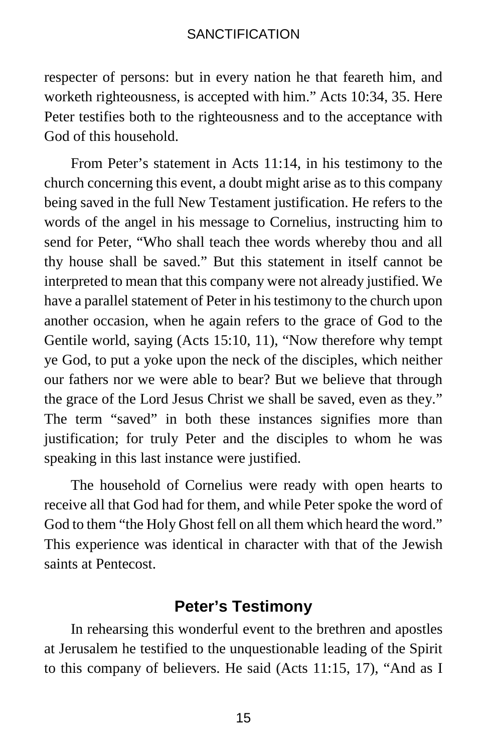respecter of persons: but in every nation he that feareth him, and worketh righteousness, is accepted with him." Acts 10:34, 35. Here Peter testifies both to the righteousness and to the acceptance with God of this household.

From Peter's statement in Acts 11:14, in his testimony to the church concerning this event, a doubt might arise as to this company being saved in the full New Testament justification. He refers to the words of the angel in his message to Cornelius, instructing him to send for Peter, "Who shall teach thee words whereby thou and all thy house shall be saved." But this statement in itself cannot be interpreted to mean that this company were not already justified. We have a parallel statement of Peter in his testimony to the church upon another occasion, when he again refers to the grace of God to the Gentile world, saying (Acts 15:10, 11), "Now therefore why tempt ye God, to put a yoke upon the neck of the disciples, which neither our fathers nor we were able to bear? But we believe that through the grace of the Lord Jesus Christ we shall be saved, even as they." The term "saved" in both these instances signifies more than justification; for truly Peter and the disciples to whom he was speaking in this last instance were justified.

The household of Cornelius were ready with open hearts to receive all that God had for them, and while Peter spoke the word of God to them "the Holy Ghost fell on all them which heard the word." This experience was identical in character with that of the Jewish saints at Pentecost.

## Peter's Testimony

In rehearsing this wonderful event to the brethren and apostles at Jerusalem he testified to the unquestionable leading of the Spirit to this company of believers. He said (Acts 11:15, 17), "And as I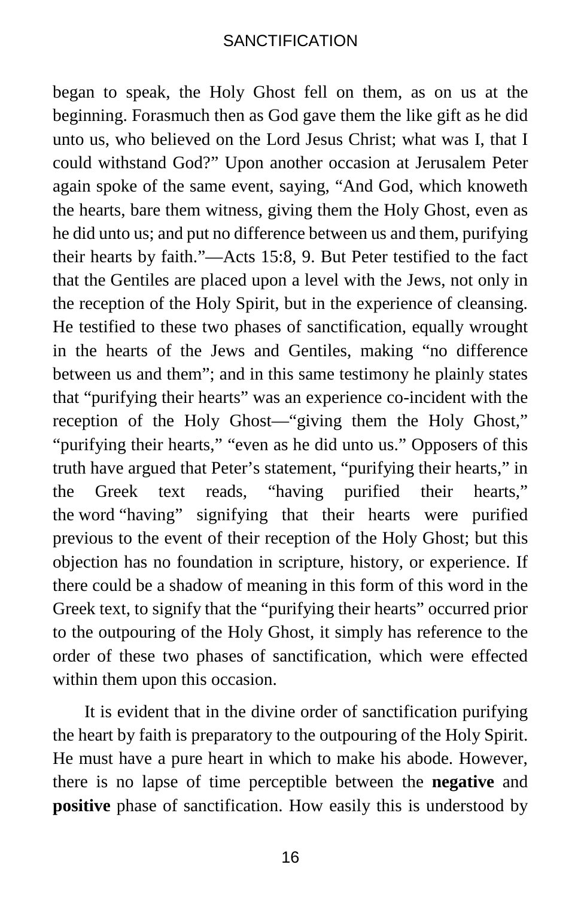began to speak, the Holy Ghost fell on them, as on us at the beginning. Forasmuch then as God gave them the like gift as he did unto us, who believed on the Lord Jesus Christ; what was I, that I could withstand God?" Upon another occasion at Jerusalem Peter again spoke of the same event, saying, "And God, which knoweth the hearts, bare them witness, giving them the Holy Ghost, even as he did unto us; and put no difference between us and them, purifying their hearts by faith."—Acts 15:8, 9. But Peter testified to the fact that the Gentiles are placed upon a level with the Jews, not only in the reception of the Holy Spirit, but in the experience of cleansing. He testified to these two phases of sanctification, equally wrought in the hearts of the Jews and Gentiles, making "no difference between us and them"; and in this same testimony he plainly states that "purifying their hearts" was an experience co-incident with the reception of the Holy Ghost—"giving them the Holy Ghost," "purifying their hearts," "even as he did unto us." Opposers of this truth have argued that Peter's statement, "purifying their hearts," in the Greek text reads, "having purified their hearts," the word "having" signifying that their hearts were purified previous to the event of their reception of the Holy Ghost; but this objection has no foundation in scripture, history, or experience. If there could be a shadow of meaning in this form of this word in the Greek text, to signify that the "purifying their hearts" occurred prior to the outpouring of the Holy Ghost, it simply has reference to the order of these two phases of sanctification, which were effected within them upon this occasion.

It is evident that in the divine order of sanctification purifying the heart by faith is preparatory to the outpouring of the Holy Spirit. He must have a pure heart in which to make his abode. However, there is no lapse of time perceptible between the **negative** and **positive** phase of sanctification. How easily this is understood by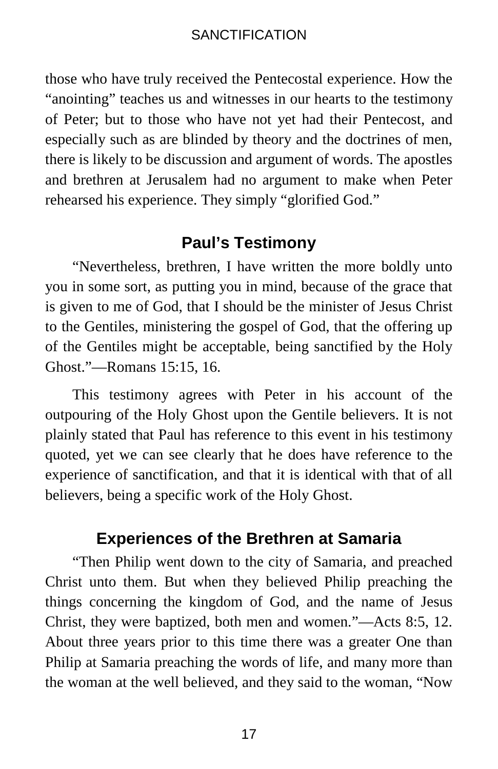those who have truly received the Pentecostal experience. How the "anointing" teaches us and witnesses in our hearts to the testimony of Peter; but to those who have not yet had their Pentecost, and especially such as are blinded by theory and the doctrines of men, there is likely to be discussion and argument of words. The apostles and brethren at Jerusalem had no argument to make when Peter rehearsed his experience. They simply "glorified God."

## Paul's Testimony

"Nevertheless, brethren, I have written the more boldly unto you in some sort, as putting you in mind, because of the grace that is given to me of God, that I should be the minister of Jesus Christ to the Gentiles, ministering the gospel of God, that the offering up of the Gentiles might be acceptable, being sanctified by the Holy Ghost."—Romans 15:15, 16.

This testimony agrees with Peter in his account of the outpouring of the Holy Ghost upon the Gentile believers. It is not plainly stated that Paul has reference to this event in his testimony quoted, yet we can see clearly that he does have reference to the experience of sanctification, and that it is identical with that of all believers, being a specific work of the Holy Ghost.

## Experiences of the Brethren at Samaria

"Then Philip went down to the city of Samaria, and preached Christ unto them. But when they believed Philip preaching the things concerning the kingdom of God, and the name of Jesus Christ, they were baptized, both men and women."—Acts 8:5, 12. About three years prior to this time there was a greater One than Philip at Samaria preaching the words of life, and many more than the woman at the well believed, and they said to the woman, "Now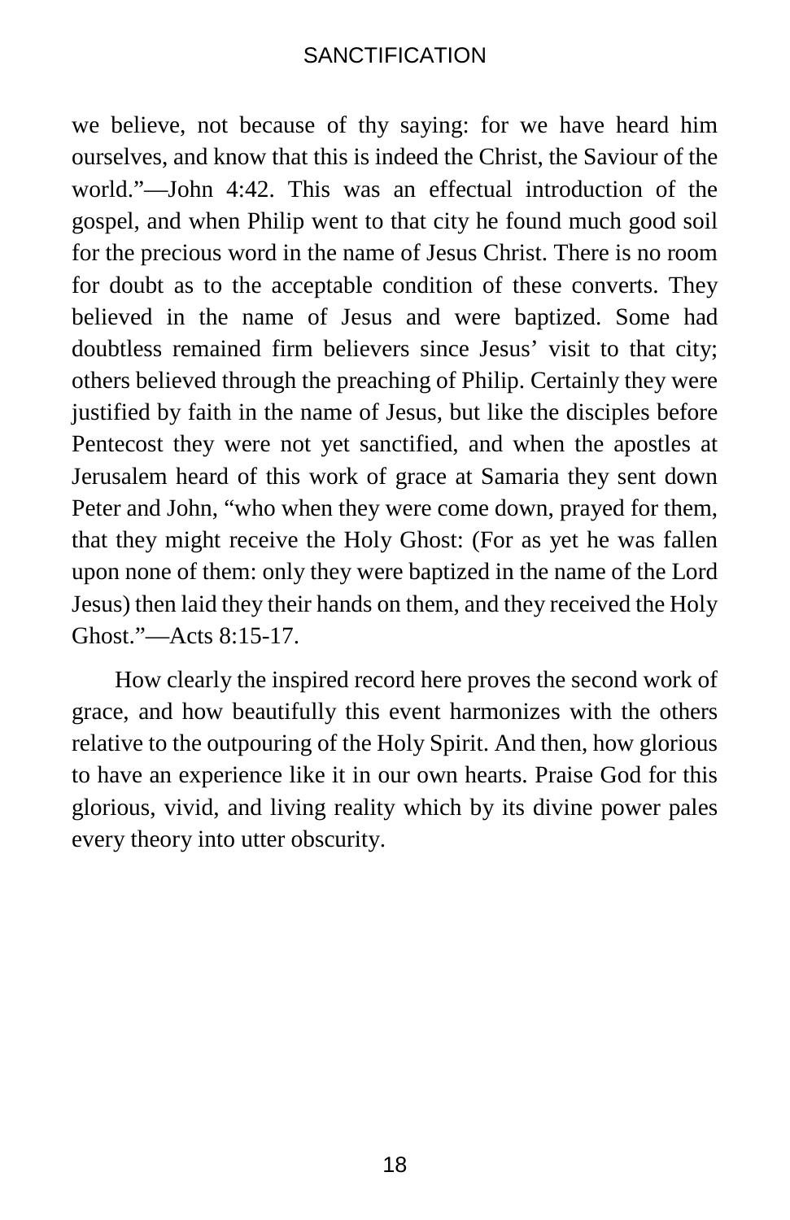we believe, not because of thy saying: for we have heard him ourselves, and know that this is indeed the Christ, the Saviour of the world."—John 4:42. This was an effectual introduction of the gospel, and when Philip went to that city he found much good soil for the precious word in the name of Jesus Christ. There is no room for doubt as to the acceptable condition of these converts. They believed in the name of Jesus and were baptized. Some had doubtless remained firm believers since Jesus' visit to that city; others believed through the preaching of Philip. Certainly they were justified by faith in the name of Jesus, but like the disciples before Pentecost they were not yet sanctified, and when the apostles at Jerusalem heard of this work of grace at Samaria they sent down Peter and John, "who when they were come down, prayed for them, that they might receive the Holy Ghost: (For as yet he was fallen upon none of them: only they were baptized in the name of the Lord Jesus) then laid they their hands on them, and they received the Holy Ghost."—Acts 8:15-17.

How clearly the inspired record here proves the second work of grace, and how beautifully this event harmonizes with the others relative to the outpouring of the Holy Spirit. And then, how glorious to have an experience like it in our own hearts. Praise God for this glorious, vivid, and living reality which by its divine power pales every theory into utter obscurity.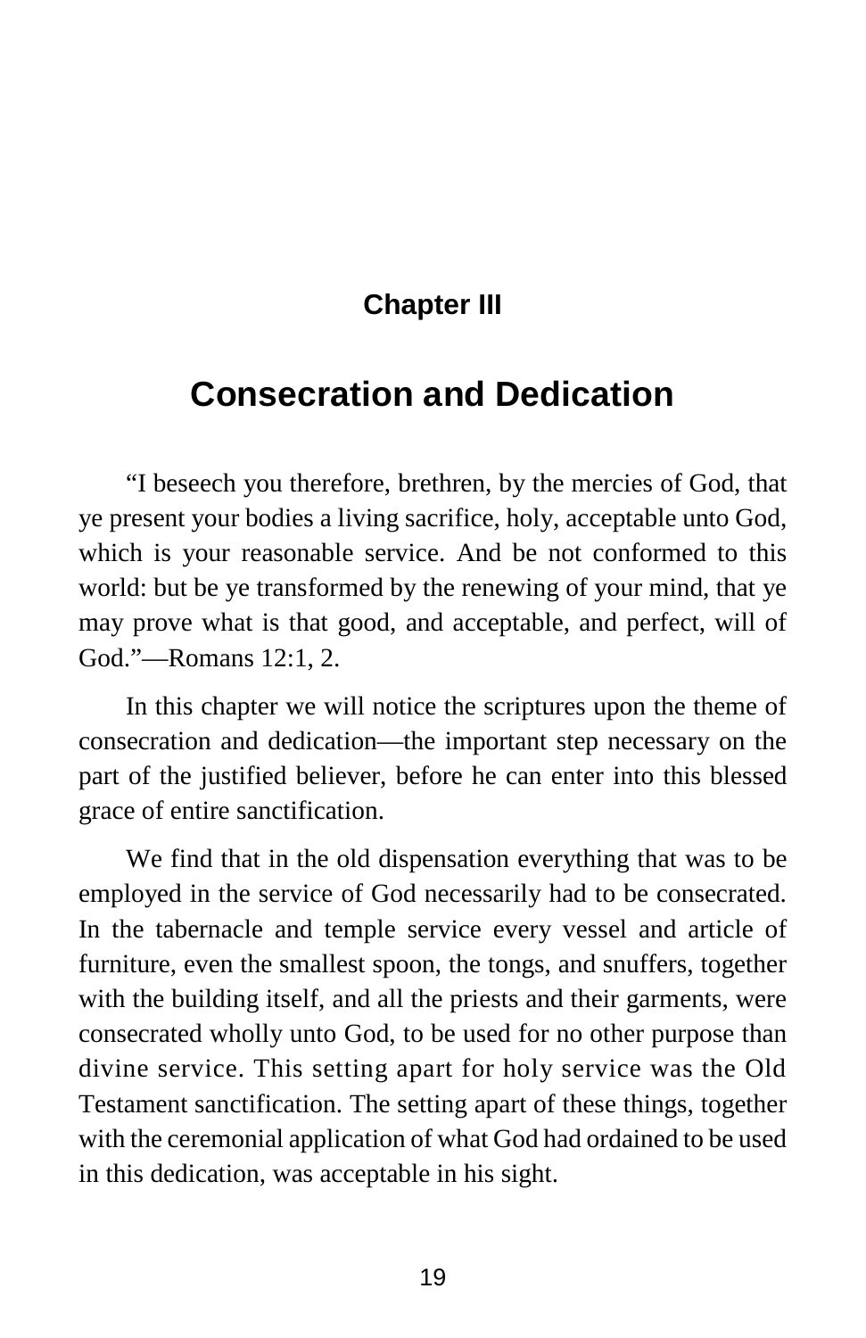## Chapter III

# Consecration and Dedication

"I beseech you therefore, brethren, by the mercies of God, that ye present your bodies a living sacrifice, holy, acceptable unto God, which is your reasonable service. And be not conformed to this world: but be ye transformed by the renewing of your mind, that ye may prove what is that good, and acceptable, and perfect, will of God."—Romans 12:1, 2.

In this chapter we will notice the scriptures upon the theme of consecration and dedication—the important step necessary on the part of the justified believer, before he can enter into this blessed grace of entire sanctification.

We find that in the old dispensation everything that was to be employed in the service of God necessarily had to be consecrated. In the tabernacle and temple service every vessel and article of furniture, even the smallest spoon, the tongs, and snuffers, together with the building itself, and all the priests and their garments, were consecrated wholly unto God, to be used for no other purpose than divine service. This setting apart for holy service was the Old Testament sanctification. The setting apart of these things, together with the ceremonial application of what God had ordained to be used in this dedication, was acceptable in his sight.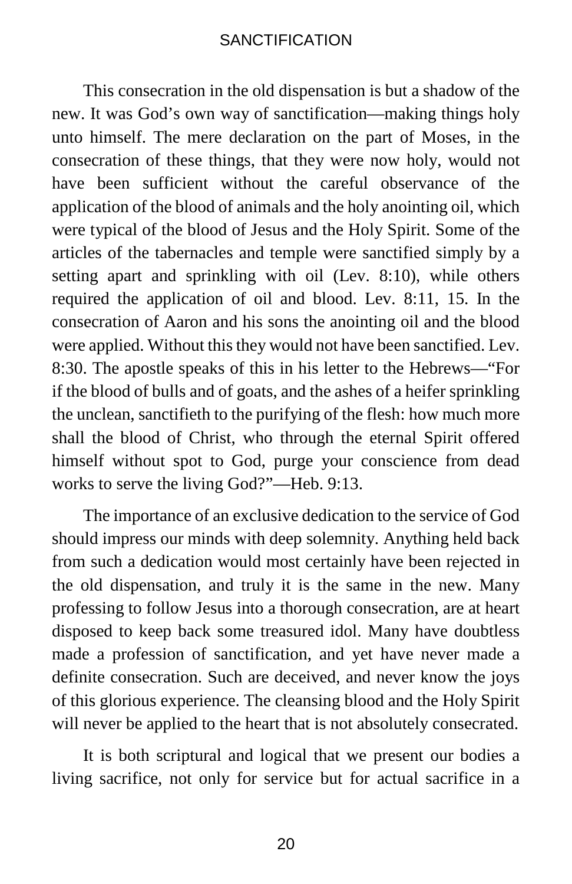This consecration in the old dispensation is but a shadow of the new. It was God's own way of sanctification—making things holy unto himself. The mere declaration on the part of Moses, in the consecration of these things, that they were now holy, would not have been sufficient without the careful observance of the application of the blood of animals and the holy anointing oil, which were typical of the blood of Jesus and the Holy Spirit. Some of the articles of the tabernacles and temple were sanctified simply by a setting apart and sprinkling with oil (Lev. 8:10), while others required the application of oil and blood. Lev. 8:11, 15. In the consecration of Aaron and his sons the anointing oil and the blood were applied. Without this they would not have been sanctified. Lev. 8:30. The apostle speaks of this in his letter to the Hebrews—"For if the blood of bulls and of goats, and the ashes of a heifer sprinkling the unclean, sanctifieth to the purifying of the flesh: how much more shall the blood of Christ, who through the eternal Spirit offered himself without spot to God, purge your conscience from dead works to serve the living God?"—Heb. 9:13.

The importance of an exclusive dedication to the service of God should impress our minds with deep solemnity. Anything held back from such a dedication would most certainly have been rejected in the old dispensation, and truly it is the same in the new. Many professing to follow Jesus into a thorough consecration, are at heart disposed to keep back some treasured idol. Many have doubtless made a profession of sanctification, and yet have never made a definite consecration. Such are deceived, and never know the joys of this glorious experience. The cleansing blood and the Holy Spirit will never be applied to the heart that is not absolutely consecrated.

It is both scriptural and logical that we present our bodies a living sacrifice, not only for service but for actual sacrifice in a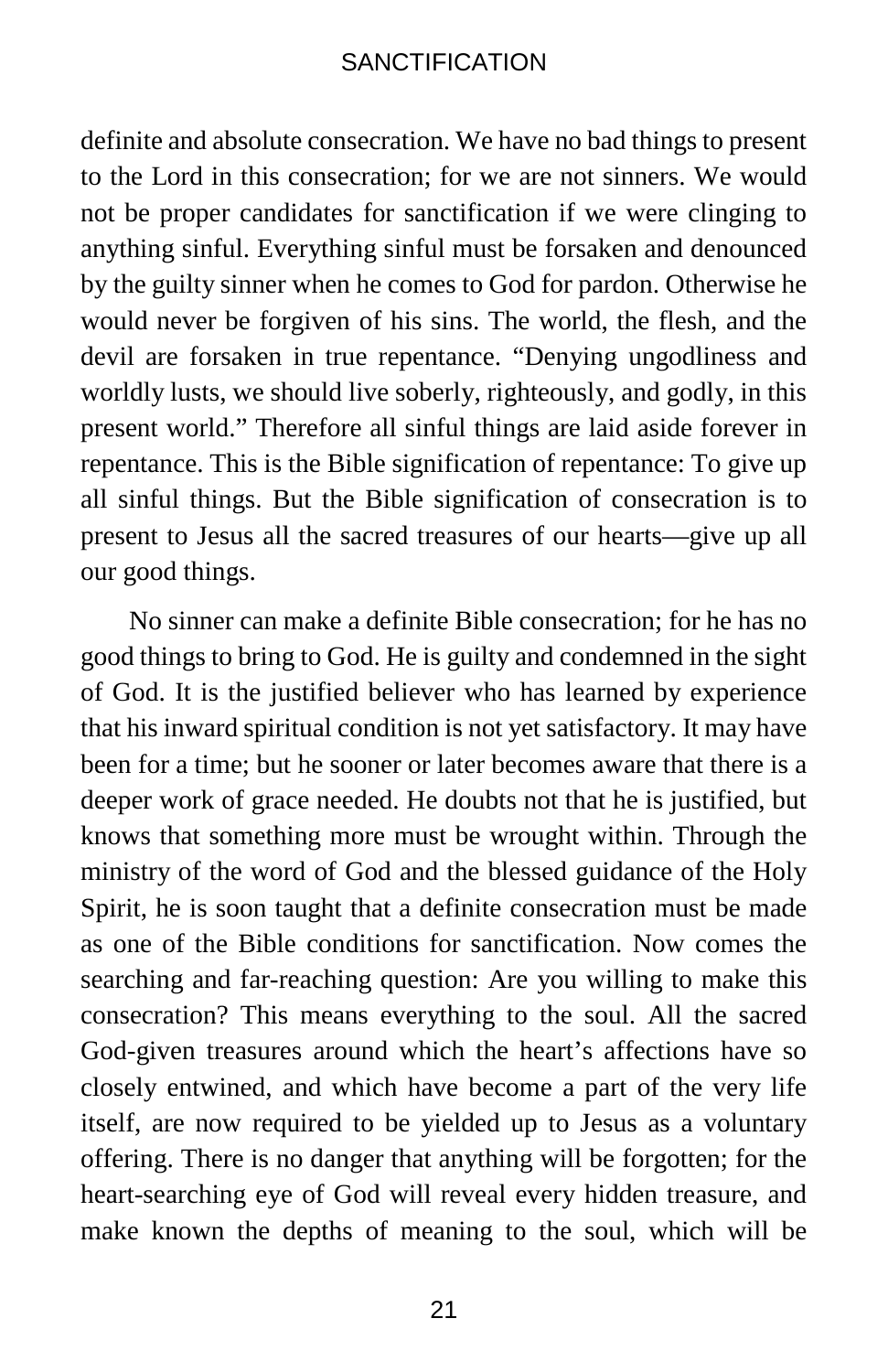definite and absolute consecration. We have no bad things to present to the Lord in this consecration; for we are not sinners. We would not be proper candidates for sanctification if we were clinging to anything sinful. Everything sinful must be forsaken and denounced by the guilty sinner when he comes to God for pardon. Otherwise he would never be forgiven of his sins. The world, the flesh, and the devil are forsaken in true repentance. "Denying ungodliness and worldly lusts, we should live soberly, righteously, and godly, in this present world." Therefore all sinful things are laid aside forever in repentance. This is the Bible signification of repentance: To give up all sinful things. But the Bible signification of consecration is to present to Jesus all the sacred treasures of our hearts—give up all our good things.

No sinner can make a definite Bible consecration; for he has no good things to bring to God. He is guilty and condemned in the sight of God. It is the justified believer who has learned by experience that his inward spiritual condition is not yet satisfactory. It may have been for a time; but he sooner or later becomes aware that there is a deeper work of grace needed. He doubts not that he is justified, but knows that something more must be wrought within. Through the ministry of the word of God and the blessed guidance of the Holy Spirit, he is soon taught that a definite consecration must be made as one of the Bible conditions for sanctification. Now comes the searching and far-reaching question: Are you willing to make this consecration? This means everything to the soul. All the sacred God-given treasures around which the heart's affections have so closely entwined, and which have become a part of the very life itself, are now required to be yielded up to Jesus as a voluntary offering. There is no danger that anything will be forgotten; for the heart-searching eye of God will reveal every hidden treasure, and make known the depths of meaning to the soul, which will be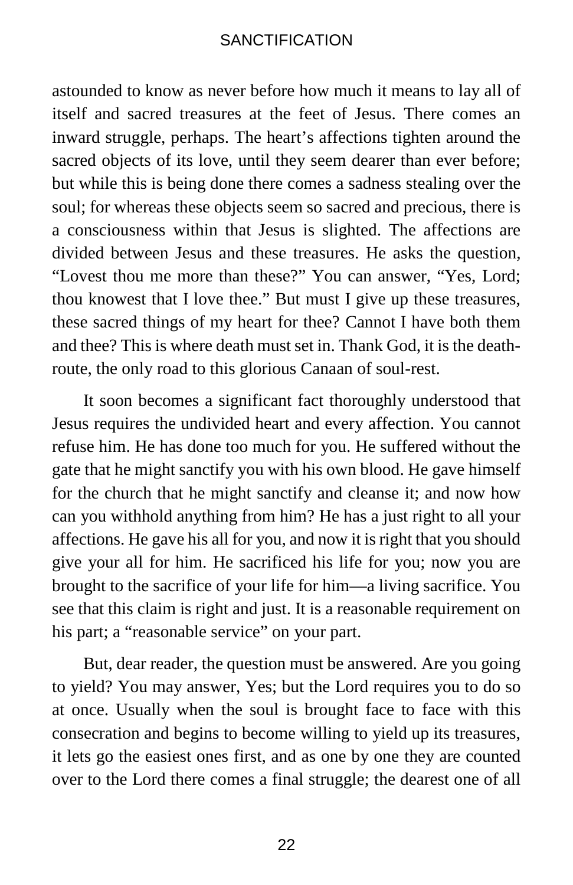astounded to know as never before how much it means to lay all of itself and sacred treasures at the feet of Jesus. There comes an inward struggle, perhaps. The heart's affections tighten around the sacred objects of its love, until they seem dearer than ever before; but while this is being done there comes a sadness stealing over the soul; for whereas these objects seem so sacred and precious, there is a consciousness within that Jesus is slighted. The affections are divided between Jesus and these treasures. He asks the question, "Lovest thou me more than these?" You can answer, "Yes, Lord; thou knowest that I love thee." But must I give up these treasures, these sacred things of my heart for thee? Cannot I have both them and thee? This is where death must set in. Thank God, it is the death-route, the only road to this glorious Canaan of soul-rest.

It soon becomes a significant fact thoroughly understood that Jesus requires the undivided heart and every affection. You cannot refuse him. He has done too much for you. He suffered without the gate that he might sanctify you with his own blood. He gave himself for the church that he might sanctify and cleanse it; and now how can you withhold anything from him? He has a just right to all your affections. He gave his all for you, and now it is right that you should give your all for him. He sacrificed his life for you; now you are brought to the sacrifice of your life for him—a living sacrifice. You see that this claim is right and just. It is a reasonable requirement on his part; a "reasonable service" on your part.

But, dear reader, the question must be answered. Are you going to yield? You may answer, Yes; but the Lord requires you to do so at once. Usually when the soul is brought face to face with this consecration and begins to become willing to yield up its treasures, it lets go the easiest ones first, and as one by one they are counted over to the Lord there comes a final struggle; the dearest one of all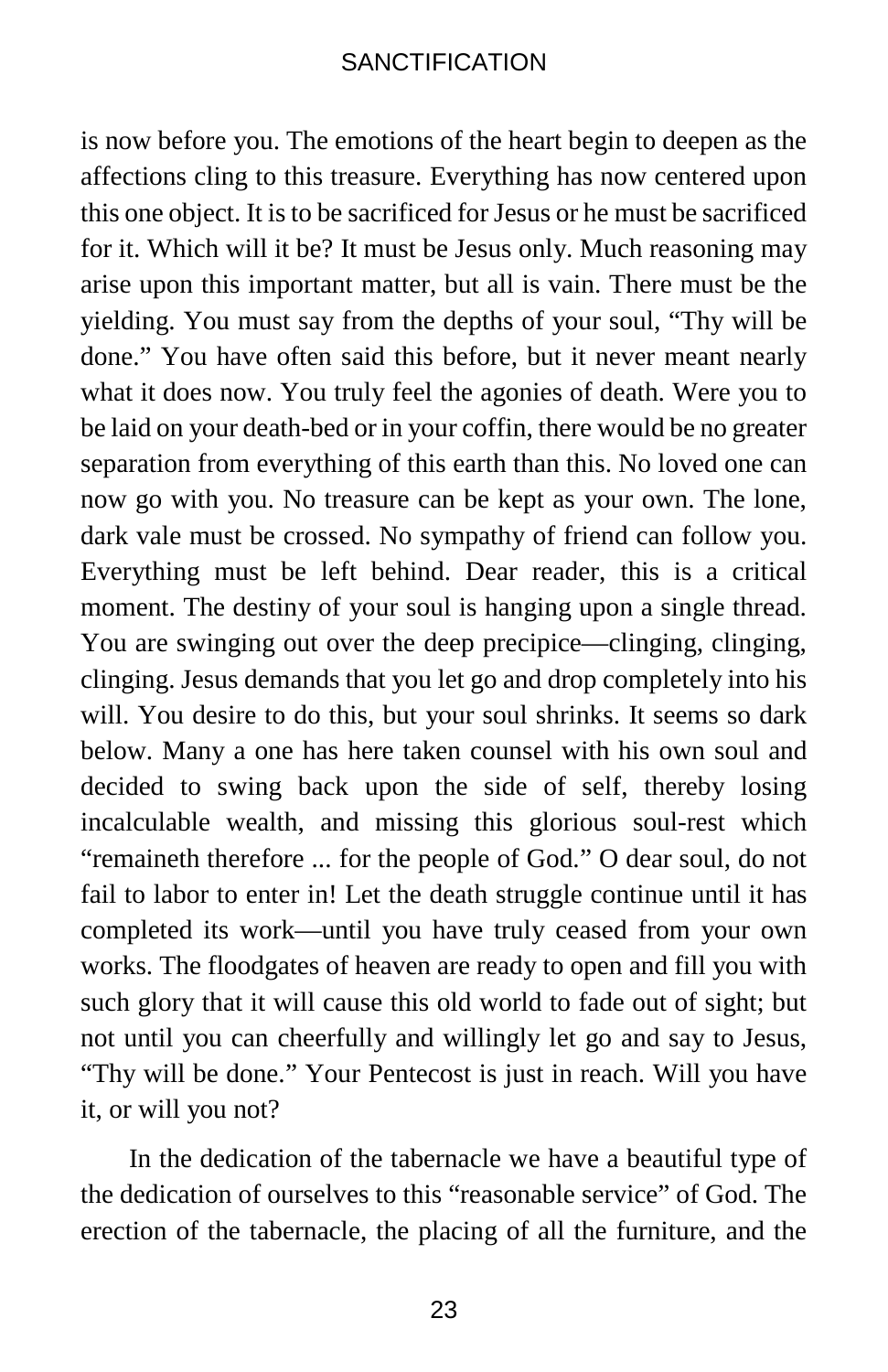is now before you. The emotions of the heart begin to deepen as the affections cling to this treasure. Everything has now centered upon this one object. It is to be sacrificed for Jesus or he must be sacrificed for it. Which will it be? It must be Jesus only. Much reasoning may arise upon this important matter, but all is vain. There must be the yielding. You must say from the depths of your soul, "Thy will be done." You have often said this before, but it never meant nearly what it does now. You truly feel the agonies of death. Were you to be laid on your death-bed or in your coffin, there would be no greater separation from everything of this earth than this. No loved one can now go with you. No treasure can be kept as your own. The lone, dark vale must be crossed. No sympathy of friend can follow you. Everything must be left behind. Dear reader, this is a critical moment. The destiny of your soul is hanging upon a single thread. You are swinging out over the deep precipice—clinging, clinging, clinging. Jesus demands that you let go and drop completely into his will. You desire to do this, but your soul shrinks. It seems so dark below. Many a one has here taken counsel with his own soul and decided to swing back upon the side of self, thereby losing incalculable wealth, and missing this glorious soul-rest which "remaineth therefore ... for the people of God." O dear soul, do not fail to labor to enter in! Let the death struggle continue until it has completed its work—until you have truly ceased from your own works. The floodgates of heaven are ready to open and fill you with such glory that it will cause this old world to fade out of sight; but not until you can cheerfully and willingly let go and say to Jesus, "Thy will be done." Your Pentecost is just in reach. Will you have it, or will you not?

In the dedication of the tabernacle we have a beautiful type of the dedication of ourselves to this "reasonable service" of God. The erection of the tabernacle, the placing of all the furniture, and the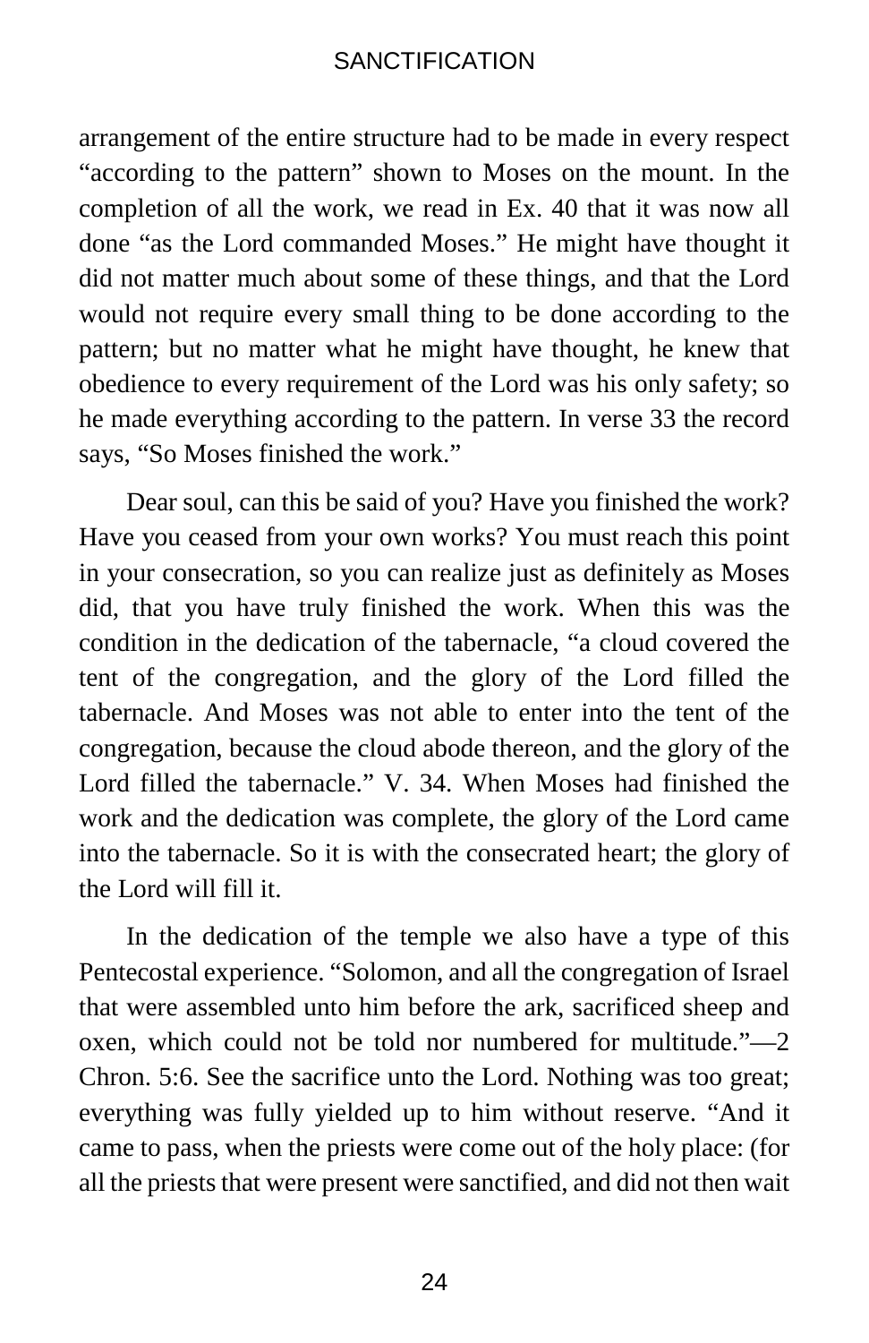arrangement of the entire structure had to be made in every respect "according to the pattern" shown to Moses on the mount. In the completion of all the work, we read in Ex. 40 that it was now all done "as the Lord commanded Moses." He might have thought it did not matter much about some of these things, and that the Lord would not require every small thing to be done according to the pattern; but no matter what he might have thought, he knew that obedience to every requirement of the Lord was his only safety; so he made everything according to the pattern. In verse 33 the record says, "So Moses finished the work."

Dear soul, can this be said of you? Have you finished the work? Have you ceased from your own works? You must reach this point in your consecration, so you can realize just as definitely as Moses did, that you have truly finished the work. When this was the condition in the dedication of the tabernacle, "a cloud covered the tent of the congregation, and the glory of the Lord filled the tabernacle. And Moses was not able to enter into the tent of the congregation, because the cloud abode thereon, and the glory of the Lord filled the tabernacle." V. 34. When Moses had finished the work and the dedication was complete, the glory of the Lord came into the tabernacle. So it is with the consecrated heart; the glory of the Lord will fill it.

In the dedication of the temple we also have a type of this Pentecostal experience. "Solomon, and all the congregation of Israel that were assembled unto him before the ark, sacrificed sheep and oxen, which could not be told nor numbered for multitude."—2 Chron. 5:6. See the sacrifice unto the Lord. Nothing was too great; everything was fully yielded up to him without reserve. "And it came to pass, when the priests were come out of the holy place: (for all the priests that were present were sanctified, and did not then wait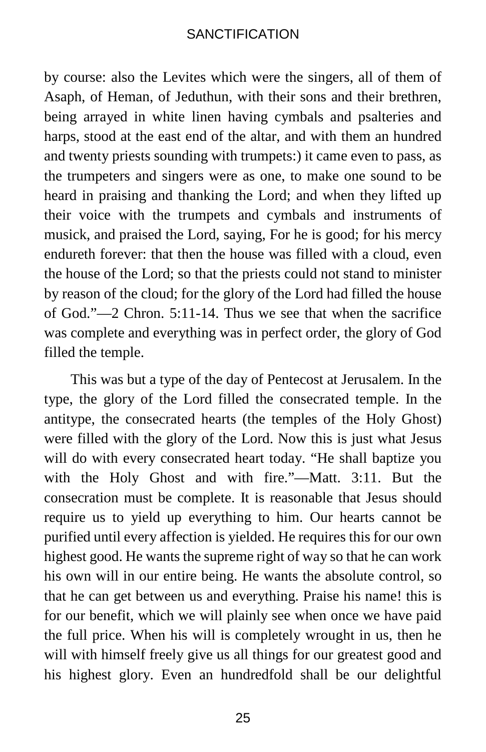by course: also the Levites which were the singers, all of them of Asaph, of Heman, of Jeduthun, with their sons and their brethren, being arrayed in white linen having cymbals and psalteries and harps, stood at the east end of the altar, and with them an hundred and twenty priests sounding with trumpets:) it came even to pass, as the trumpeters and singers were as one, to make one sound to be heard in praising and thanking the Lord; and when they lifted up their voice with the trumpets and cymbals and instruments of musick, and praised the Lord, saying, For he is good; for his mercy endureth forever: that then the house was filled with a cloud, even the house of the Lord; so that the priests could not stand to minister by reason of the cloud; for the glory of the Lord had filled the house of God."—2 Chron. 5:11-14. Thus we see that when the sacrifice was complete and everything was in perfect order, the glory of God filled the temple.

This was but a type of the day of Pentecost at Jerusalem. In the type, the glory of the Lord filled the consecrated temple. In the antitype, the consecrated hearts (the temples of the Holy Ghost) were filled with the glory of the Lord. Now this is just what Jesus will do with every consecrated heart today. "He shall baptize you with the Holy Ghost and with fire."—Matt. 3:11. But the consecration must be complete. It is reasonable that Jesus should require us to yield up everything to him. Our hearts cannot be purified until every affection is yielded. He requires this for our own highest good. He wants the supreme right of way so that he can work his own will in our entire being. He wants the absolute control, so that he can get between us and everything. Praise his name! this is for our benefit, which we will plainly see when once we have paid the full price. When his will is completely wrought in us, then he will with himself freely give us all things for our greatest good and his highest glory. Even an hundredfold shall be our delightful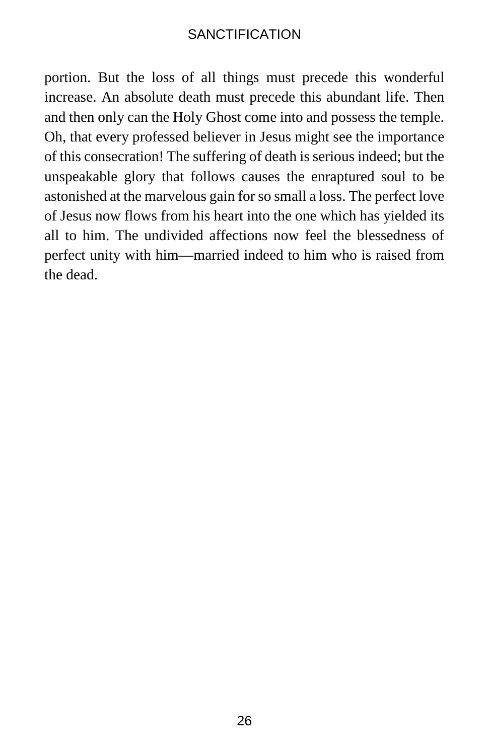portion. But the loss of all things must precede this wonderful increase. An absolute death must precede this abundant life. Then and then only can the Holy Ghost come into and possess the temple. Oh, that every professed believer in Jesus might see the importance of this consecration! The suffering of death is serious indeed; but the unspeakable glory that follows causes the enraptured soul to be astonished at the marvelous gain for so small a loss. The perfect love of Jesus now flows from his heart into the one which has yielded its all to him. The undivided affections now feel the blessedness of perfect unity with him—married indeed to him who is raised from the dead.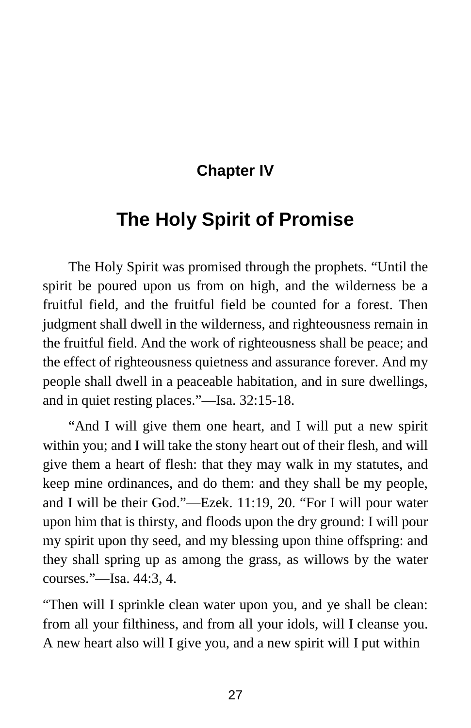## Chapter IV

# The Holy Spirit of Promise

The Holy Spirit was promised through the prophets. “Until the spirit be poured upon us from on high, and the wilderness be a fruitful field, and the fruitful field be counted for a forest. Then judgment shall dwell in the wilderness, and righteousness remain in the fruitful field. And the work of righteousness shall be peace; and the effect of righteousness quietness and assurance forever. And my people shall dwell in a peaceable habitation, and in sure dwellings, and in quiet resting places.”—Isa. 32:15-18.

“And I will give them one heart, and I will put a new spirit within you; and I will take the stony heart out of their flesh, and will give them a heart of flesh: that they may walk in my statutes, and keep mine ordinances, and do them: and they shall be my people, and I will be their God.”—Ezek. 11:19, 20. “For I will pour water upon him that is thirsty, and floods upon the dry ground: I will pour my spirit upon thy seed, and my blessing upon thine offspring: and they shall spring up as among the grass, as willows by the water courses.”—Isa. 44:3, 4.

“Then will I sprinkle clean water upon you, and ye shall be clean: from all your filthiness, and from all your idols, will I cleanse you. A new heart also will I give you, and a new spirit will I put within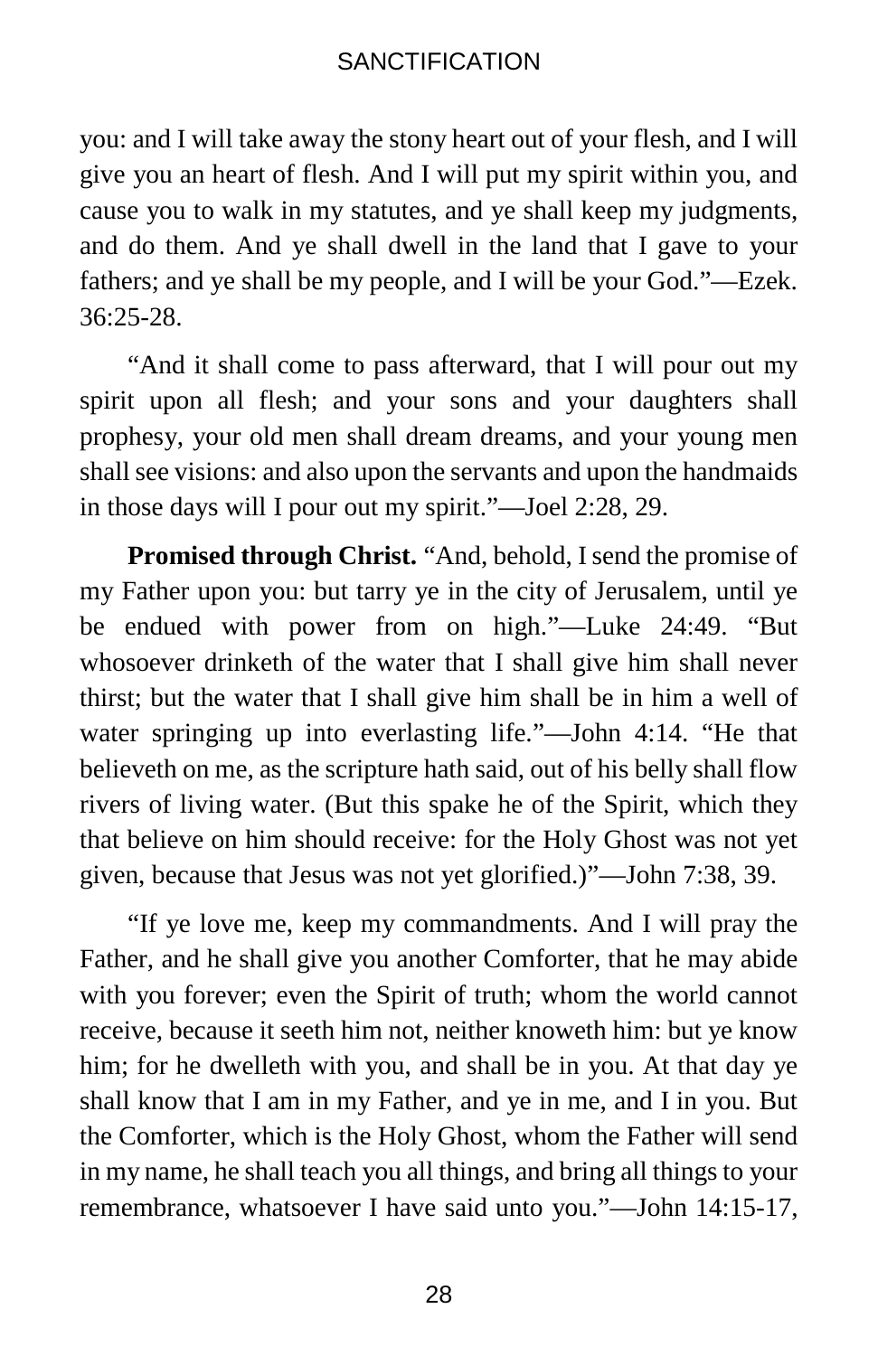you: and I will take away the stony heart out of your flesh, and I will give you an heart of flesh. And I will put my spirit within you, and cause you to walk in my statutes, and ye shall keep my judgments, and do them. And ye shall dwell in the land that I gave to your fathers; and ye shall be my people, and I will be your God."—Ezek. 36:25-28.

"And it shall come to pass afterward, that I will pour out my spirit upon all flesh; and your sons and your daughters shall prophesy, your old men shall dream dreams, and your young men shall see visions: and also upon the servants and upon the handmaids in those days will I pour out my spirit."—Joel 2:28, 29.

**Promised through Christ.** "And, behold, I send the promise of my Father upon you: but tarry ye in the city of Jerusalem, until ye be endued with power from on high."—Luke 24:49. "But whosoever drinketh of the water that I shall give him shall never thirst; but the water that I shall give him shall be in him a well of water springing up into everlasting life."—John 4:14. "He that believeth on me, as the scripture hath said, out of his belly shall flow rivers of living water. (But this spake he of the Spirit, which they that believe on him should receive: for the Holy Ghost was not yet given, because that Jesus was not yet glorified.)"—John 7:38, 39.

"If ye love me, keep my commandments. And I will pray the Father, and he shall give you another Comforter, that he may abide with you forever; even the Spirit of truth; whom the world cannot receive, because it seeth him not, neither knoweth him: but ye know him; for he dwelleth with you, and shall be in you. At that day ye shall know that I am in my Father, and ye in me, and I in you. But the Comforter, which is the Holy Ghost, whom the Father will send in my name, he shall teach you all things, and bring all things to your remembrance, whatsoever I have said unto you."—John 14:15-17,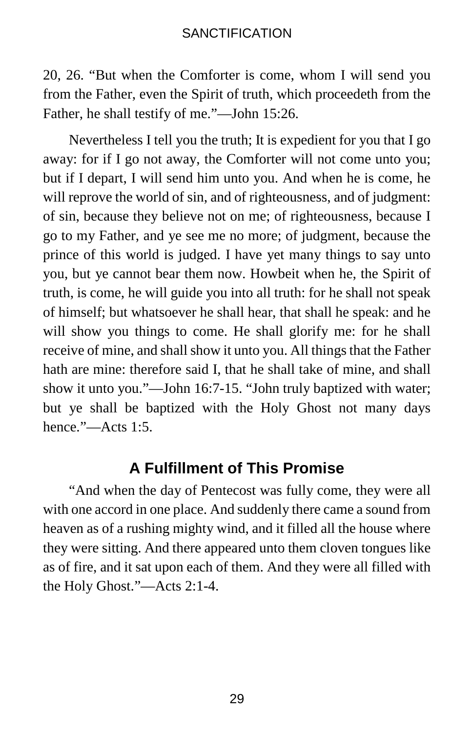20, 26. “But when the Comforter is come, whom I will send you from the Father, even the Spirit of truth, which proceedeth from the Father, he shall testify of me.”—John 15:26.

Nevertheless I tell you the truth; It is expedient for you that I go away: for if I go not away, the Comforter will not come unto you; but if I depart, I will send him unto you. And when he is come, he will reprove the world of sin, and of righteousness, and of judgment: of sin, because they believe not on me; of righteousness, because I go to my Father, and ye see me no more; of judgment, because the prince of this world is judged. I have yet many things to say unto you, but ye cannot bear them now. Howbeit when he, the Spirit of truth, is come, he will guide you into all truth: for he shall not speak of himself; but whatsoever he shall hear, that shall he speak: and he will show you things to come. He shall glorify me: for he shall receive of mine, and shall show it unto you. All things that the Father hath are mine: therefore said I, that he shall take of mine, and shall show it unto you.”—John 16:7-15. “John truly baptized with water; but ye shall be baptized with the Holy Ghost not many days hence.”—Acts 1:5.

## A Fulfillment of This Promise

“And when the day of Pentecost was fully come, they were all with one accord in one place. And suddenly there came a sound from heaven as of a rushing mighty wind, and it filled all the house where they were sitting. And there appeared unto them cloven tongues like as of fire, and it sat upon each of them. And they were all filled with the Holy Ghost.”—Acts 2:1-4.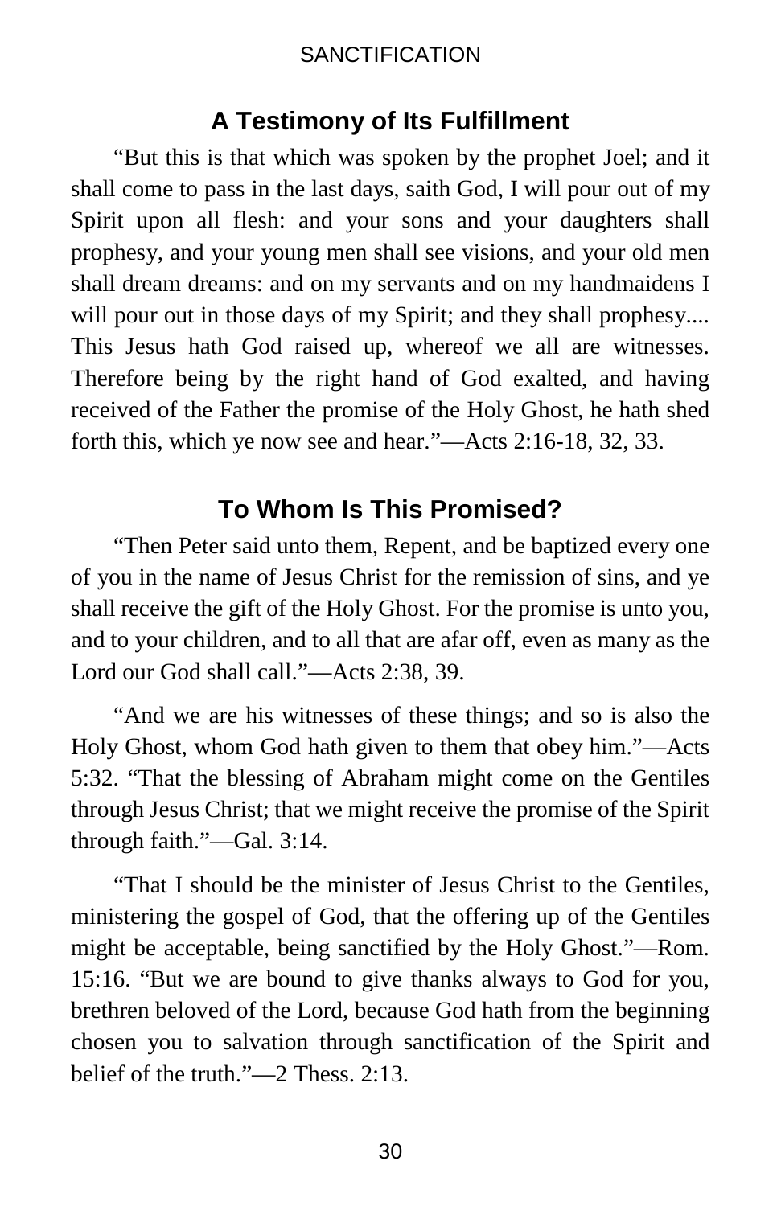## A Testimony of Its Fulfillment

"But this is that which was spoken by the prophet Joel; and it shall come to pass in the last days, saith God, I will pour out of my Spirit upon all flesh: and your sons and your daughters shall prophesy, and your young men shall see visions, and your old men shall dream dreams: and on my servants and on my handmaidens I will pour out in those days of my Spirit; and they shall prophesy.... This Jesus hath God raised up, whereof we all are witnesses. Therefore being by the right hand of God exalted, and having received of the Father the promise of the Holy Ghost, he hath shed forth this, which ye now see and hear."—Acts 2:16-18, 32, 33.

## To Whom Is This Promised?

"Then Peter said unto them, Repent, and be baptized every one of you in the name of Jesus Christ for the remission of sins, and ye shall receive the gift of the Holy Ghost. For the promise is unto you, and to your children, and to all that are afar off, even as many as the Lord our God shall call."—Acts 2:38, 39.

"And we are his witnesses of these things; and so is also the Holy Ghost, whom God hath given to them that obey him."—Acts 5:32. "That the blessing of Abraham might come on the Gentiles through Jesus Christ; that we might receive the promise of the Spirit through faith."—Gal. 3:14.

"That I should be the minister of Jesus Christ to the Gentiles, ministering the gospel of God, that the offering up of the Gentiles might be acceptable, being sanctified by the Holy Ghost."—Rom. 15:16. "But we are bound to give thanks always to God for you, brethren beloved of the Lord, because God hath from the beginning chosen you to salvation through sanctification of the Spirit and belief of the truth."—2 Thess. 2:13.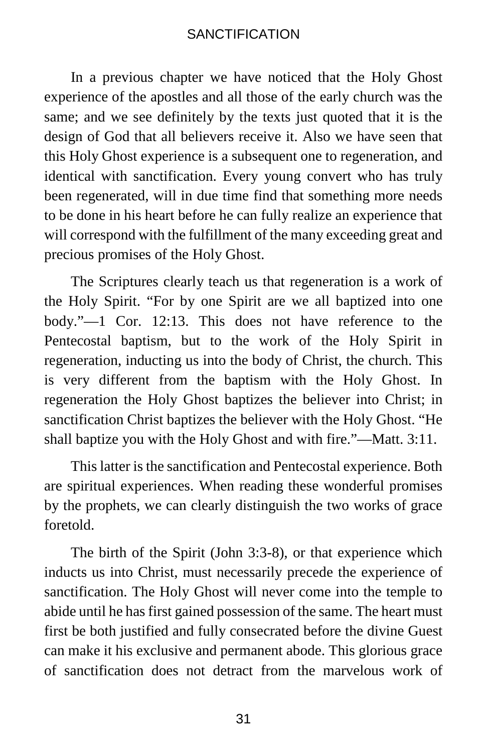In a previous chapter we have noticed that the Holy Ghost experience of the apostles and all those of the early church was the same; and we see definitely by the texts just quoted that it is the design of God that all believers receive it. Also we have seen that this Holy Ghost experience is a subsequent one to regeneration, and identical with sanctification. Every young convert who has truly been regenerated, will in due time find that something more needs to be done in his heart before he can fully realize an experience that will correspond with the fulfillment of the many exceeding great and precious promises of the Holy Ghost.

The Scriptures clearly teach us that regeneration is a work of the Holy Spirit. "For by one Spirit are we all baptized into one body."—1 Cor. 12:13. This does not have reference to the Pentecostal baptism, but to the work of the Holy Spirit in regeneration, inducting us into the body of Christ, the church. This is very different from the baptism with the Holy Ghost. In regeneration the Holy Ghost baptizes the believer into Christ; in sanctification Christ baptizes the believer with the Holy Ghost. "He shall baptize you with the Holy Ghost and with fire."—Matt. 3:11.

This latter is the sanctification and Pentecostal experience. Both are spiritual experiences. When reading these wonderful promises by the prophets, we can clearly distinguish the two works of grace foretold.

The birth of the Spirit (John 3:3-8), or that experience which inducts us into Christ, must necessarily precede the experience of sanctification. The Holy Ghost will never come into the temple to abide until he has first gained possession of the same. The heart must first be both justified and fully consecrated before the divine Guest can make it his exclusive and permanent abode. This glorious grace of sanctification does not detract from the marvelous work of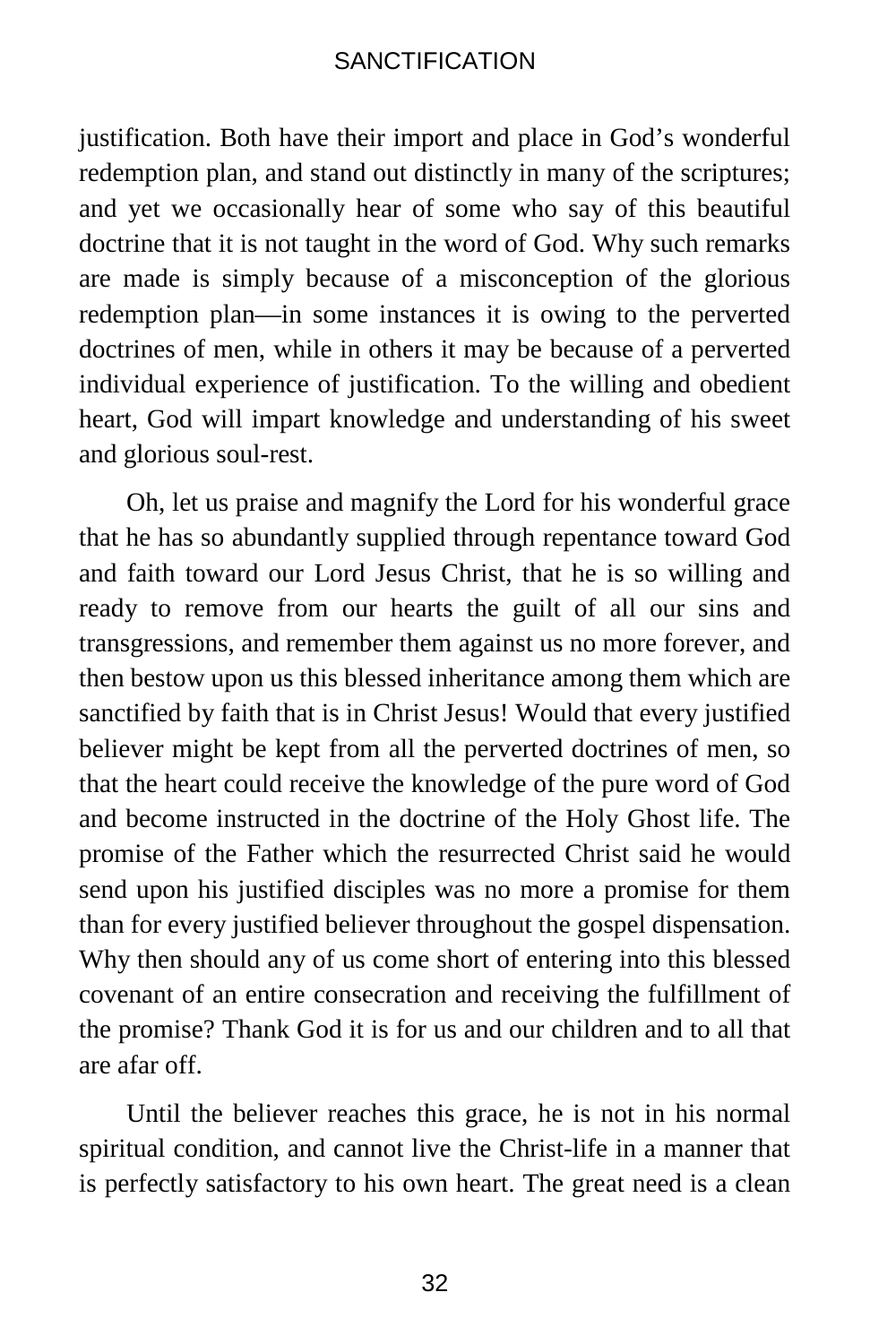justification. Both have their import and place in God's wonderful redemption plan, and stand out distinctly in many of the scriptures; and yet we occasionally hear of some who say of this beautiful doctrine that it is not taught in the word of God. Why such remarks are made is simply because of a misconception of the glorious redemption plan—in some instances it is owing to the perverted doctrines of men, while in others it may be because of a perverted individual experience of justification. To the willing and obedient heart, God will impart knowledge and understanding of his sweet and glorious soul-rest.

Oh, let us praise and magnify the Lord for his wonderful grace that he has so abundantly supplied through repentance toward God and faith toward our Lord Jesus Christ, that he is so willing and ready to remove from our hearts the guilt of all our sins and transgressions, and remember them against us no more forever, and then bestow upon us this blessed inheritance among them which are sanctified by faith that is in Christ Jesus! Would that every justified believer might be kept from all the perverted doctrines of men, so that the heart could receive the knowledge of the pure word of God and become instructed in the doctrine of the Holy Ghost life. The promise of the Father which the resurrected Christ said he would send upon his justified disciples was no more a promise for them than for every justified believer throughout the gospel dispensation. Why then should any of us come short of entering into this blessed covenant of an entire consecration and receiving the fulfillment of the promise? Thank God it is for us and our children and to all that are afar off.

Until the believer reaches this grace, he is not in his normal spiritual condition, and cannot live the Christ-life in a manner that is perfectly satisfactory to his own heart. The great need is a clean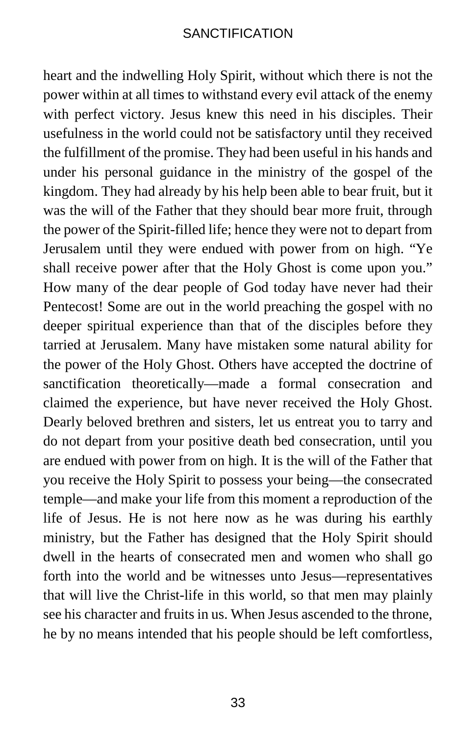heart and the indwelling Holy Spirit, without which there is not the power within at all times to withstand every evil attack of the enemy with perfect victory. Jesus knew this need in his disciples. Their usefulness in the world could not be satisfactory until they received the fulfillment of the promise. They had been useful in his hands and under his personal guidance in the ministry of the gospel of the kingdom. They had already by his help been able to bear fruit, but it was the will of the Father that they should bear more fruit, through the power of the Spirit-filled life; hence they were not to depart from Jerusalem until they were endued with power from on high. "Ye shall receive power after that the Holy Ghost is come upon you." How many of the dear people of God today have never had their Pentecost! Some are out in the world preaching the gospel with no deeper spiritual experience than that of the disciples before they tarried at Jerusalem. Many have mistaken some natural ability for the power of the Holy Ghost. Others have accepted the doctrine of sanctification theoretically—made a formal consecration and claimed the experience, but have never received the Holy Ghost. Dearly beloved brethren and sisters, let us entreat you to tarry and do not depart from your positive death bed consecration, until you are endued with power from on high. It is the will of the Father that you receive the Holy Spirit to possess your being—the consecrated temple—and make your life from this moment a reproduction of the life of Jesus. He is not here now as he was during his earthly ministry, but the Father has designed that the Holy Spirit should dwell in the hearts of consecrated men and women who shall go forth into the world and be witnesses unto Jesus—representatives that will live the Christ-life in this world, so that men may plainly see his character and fruits in us. When Jesus ascended to the throne, he by no means intended that his people should be left comfortless,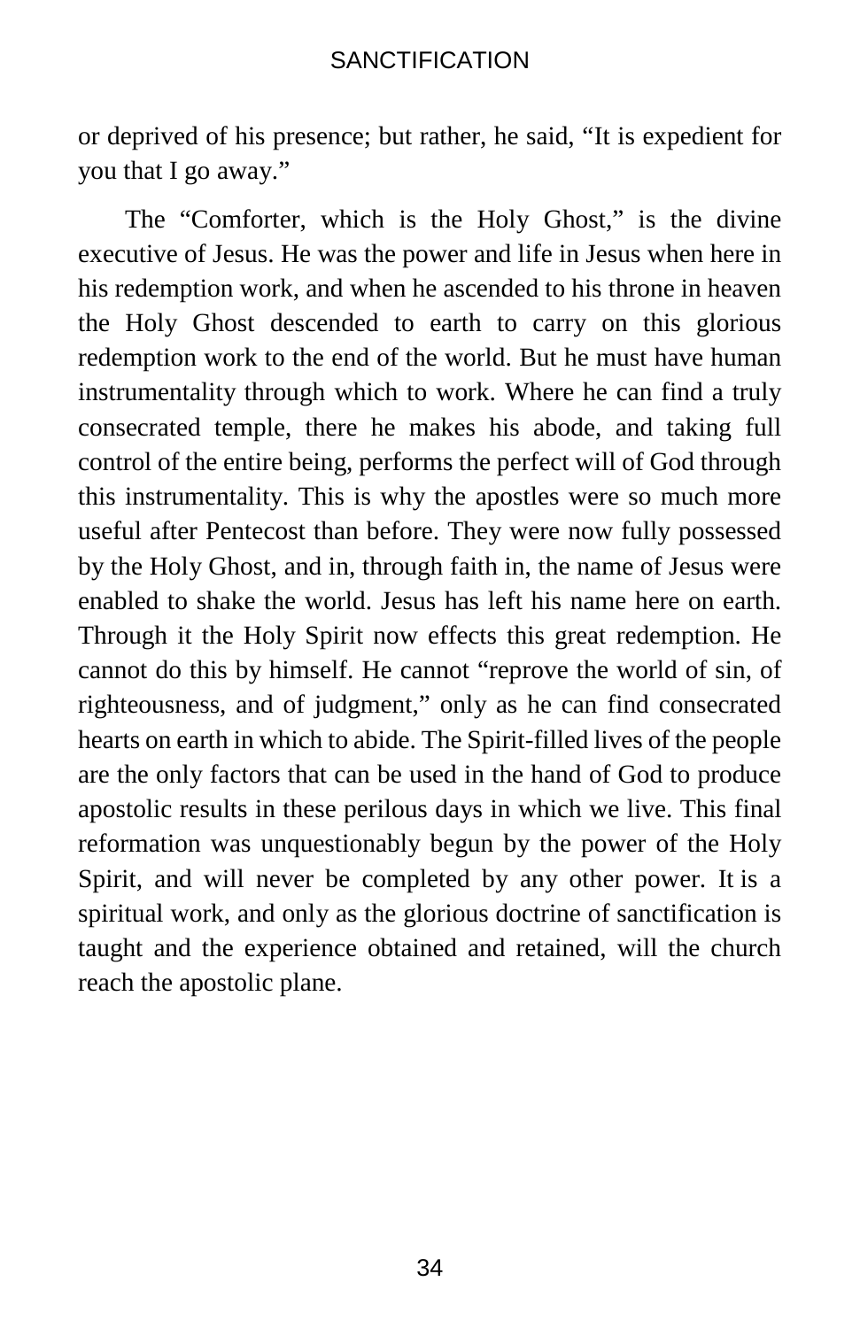or deprived of his presence; but rather, he said, “It is expedient for you that I go away.”

The “Comforter, which is the Holy Ghost,” is the divine executive of Jesus. He was the power and life in Jesus when here in his redemption work, and when he ascended to his throne in heaven the Holy Ghost descended to earth to carry on this glorious redemption work to the end of the world. But he must have human instrumentality through which to work. Where he can find a truly consecrated temple, there he makes his abode, and taking full control of the entire being, performs the perfect will of God through this instrumentality. This is why the apostles were so much more useful after Pentecost than before. They were now fully possessed by the Holy Ghost, and in, through faith in, the name of Jesus were enabled to shake the world. Jesus has left his name here on earth. Through it the Holy Spirit now effects this great redemption. He cannot do this by himself. He cannot “reprove the world of sin, of righteousness, and of judgment,” only as he can find consecrated hearts on earth in which to abide. The Spirit-filled lives of the people are the only factors that can be used in the hand of God to produce apostolic results in these perilous days in which we live. This final reformation was unquestionably begun by the power of the Holy Spirit, and will never be completed by any other power. It is a spiritual work, and only as the glorious doctrine of sanctification is taught and the experience obtained and retained, will the church reach the apostolic plane.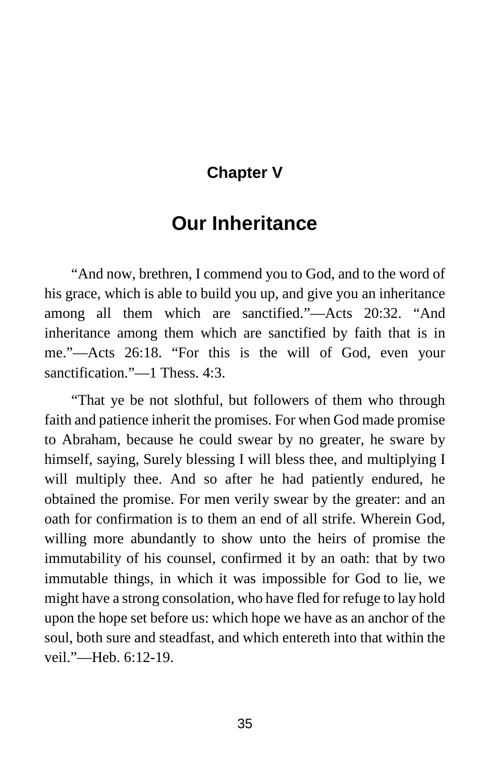## Chapter V

# Our Inheritance

"And now, brethren, I commend you to God, and to the word of his grace, which is able to build you up, and give you an inheritance among all them which are sanctified."—Acts 20:32. "And inheritance among them which are sanctified by faith that is in me."—Acts 26:18. "For this is the will of God, even your sanctification."—1 Thess. 4:3.

"That ye be not slothful, but followers of them who through faith and patience inherit the promises. For when God made promise to Abraham, because he could swear by no greater, he sware by himself, saying, Surely blessing I will bless thee, and multiplying I will multiply thee. And so after he had patiently endured, he obtained the promise. For men verily swear by the greater: and an oath for confirmation is to them an end of all strife. Wherein God, willing more abundantly to show unto the heirs of promise the immutability of his counsel, confirmed it by an oath: that by two immutable things, in which it was impossible for God to lie, we might have a strong consolation, who have fled for refuge to lay hold upon the hope set before us: which hope we have as an anchor of the soul, both sure and steadfast, and which entereth into that within the veil."—Heb. 6:12-19.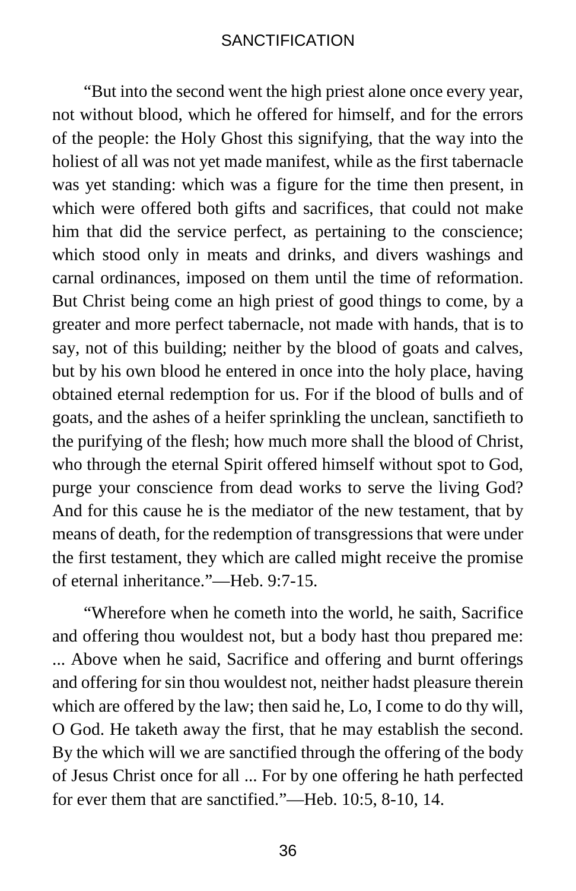"But into the second went the high priest alone once every year, not without blood, which he offered for himself, and for the errors of the people: the Holy Ghost this signifying, that the way into the holiest of all was not yet made manifest, while as the first tabernacle was yet standing: which was a figure for the time then present, in which were offered both gifts and sacrifices, that could not make him that did the service perfect, as pertaining to the conscience; which stood only in meats and drinks, and divers washings and carnal ordinances, imposed on them until the time of reformation. But Christ being come an high priest of good things to come, by a greater and more perfect tabernacle, not made with hands, that is to say, not of this building; neither by the blood of goats and calves, but by his own blood he entered in once into the holy place, having obtained eternal redemption for us. For if the blood of bulls and of goats, and the ashes of a heifer sprinkling the unclean, sanctifieth to the purifying of the flesh; how much more shall the blood of Christ, who through the eternal Spirit offered himself without spot to God, purge your conscience from dead works to serve the living God? And for this cause he is the mediator of the new testament, that by means of death, for the redemption of transgressions that were under the first testament, they which are called might receive the promise of eternal inheritance."—Heb. 9:7-15.

"Wherefore when he cometh into the world, he saith, Sacrifice and offering thou wouldest not, but a body hast thou prepared me: ... Above when he said, Sacrifice and offering and burnt offerings and offering for sin thou wouldest not, neither hadst pleasure therein which are offered by the law; then said he, Lo, I come to do thy will, O God. He taketh away the first, that he may establish the second. By the which will we are sanctified through the offering of the body of Jesus Christ once for all ... For by one offering he hath perfected for ever them that are sanctified."—Heb. 10:5, 8-10, 14.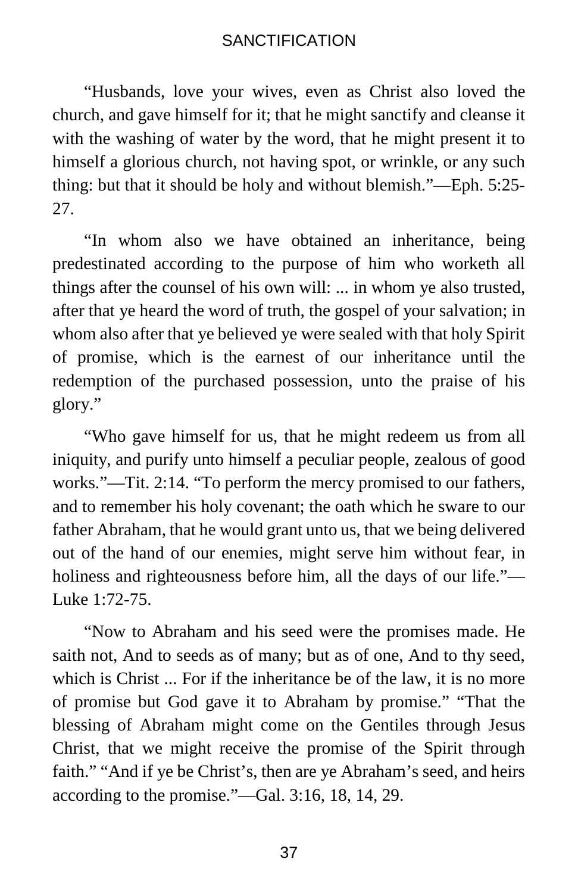"Husbands, love your wives, even as Christ also loved the church, and gave himself for it; that he might sanctify and cleanse it with the washing of water by the word, that he might present it to himself a glorious church, not having spot, or wrinkle, or any such thing: but that it should be holy and without blemish."—Eph. 5:25-27.

"In whom also we have obtained an inheritance, being predestinated according to the purpose of him who worketh all things after the counsel of his own will: ... in whom ye also trusted, after that ye heard the word of truth, the gospel of your salvation; in whom also after that ye believed ye were sealed with that holy Spirit of promise, which is the earnest of our inheritance until the redemption of the purchased possession, unto the praise of his glory."

"Who gave himself for us, that he might redeem us from all iniquity, and purify unto himself a peculiar people, zealous of good works."—Tit. 2:14. "To perform the mercy promised to our fathers, and to remember his holy covenant; the oath which he sware to our father Abraham, that he would grant unto us, that we being delivered out of the hand of our enemies, might serve him without fear, in holiness and righteousness before him, all the days of our life."—Luke 1:72-75.

"Now to Abraham and his seed were the promises made. He saith not, And to seeds as of many; but as of one, And to thy seed, which is Christ ... For if the inheritance be of the law, it is no more of promise but God gave it to Abraham by promise." "That the blessing of Abraham might come on the Gentiles through Jesus Christ, that we might receive the promise of the Spirit through faith." "And if ye be Christ's, then are ye Abraham's seed, and heirs according to the promise."—Gal. 3:16, 18, 14, 29.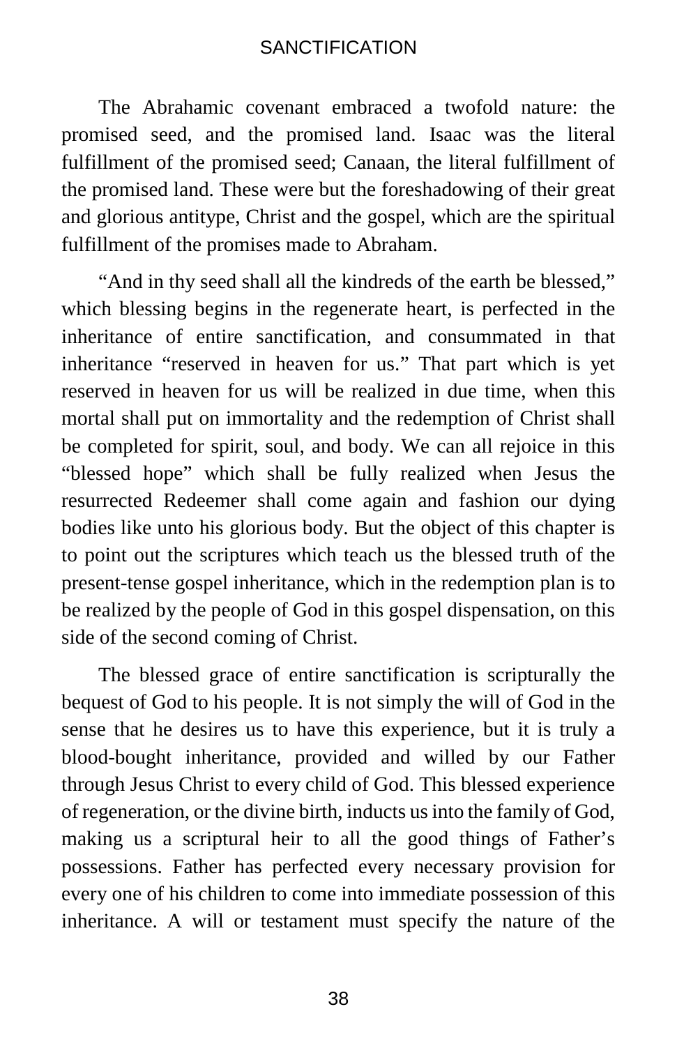The Abrahamic covenant embraced a twofold nature: the promised seed, and the promised land. Isaac was the literal fulfillment of the promised seed; Canaan, the literal fulfillment of the promised land. These were but the foreshadowing of their great and glorious antitype, Christ and the gospel, which are the spiritual fulfillment of the promises made to Abraham.

"And in thy seed shall all the kindreds of the earth be blessed," which blessing begins in the regenerate heart, is perfected in the inheritance of entire sanctification, and consummated in that inheritance "reserved in heaven for us." That part which is yet reserved in heaven for us will be realized in due time, when this mortal shall put on immortality and the redemption of Christ shall be completed for spirit, soul, and body. We can all rejoice in this "blessed hope" which shall be fully realized when Jesus the resurrected Redeemer shall come again and fashion our dying bodies like unto his glorious body. But the object of this chapter is to point out the scriptures which teach us the blessed truth of the present-tense gospel inheritance, which in the redemption plan is to be realized by the people of God in this gospel dispensation, on this side of the second coming of Christ.

The blessed grace of entire sanctification is scripturally the bequest of God to his people. It is not simply the will of God in the sense that he desires us to have this experience, but it is truly a blood-bought inheritance, provided and willed by our Father through Jesus Christ to every child of God. This blessed experience of regeneration, or the divine birth, inducts us into the family of God, making us a scriptural heir to all the good things of Father's possessions. Father has perfected every necessary provision for every one of his children to come into immediate possession of this inheritance. A will or testament must specify the nature of the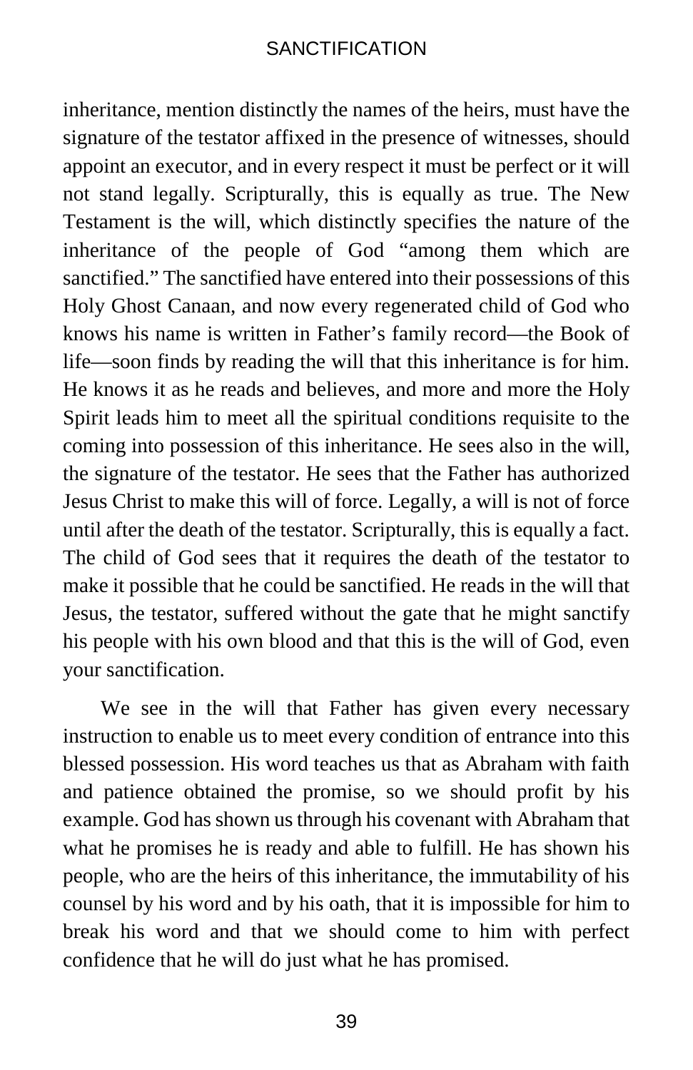inheritance, mention distinctly the names of the heirs, must have the signature of the testator affixed in the presence of witnesses, should appoint an executor, and in every respect it must be perfect or it will not stand legally. Scripturally, this is equally as true. The New Testament is the will, which distinctly specifies the nature of the inheritance of the people of God "among them which are sanctified." The sanctified have entered into their possessions of this Holy Ghost Canaan, and now every regenerated child of God who knows his name is written in Father's family record—the Book of life—soon finds by reading the will that this inheritance is for him. He knows it as he reads and believes, and more and more the Holy Spirit leads him to meet all the spiritual conditions requisite to the coming into possession of this inheritance. He sees also in the will, the signature of the testator. He sees that the Father has authorized Jesus Christ to make this will of force. Legally, a will is not of force until after the death of the testator. Scripturally, this is equally a fact. The child of God sees that it requires the death of the testator to make it possible that he could be sanctified. He reads in the will that Jesus, the testator, suffered without the gate that he might sanctify his people with his own blood and that this is the will of God, even your sanctification.

We see in the will that Father has given every necessary instruction to enable us to meet every condition of entrance into this blessed possession. His word teaches us that as Abraham with faith and patience obtained the promise, so we should profit by his example. God has shown us through his covenant with Abraham that what he promises he is ready and able to fulfill. He has shown his people, who are the heirs of this inheritance, the immutability of his counsel by his word and by his oath, that it is impossible for him to break his word and that we should come to him with perfect confidence that he will do just what he has promised.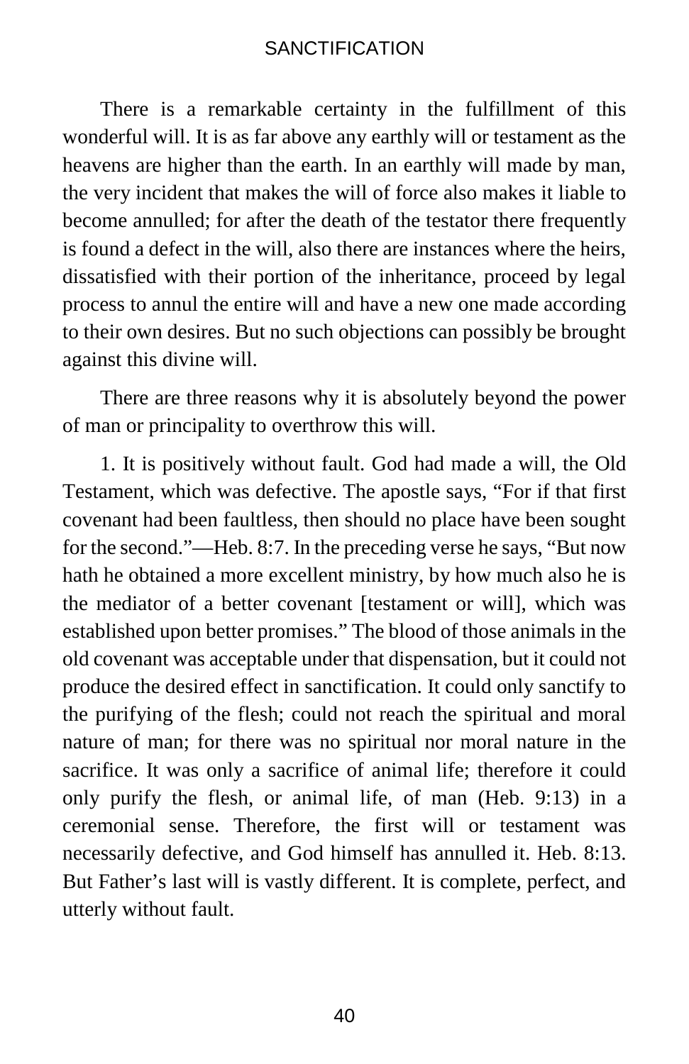There is a remarkable certainty in the fulfillment of this wonderful will. It is as far above any earthly will or testament as the heavens are higher than the earth. In an earthly will made by man, the very incident that makes the will of force also makes it liable to become annulled; for after the death of the testator there frequently is found a defect in the will, also there are instances where the heirs, dissatisfied with their portion of the inheritance, proceed by legal process to annul the entire will and have a new one made according to their own desires. But no such objections can possibly be brought against this divine will.

There are three reasons why it is absolutely beyond the power of man or principality to overthrow this will.

1. It is positively without fault. God had made a will, the Old Testament, which was defective. The apostle says, "For if that first covenant had been faultless, then should no place have been sought for the second."—Heb. 8:7. In the preceding verse he says, "But now hath he obtained a more excellent ministry, by how much also he is the mediator of a better covenant [testament or will], which was established upon better promises." The blood of those animals in the old covenant was acceptable under that dispensation, but it could not produce the desired effect in sanctification. It could only sanctify to the purifying of the flesh; could not reach the spiritual and moral nature of man; for there was no spiritual nor moral nature in the sacrifice. It was only a sacrifice of animal life; therefore it could only purify the flesh, or animal life, of man (Heb. 9:13) in a ceremonial sense. Therefore, the first will or testament was necessarily defective, and God himself has annulled it. Heb. 8:13. But Father's last will is vastly different. It is complete, perfect, and utterly without fault.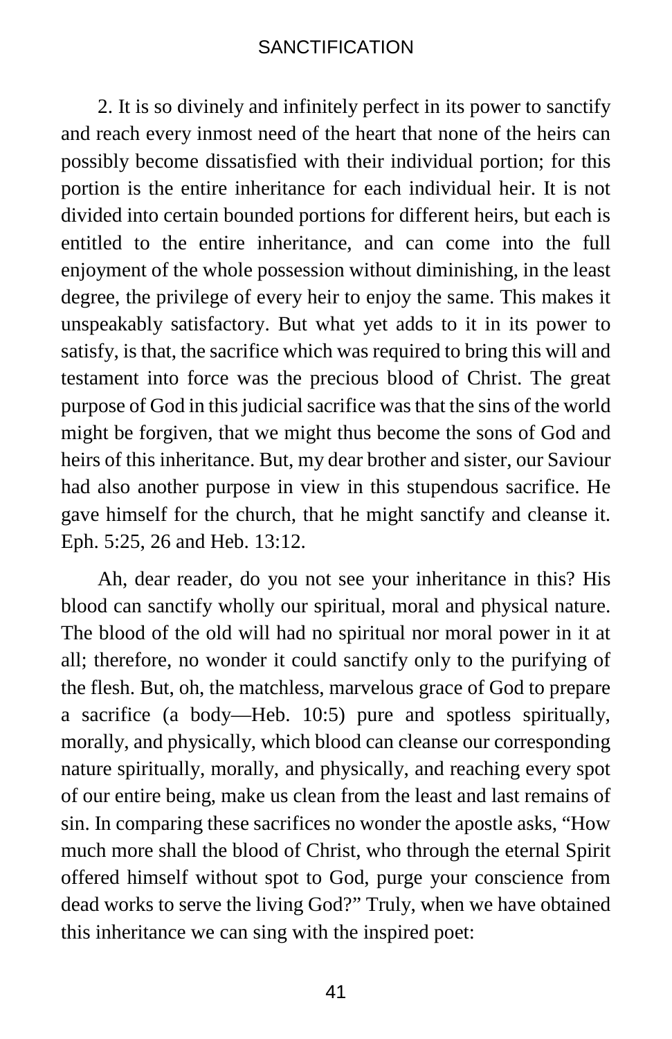2. It is so divinely and infinitely perfect in its power to sanctify and reach every inmost need of the heart that none of the heirs can possibly become dissatisfied with their individual portion; for this portion is the entire inheritance for each individual heir. It is not divided into certain bounded portions for different heirs, but each is entitled to the entire inheritance, and can come into the full enjoyment of the whole possession without diminishing, in the least degree, the privilege of every heir to enjoy the same. This makes it unspeakably satisfactory. But what yet adds to it in its power to satisfy, is that, the sacrifice which was required to bring this will and testament into force was the precious blood of Christ. The great purpose of God in this judicial sacrifice was that the sins of the world might be forgiven, that we might thus become the sons of God and heirs of this inheritance. But, my dear brother and sister, our Saviour had also another purpose in view in this stupendous sacrifice. He gave himself for the church, that he might sanctify and cleanse it. Eph. 5:25, 26 and Heb. 13:12.

Ah, dear reader, do you not see your inheritance in this? His blood can sanctify wholly our spiritual, moral and physical nature. The blood of the old will had no spiritual nor moral power in it at all; therefore, no wonder it could sanctify only to the purifying of the flesh. But, oh, the matchless, marvelous grace of God to prepare a sacrifice (a body—Heb. 10:5) pure and spotless spiritually, morally, and physically, which blood can cleanse our corresponding nature spiritually, morally, and physically, and reaching every spot of our entire being, make us clean from the least and last remains of sin. In comparing these sacrifices no wonder the apostle asks, "How much more shall the blood of Christ, who through the eternal Spirit offered himself without spot to God, purge your conscience from dead works to serve the living God?" Truly, when we have obtained this inheritance we can sing with the inspired poet: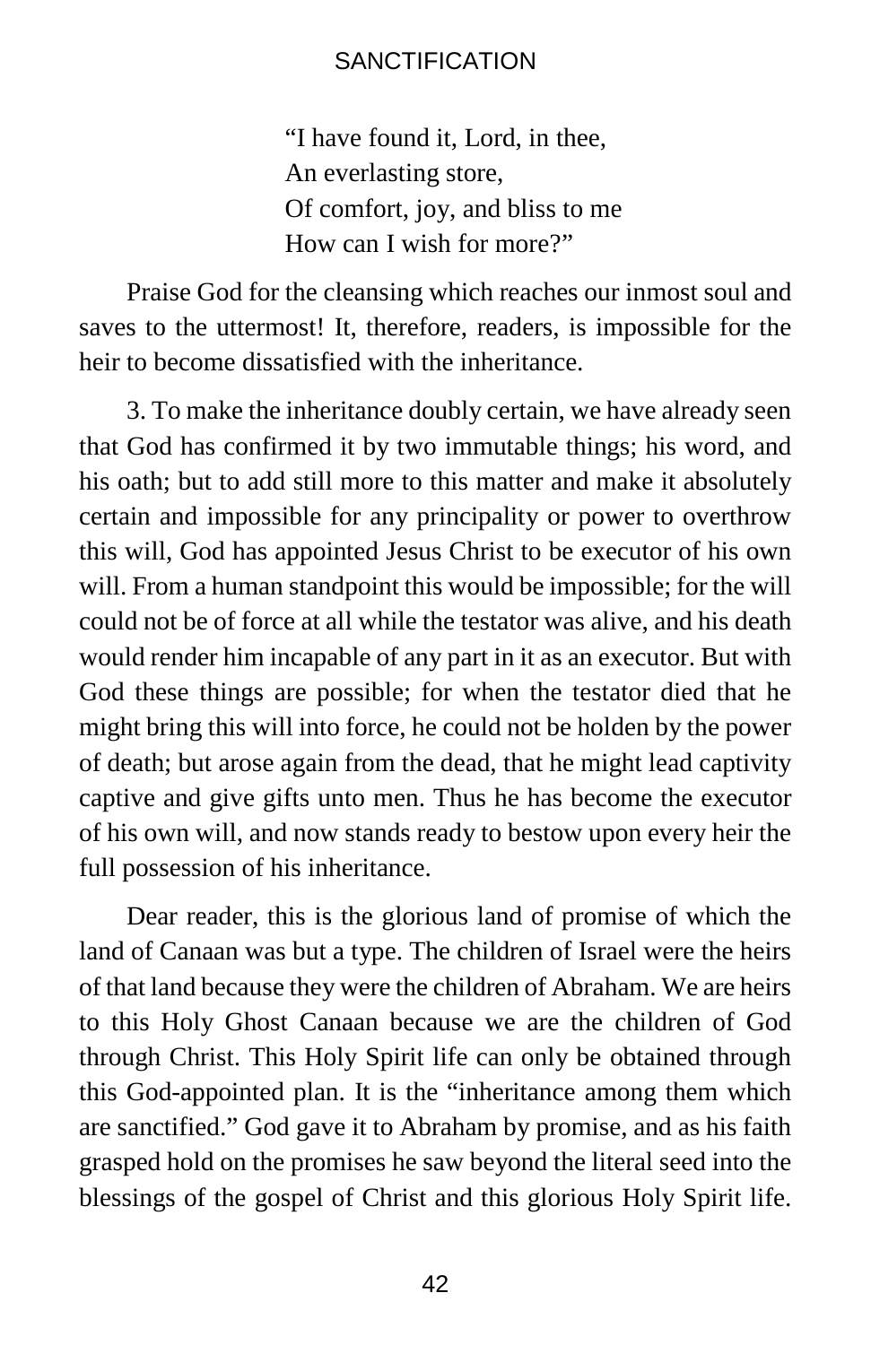> "I have found it, Lord, in thee,
> An everlasting store,
> Of comfort, joy, and bliss to me
> How can I wish for more?"

Praise God for the cleansing which reaches our inmost soul and saves to the uttermost! It, therefore, readers, is impossible for the heir to become dissatisfied with the inheritance.

3. To make the inheritance doubly certain, we have already seen that God has confirmed it by two immutable things; his word, and his oath; but to add still more to this matter and make it absolutely certain and impossible for any principality or power to overthrow this will, God has appointed Jesus Christ to be executor of his own will. From a human standpoint this would be impossible; for the will could not be of force at all while the testator was alive, and his death would render him incapable of any part in it as an executor. But with God these things are possible; for when the testator died that he might bring this will into force, he could not be holden by the power of death; but arose again from the dead, that he might lead captivity captive and give gifts unto men. Thus he has become the executor of his own will, and now stands ready to bestow upon every heir the full possession of his inheritance.

Dear reader, this is the glorious land of promise of which the land of Canaan was but a type. The children of Israel were the heirs of that land because they were the children of Abraham. We are heirs to this Holy Ghost Canaan because we are the children of God through Christ. This Holy Spirit life can only be obtained through this God-appointed plan. It is the "inheritance among them which are sanctified." God gave it to Abraham by promise, and as his faith grasped hold on the promises he saw beyond the literal seed into the blessings of the gospel of Christ and this glorious Holy Spirit life.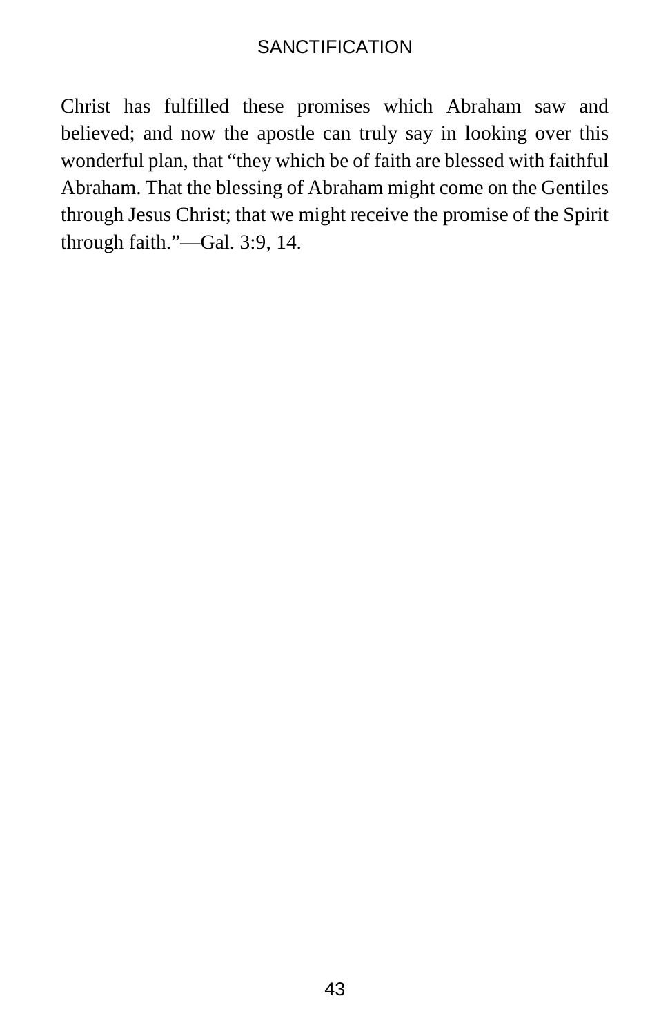Christ has fulfilled these promises which Abraham saw and believed; and now the apostle can truly say in looking over this wonderful plan, that “they which be of faith are blessed with faithful Abraham. That the blessing of Abraham might come on the Gentiles through Jesus Christ; that we might receive the promise of the Spirit through faith.”—Gal. 3:9, 14.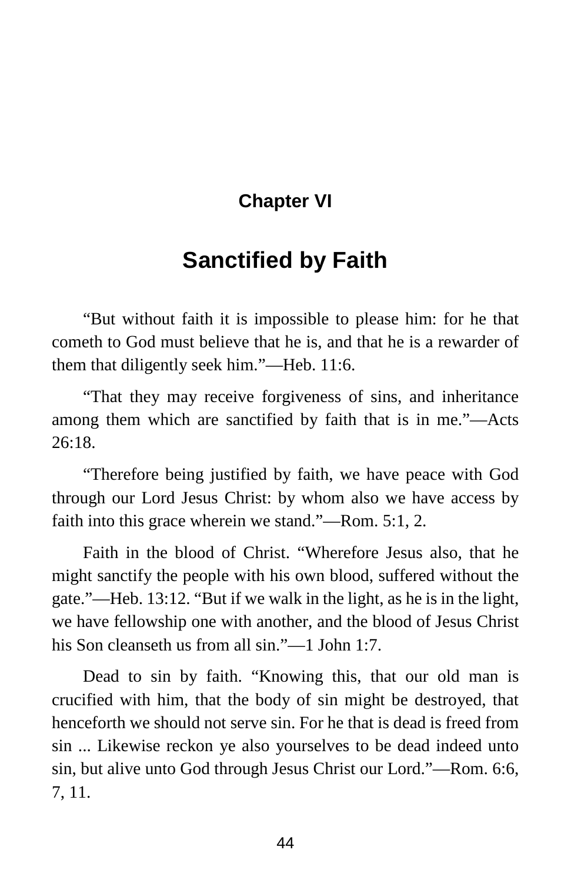## Chapter VI

# Sanctified by Faith

"But without faith it is impossible to please him: for he that cometh to God must believe that he is, and that he is a rewarder of them that diligently seek him."—Heb. 11:6.

"That they may receive forgiveness of sins, and inheritance among them which are sanctified by faith that is in me."—Acts 26:18.

"Therefore being justified by faith, we have peace with God through our Lord Jesus Christ: by whom also we have access by faith into this grace wherein we stand."—Rom. 5:1, 2.

Faith in the blood of Christ. "Wherefore Jesus also, that he might sanctify the people with his own blood, suffered without the gate."—Heb. 13:12. "But if we walk in the light, as he is in the light, we have fellowship one with another, and the blood of Jesus Christ his Son cleanseth us from all sin."—1 John 1:7.

Dead to sin by faith. "Knowing this, that our old man is crucified with him, that the body of sin might be destroyed, that henceforth we should not serve sin. For he that is dead is freed from sin ... Likewise reckon ye also yourselves to be dead indeed unto sin, but alive unto God through Jesus Christ our Lord."—Rom. 6:6, 7, 11.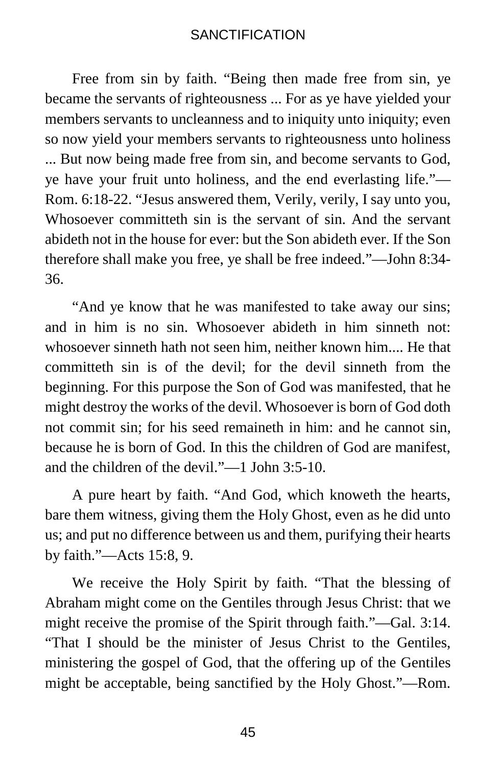Free from sin by faith. “Being then made free from sin, ye became the servants of righteousness ... For as ye have yielded your members servants to uncleanness and to iniquity unto iniquity; even so now yield your members servants to righteousness unto holiness ... But now being made free from sin, and become servants to God, ye have your fruit unto holiness, and the end everlasting life.”—Rom. 6:18-22. “Jesus answered them, Verily, verily, I say unto you, Whosoever committeth sin is the servant of sin. And the servant abideth not in the house for ever: but the Son abideth ever. If the Son therefore shall make you free, ye shall be free indeed.”—John 8:34-36.

“And ye know that he was manifested to take away our sins; and in him is no sin. Whosoever abideth in him sinneth not: whosoever sinneth hath not seen him, neither known him.... He that committeth sin is of the devil; for the devil sinneth from the beginning. For this purpose the Son of God was manifested, that he might destroy the works of the devil. Whosoever is born of God doth not commit sin; for his seed remaineth in him: and he cannot sin, because he is born of God. In this the children of God are manifest, and the children of the devil.”—1 John 3:5-10.

A pure heart by faith. “And God, which knoweth the hearts, bare them witness, giving them the Holy Ghost, even as he did unto us; and put no difference between us and them, purifying their hearts by faith.”—Acts 15:8, 9.

We receive the Holy Spirit by faith. “That the blessing of Abraham might come on the Gentiles through Jesus Christ: that we might receive the promise of the Spirit through faith.”—Gal. 3:14. “That I should be the minister of Jesus Christ to the Gentiles, ministering the gospel of God, that the offering up of the Gentiles might be acceptable, being sanctified by the Holy Ghost.”—Rom.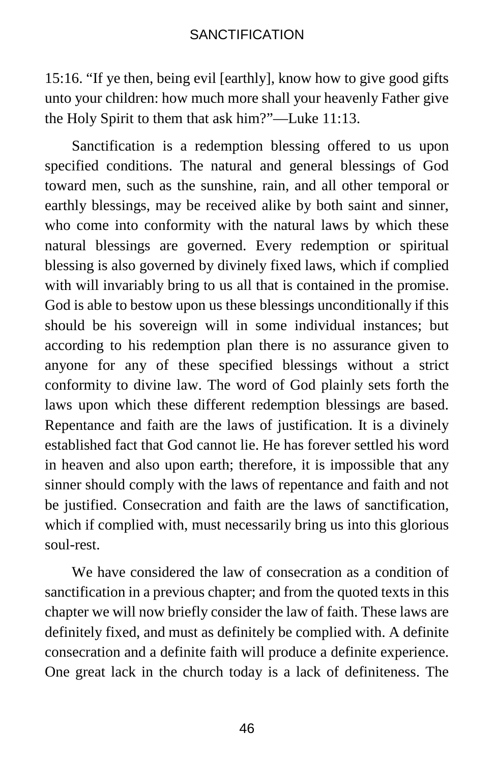15:16. "If ye then, being evil [earthly], know how to give good gifts unto your children: how much more shall your heavenly Father give the Holy Spirit to them that ask him?"—Luke 11:13.

Sanctification is a redemption blessing offered to us upon specified conditions. The natural and general blessings of God toward men, such as the sunshine, rain, and all other temporal or earthly blessings, may be received alike by both saint and sinner, who come into conformity with the natural laws by which these natural blessings are governed. Every redemption or spiritual blessing is also governed by divinely fixed laws, which if complied with will invariably bring to us all that is contained in the promise. God is able to bestow upon us these blessings unconditionally if this should be his sovereign will in some individual instances; but according to his redemption plan there is no assurance given to anyone for any of these specified blessings without a strict conformity to divine law. The word of God plainly sets forth the laws upon which these different redemption blessings are based. Repentance and faith are the laws of justification. It is a divinely established fact that God cannot lie. He has forever settled his word in heaven and also upon earth; therefore, it is impossible that any sinner should comply with the laws of repentance and faith and not be justified. Consecration and faith are the laws of sanctification, which if complied with, must necessarily bring us into this glorious soul-rest.

We have considered the law of consecration as a condition of sanctification in a previous chapter; and from the quoted texts in this chapter we will now briefly consider the law of faith. These laws are definitely fixed, and must as definitely be complied with. A definite consecration and a definite faith will produce a definite experience. One great lack in the church today is a lack of definiteness. The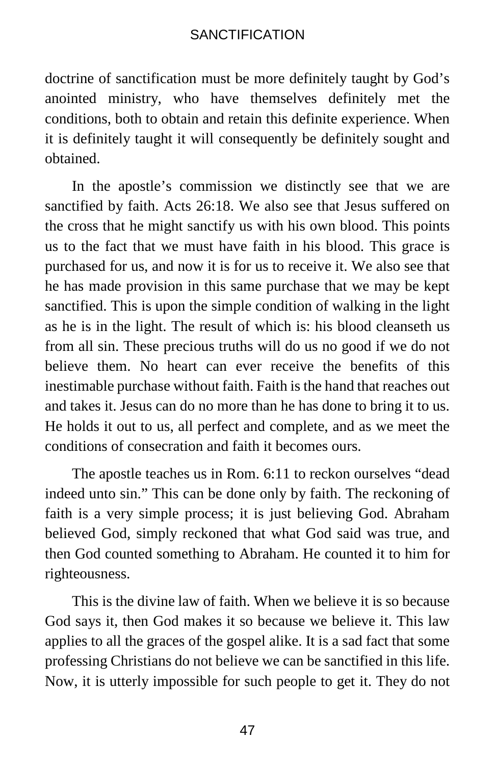doctrine of sanctification must be more definitely taught by God's anointed ministry, who have themselves definitely met the conditions, both to obtain and retain this definite experience. When it is definitely taught it will consequently be definitely sought and obtained.

In the apostle's commission we distinctly see that we are sanctified by faith. Acts 26:18. We also see that Jesus suffered on the cross that he might sanctify us with his own blood. This points us to the fact that we must have faith in his blood. This grace is purchased for us, and now it is for us to receive it. We also see that he has made provision in this same purchase that we may be kept sanctified. This is upon the simple condition of walking in the light as he is in the light. The result of which is: his blood cleanseth us from all sin. These precious truths will do us no good if we do not believe them. No heart can ever receive the benefits of this inestimable purchase without faith. Faith is the hand that reaches out and takes it. Jesus can do no more than he has done to bring it to us. He holds it out to us, all perfect and complete, and as we meet the conditions of consecration and faith it becomes ours.

The apostle teaches us in Rom. 6:11 to reckon ourselves "dead indeed unto sin." This can be done only by faith. The reckoning of faith is a very simple process; it is just believing God. Abraham believed God, simply reckoned that what God said was true, and then God counted something to Abraham. He counted it to him for righteousness.

This is the divine law of faith. When we believe it is so because God says it, then God makes it so because we believe it. This law applies to all the graces of the gospel alike. It is a sad fact that some professing Christians do not believe we can be sanctified in this life. Now, it is utterly impossible for such people to get it. They do not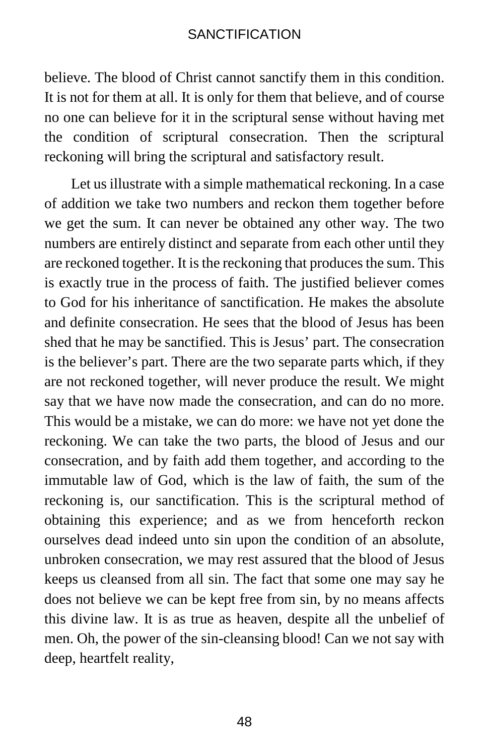believe. The blood of Christ cannot sanctify them in this condition. It is not for them at all. It is only for them that believe, and of course no one can believe for it in the scriptural sense without having met the condition of scriptural consecration. Then the scriptural reckoning will bring the scriptural and satisfactory result.

Let us illustrate with a simple mathematical reckoning. In a case of addition we take two numbers and reckon them together before we get the sum. It can never be obtained any other way. The two numbers are entirely distinct and separate from each other until they are reckoned together. It is the reckoning that produces the sum. This is exactly true in the process of faith. The justified believer comes to God for his inheritance of sanctification. He makes the absolute and definite consecration. He sees that the blood of Jesus has been shed that he may be sanctified. This is Jesus' part. The consecration is the believer's part. There are the two separate parts which, if they are not reckoned together, will never produce the result. We might say that we have now made the consecration, and can do no more. This would be a mistake, we can do more: we have not yet done the reckoning. We can take the two parts, the blood of Jesus and our consecration, and by faith add them together, and according to the immutable law of God, which is the law of faith, the sum of the reckoning is, our sanctification. This is the scriptural method of obtaining this experience; and as we from henceforth reckon ourselves dead indeed unto sin upon the condition of an absolute, unbroken consecration, we may rest assured that the blood of Jesus keeps us cleansed from all sin. The fact that some one may say he does not believe we can be kept free from sin, by no means affects this divine law. It is as true as heaven, despite all the unbelief of men. Oh, the power of the sin-cleansing blood! Can we not say with deep, heartfelt reality,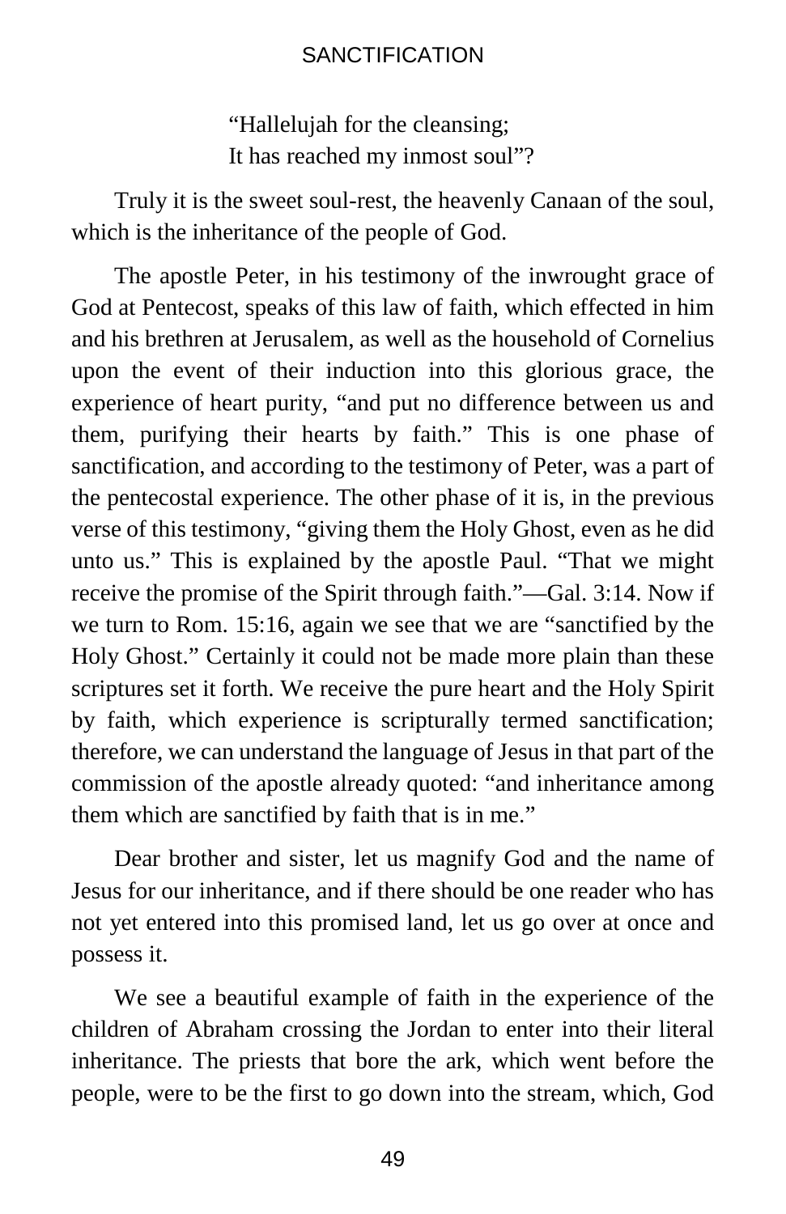"Hallelujah for the cleansing;
It has reached my inmost soul"?

Truly it is the sweet soul-rest, the heavenly Canaan of the soul, which is the inheritance of the people of God.

The apostle Peter, in his testimony of the inwrought grace of God at Pentecost, speaks of this law of faith, which effected in him and his brethren at Jerusalem, as well as the household of Cornelius upon the event of their induction into this glorious grace, the experience of heart purity, "and put no difference between us and them, purifying their hearts by faith." This is one phase of sanctification, and according to the testimony of Peter, was a part of the pentecostal experience. The other phase of it is, in the previous verse of this testimony, "giving them the Holy Ghost, even as he did unto us." This is explained by the apostle Paul. "That we might receive the promise of the Spirit through faith."—Gal. 3:14. Now if we turn to Rom. 15:16, again we see that we are "sanctified by the Holy Ghost." Certainly it could not be made more plain than these scriptures set it forth. We receive the pure heart and the Holy Spirit by faith, which experience is scripturally termed sanctification; therefore, we can understand the language of Jesus in that part of the commission of the apostle already quoted: "and inheritance among them which are sanctified by faith that is in me."

Dear brother and sister, let us magnify God and the name of Jesus for our inheritance, and if there should be one reader who has not yet entered into this promised land, let us go over at once and possess it.

We see a beautiful example of faith in the experience of the children of Abraham crossing the Jordan to enter into their literal inheritance. The priests that bore the ark, which went before the people, were to be the first to go down into the stream, which, God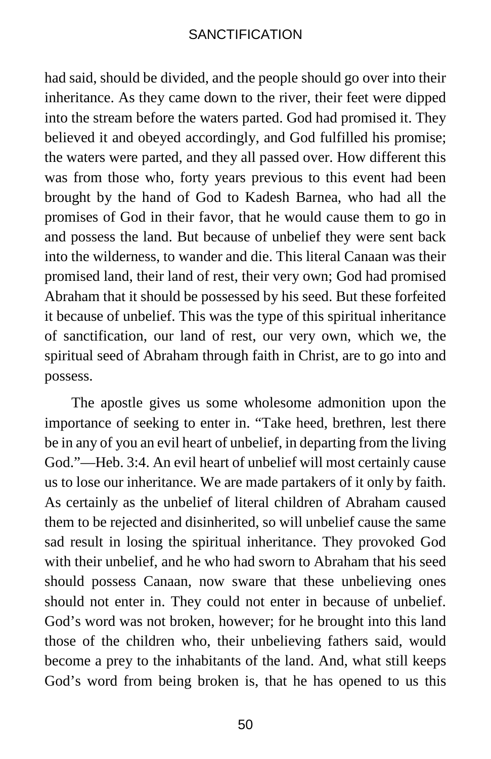had said, should be divided, and the people should go over into their inheritance. As they came down to the river, their feet were dipped into the stream before the waters parted. God had promised it. They believed it and obeyed accordingly, and God fulfilled his promise; the waters were parted, and they all passed over. How different this was from those who, forty years previous to this event had been brought by the hand of God to Kadesh Barnea, who had all the promises of God in their favor, that he would cause them to go in and possess the land. But because of unbelief they were sent back into the wilderness, to wander and die. This literal Canaan was their promised land, their land of rest, their very own; God had promised Abraham that it should be possessed by his seed. But these forfeited it because of unbelief. This was the type of this spiritual inheritance of sanctification, our land of rest, our very own, which we, the spiritual seed of Abraham through faith in Christ, are to go into and possess.

The apostle gives us some wholesome admonition upon the importance of seeking to enter in. "Take heed, brethren, lest there be in any of you an evil heart of unbelief, in departing from the living God."—Heb. 3:4. An evil heart of unbelief will most certainly cause us to lose our inheritance. We are made partakers of it only by faith. As certainly as the unbelief of literal children of Abraham caused them to be rejected and disinherited, so will unbelief cause the same sad result in losing the spiritual inheritance. They provoked God with their unbelief, and he who had sworn to Abraham that his seed should possess Canaan, now sware that these unbelieving ones should not enter in. They could not enter in because of unbelief. God's word was not broken, however; for he brought into this land those of the children who, their unbelieving fathers said, would become a prey to the inhabitants of the land. And, what still keeps God's word from being broken is, that he has opened to us this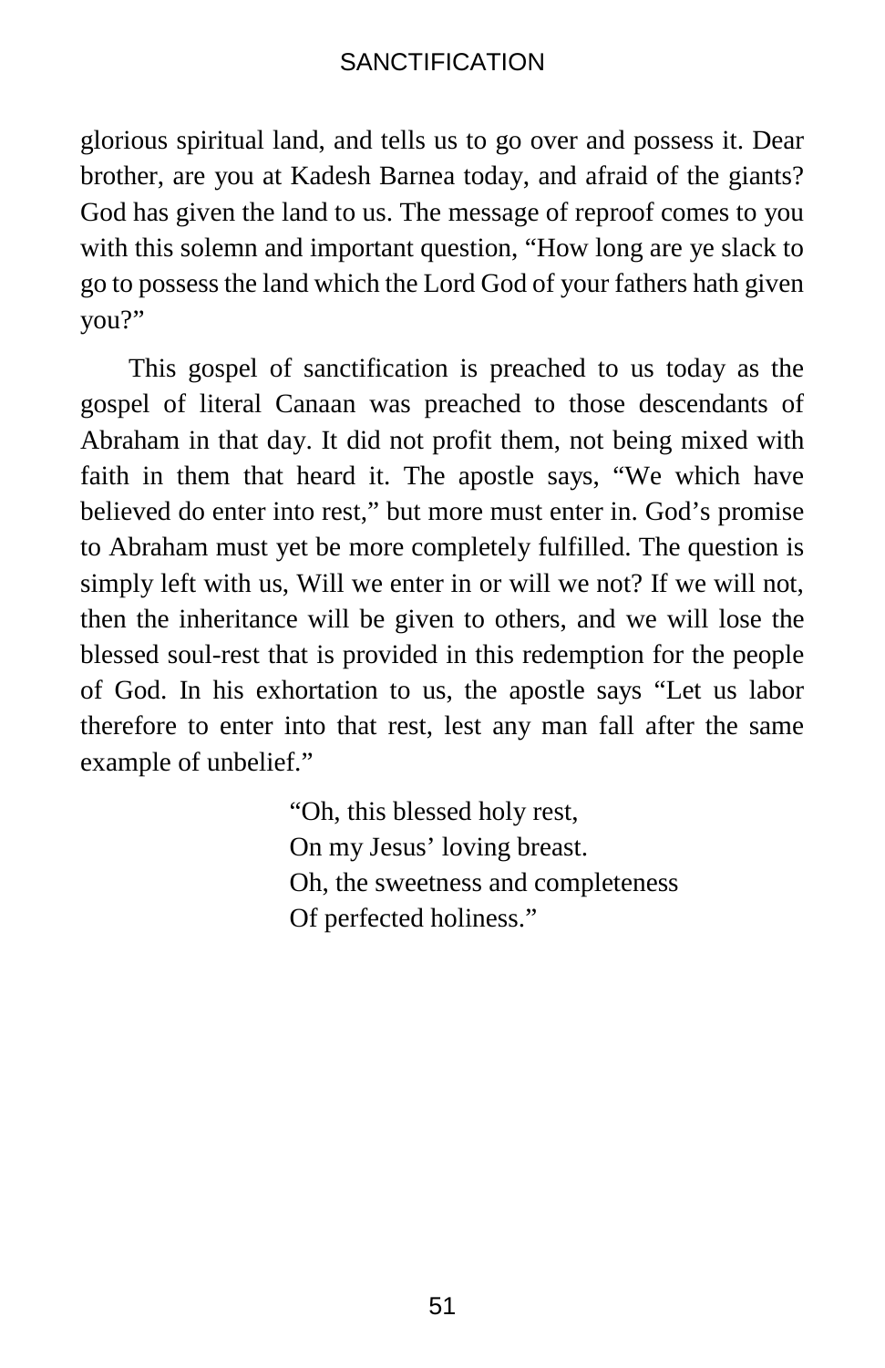glorious spiritual land, and tells us to go over and possess it. Dear brother, are you at Kadesh Barnea today, and afraid of the giants? God has given the land to us. The message of reproof comes to you with this solemn and important question, “How long are ye slack to go to possess the land which the Lord God of your fathers hath given you?”

This gospel of sanctification is preached to us today as the gospel of literal Canaan was preached to those descendants of Abraham in that day. It did not profit them, not being mixed with faith in them that heard it. The apostle says, “We which have believed do enter into rest,” but more must enter in. God’s promise to Abraham must yet be more completely fulfilled. The question is simply left with us, Will we enter in or will we not? If we will not, then the inheritance will be given to others, and we will lose the blessed soul-rest that is provided in this redemption for the people of God. In his exhortation to us, the apostle says “Let us labor therefore to enter into that rest, lest any man fall after the same example of unbelief.”

> “Oh, this blessed holy rest,
> On my Jesus’ loving breast.
> Oh, the sweetness and completeness
> Of perfected holiness.”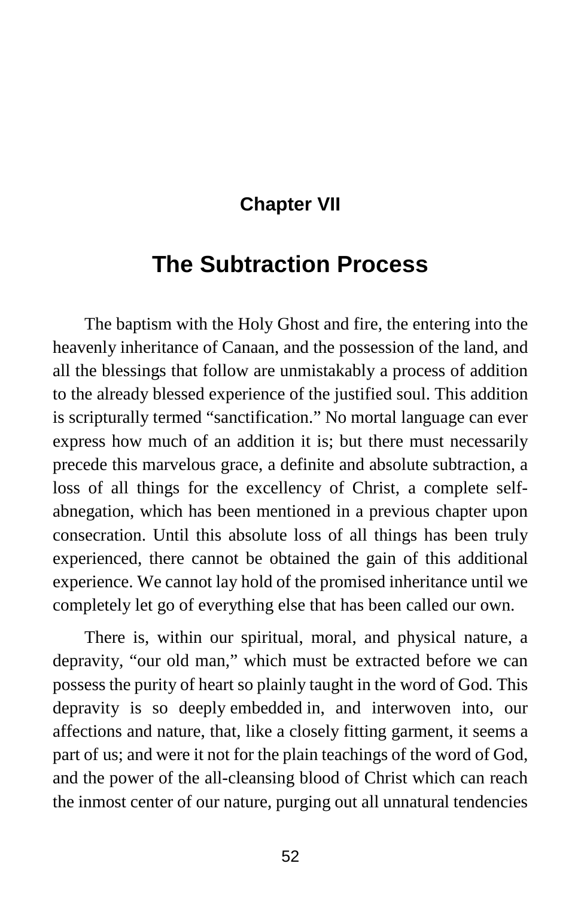## Chapter VII

# The Subtraction Process

The baptism with the Holy Ghost and fire, the entering into the heavenly inheritance of Canaan, and the possession of the land, and all the blessings that follow are unmistakably a process of addition to the already blessed experience of the justified soul. This addition is scripturally termed "sanctification." No mortal language can ever express how much of an addition it is; but there must necessarily precede this marvelous grace, a definite and absolute subtraction, a loss of all things for the excellency of Christ, a complete self-abnegation, which has been mentioned in a previous chapter upon consecration. Until this absolute loss of all things has been truly experienced, there cannot be obtained the gain of this additional experience. We cannot lay hold of the promised inheritance until we completely let go of everything else that has been called our own.

There is, within our spiritual, moral, and physical nature, a depravity, "our old man," which must be extracted before we can possess the purity of heart so plainly taught in the word of God. This depravity is so deeply embedded in, and interwoven into, our affections and nature, that, like a closely fitting garment, it seems a part of us; and were it not for the plain teachings of the word of God, and the power of the all-cleansing blood of Christ which can reach the inmost center of our nature, purging out all unnatural tendencies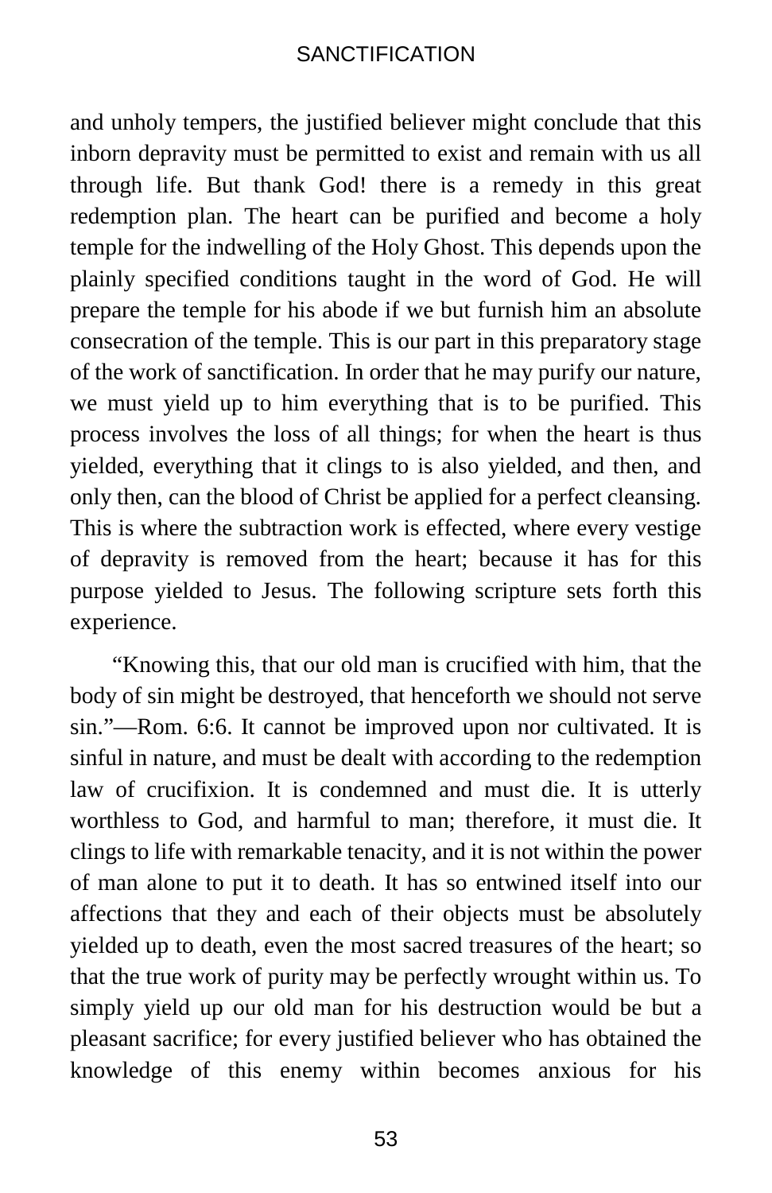and unholy tempers, the justified believer might conclude that this inborn depravity must be permitted to exist and remain with us all through life. But thank God! there is a remedy in this great redemption plan. The heart can be purified and become a holy temple for the indwelling of the Holy Ghost. This depends upon the plainly specified conditions taught in the word of God. He will prepare the temple for his abode if we but furnish him an absolute consecration of the temple. This is our part in this preparatory stage of the work of sanctification. In order that he may purify our nature, we must yield up to him everything that is to be purified. This process involves the loss of all things; for when the heart is thus yielded, everything that it clings to is also yielded, and then, and only then, can the blood of Christ be applied for a perfect cleansing. This is where the subtraction work is effected, where every vestige of depravity is removed from the heart; because it has for this purpose yielded to Jesus. The following scripture sets forth this experience.

"Knowing this, that our old man is crucified with him, that the body of sin might be destroyed, that henceforth we should not serve sin."—Rom. 6:6. It cannot be improved upon nor cultivated. It is sinful in nature, and must be dealt with according to the redemption law of crucifixion. It is condemned and must die. It is utterly worthless to God, and harmful to man; therefore, it must die. It clings to life with remarkable tenacity, and it is not within the power of man alone to put it to death. It has so entwined itself into our affections that they and each of their objects must be absolutely yielded up to death, even the most sacred treasures of the heart; so that the true work of purity may be perfectly wrought within us. To simply yield up our old man for his destruction would be but a pleasant sacrifice; for every justified believer who has obtained the knowledge of this enemy within becomes anxious for his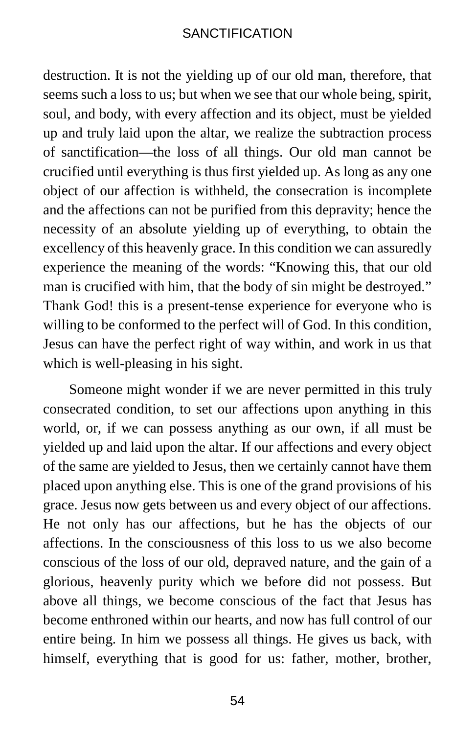destruction. It is not the yielding up of our old man, therefore, that seems such a loss to us; but when we see that our whole being, spirit, soul, and body, with every affection and its object, must be yielded up and truly laid upon the altar, we realize the subtraction process of sanctification—the loss of all things. Our old man cannot be crucified until everything is thus first yielded up. As long as any one object of our affection is withheld, the consecration is incomplete and the affections can not be purified from this depravity; hence the necessity of an absolute yielding up of everything, to obtain the excellency of this heavenly grace. In this condition we can assuredly experience the meaning of the words: “Knowing this, that our old man is crucified with him, that the body of sin might be destroyed.” Thank God! this is a present-tense experience for everyone who is willing to be conformed to the perfect will of God. In this condition, Jesus can have the perfect right of way within, and work in us that which is well-pleasing in his sight.

Someone might wonder if we are never permitted in this truly consecrated condition, to set our affections upon anything in this world, or, if we can possess anything as our own, if all must be yielded up and laid upon the altar. If our affections and every object of the same are yielded to Jesus, then we certainly cannot have them placed upon anything else. This is one of the grand provisions of his grace. Jesus now gets between us and every object of our affections. He not only has our affections, but he has the objects of our affections. In the consciousness of this loss to us we also become conscious of the loss of our old, depraved nature, and the gain of a glorious, heavenly purity which we before did not possess. But above all things, we become conscious of the fact that Jesus has become enthroned within our hearts, and now has full control of our entire being. In him we possess all things. He gives us back, with himself, everything that is good for us: father, mother, brother,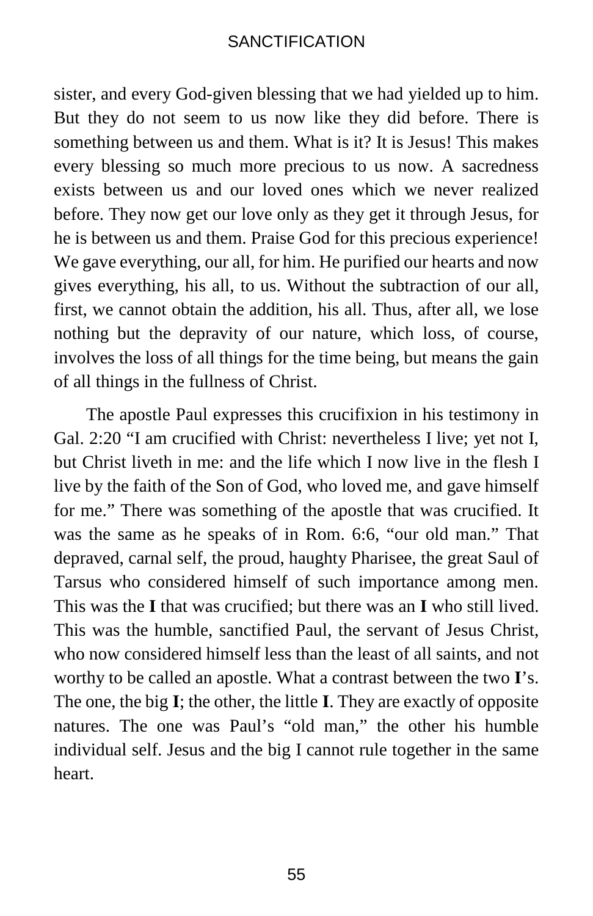sister, and every God-given blessing that we had yielded up to him. But they do not seem to us now like they did before. There is something between us and them. What is it? It is Jesus! This makes every blessing so much more precious to us now. A sacredness exists between us and our loved ones which we never realized before. They now get our love only as they get it through Jesus, for he is between us and them. Praise God for this precious experience! We gave everything, our all, for him. He purified our hearts and now gives everything, his all, to us. Without the subtraction of our all, first, we cannot obtain the addition, his all. Thus, after all, we lose nothing but the depravity of our nature, which loss, of course, involves the loss of all things for the time being, but means the gain of all things in the fullness of Christ.

The apostle Paul expresses this crucifixion in his testimony in Gal. 2:20 “I am crucified with Christ: nevertheless I live; yet not I, but Christ liveth in me: and the life which I now live in the flesh I live by the faith of the Son of God, who loved me, and gave himself for me.” There was something of the apostle that was crucified. It was the same as he speaks of in Rom. 6:6, “our old man.” That depraved, carnal self, the proud, haughty Pharisee, the great Saul of Tarsus who considered himself of such importance among men. This was the **I** that was crucified; but there was an **I** who still lived. This was the humble, sanctified Paul, the servant of Jesus Christ, who now considered himself less than the least of all saints, and not worthy to be called an apostle. What a contrast between the two **I**’s. The one, the big **I**; the other, the little **I**. They are exactly of opposite natures. The one was Paul’s “old man,” the other his humble individual self. Jesus and the big I cannot rule together in the same heart.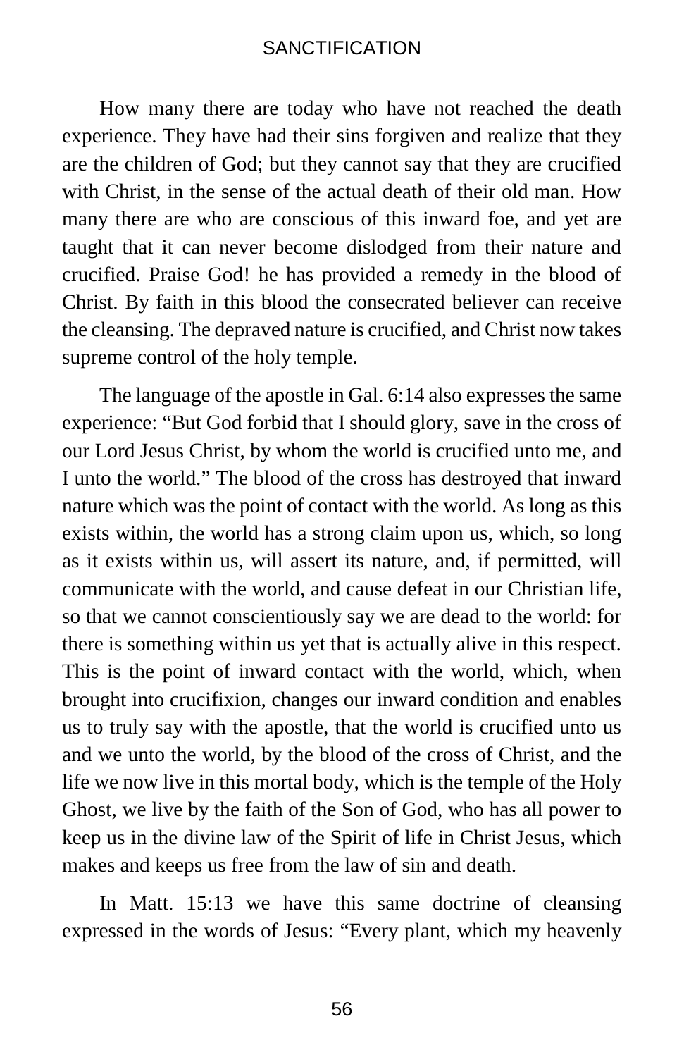How many there are today who have not reached the death experience. They have had their sins forgiven and realize that they are the children of God; but they cannot say that they are crucified with Christ, in the sense of the actual death of their old man. How many there are who are conscious of this inward foe, and yet are taught that it can never become dislodged from their nature and crucified. Praise God! he has provided a remedy in the blood of Christ. By faith in this blood the consecrated believer can receive the cleansing. The depraved nature is crucified, and Christ now takes supreme control of the holy temple.

The language of the apostle in Gal. 6:14 also expresses the same experience: "But God forbid that I should glory, save in the cross of our Lord Jesus Christ, by whom the world is crucified unto me, and I unto the world." The blood of the cross has destroyed that inward nature which was the point of contact with the world. As long as this exists within, the world has a strong claim upon us, which, so long as it exists within us, will assert its nature, and, if permitted, will communicate with the world, and cause defeat in our Christian life, so that we cannot conscientiously say we are dead to the world: for there is something within us yet that is actually alive in this respect. This is the point of inward contact with the world, which, when brought into crucifixion, changes our inward condition and enables us to truly say with the apostle, that the world is crucified unto us and we unto the world, by the blood of the cross of Christ, and the life we now live in this mortal body, which is the temple of the Holy Ghost, we live by the faith of the Son of God, who has all power to keep us in the divine law of the Spirit of life in Christ Jesus, which makes and keeps us free from the law of sin and death.

In Matt. 15:13 we have this same doctrine of cleansing expressed in the words of Jesus: "Every plant, which my heavenly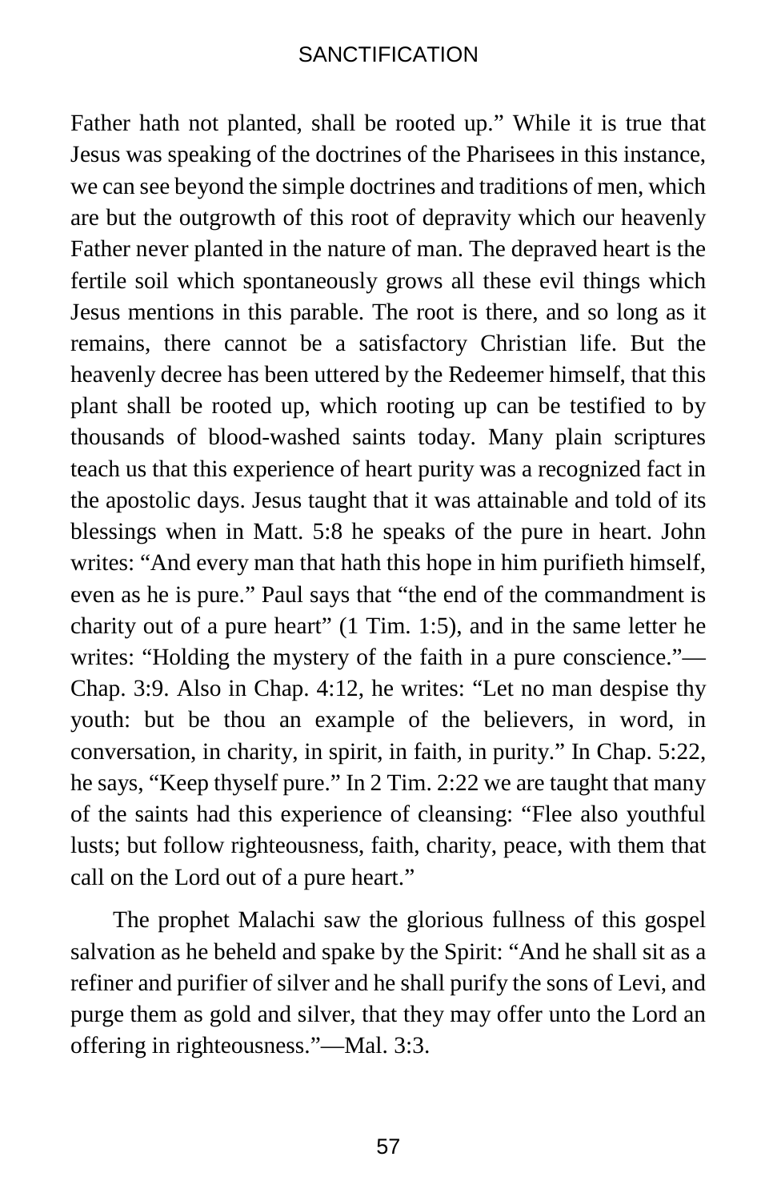Father hath not planted, shall be rooted up." While it is true that Jesus was speaking of the doctrines of the Pharisees in this instance, we can see beyond the simple doctrines and traditions of men, which are but the outgrowth of this root of depravity which our heavenly Father never planted in the nature of man. The depraved heart is the fertile soil which spontaneously grows all these evil things which Jesus mentions in this parable. The root is there, and so long as it remains, there cannot be a satisfactory Christian life. But the heavenly decree has been uttered by the Redeemer himself, that this plant shall be rooted up, which rooting up can be testified to by thousands of blood-washed saints today. Many plain scriptures teach us that this experience of heart purity was a recognized fact in the apostolic days. Jesus taught that it was attainable and told of its blessings when in Matt. 5:8 he speaks of the pure in heart. John writes: "And every man that hath this hope in him purifieth himself, even as he is pure." Paul says that "the end of the commandment is charity out of a pure heart" (1 Tim. 1:5), and in the same letter he writes: "Holding the mystery of the faith in a pure conscience."—Chap. 3:9. Also in Chap. 4:12, he writes: "Let no man despise thy youth: but be thou an example of the believers, in word, in conversation, in charity, in spirit, in faith, in purity." In Chap. 5:22, he says, "Keep thyself pure." In 2 Tim. 2:22 we are taught that many of the saints had this experience of cleansing: "Flee also youthful lusts; but follow righteousness, faith, charity, peace, with them that call on the Lord out of a pure heart."

The prophet Malachi saw the glorious fullness of this gospel salvation as he beheld and spake by the Spirit: "And he shall sit as a refiner and purifier of silver and he shall purify the sons of Levi, and purge them as gold and silver, that they may offer unto the Lord an offering in righteousness."—Mal. 3:3.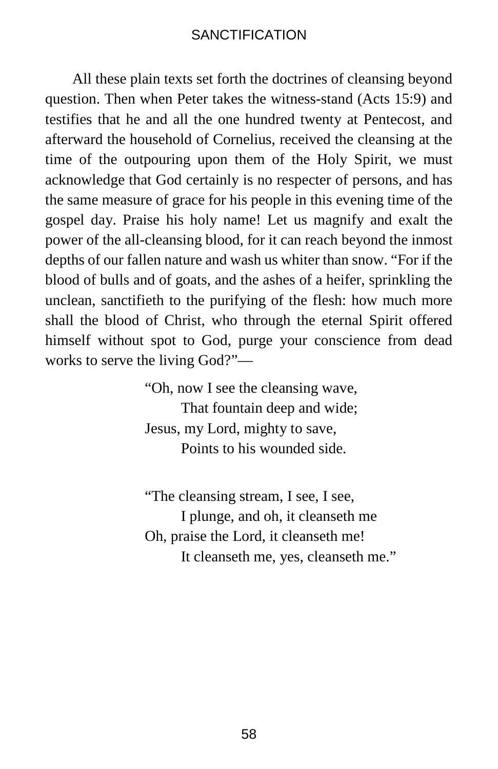All these plain texts set forth the doctrines of cleansing beyond question. Then when Peter takes the witness-stand (Acts 15:9) and testifies that he and all the one hundred twenty at Pentecost, and afterward the household of Cornelius, received the cleansing at the time of the outpouring upon them of the Holy Spirit, we must acknowledge that God certainly is no respecter of persons, and has the same measure of grace for his people in this evening time of the gospel day. Praise his holy name! Let us magnify and exalt the power of the all-cleansing blood, for it can reach beyond the inmost depths of our fallen nature and wash us whiter than snow. "For if the blood of bulls and of goats, and the ashes of a heifer, sprinkling the unclean, sanctifieth to the purifying of the flesh: how much more shall the blood of Christ, who through the eternal Spirit offered himself without spot to God, purge your conscience from dead works to serve the living God?"—

> "Oh, now I see the cleansing wave,
> That fountain deep and wide;
> Jesus, my Lord, mighty to save,
> Points to his wounded side.
>
> "The cleansing stream, I see, I see,
> I plunge, and oh, it cleanseth me
> Oh, praise the Lord, it cleanseth me!
> It cleanseth me, yes, cleanseth me."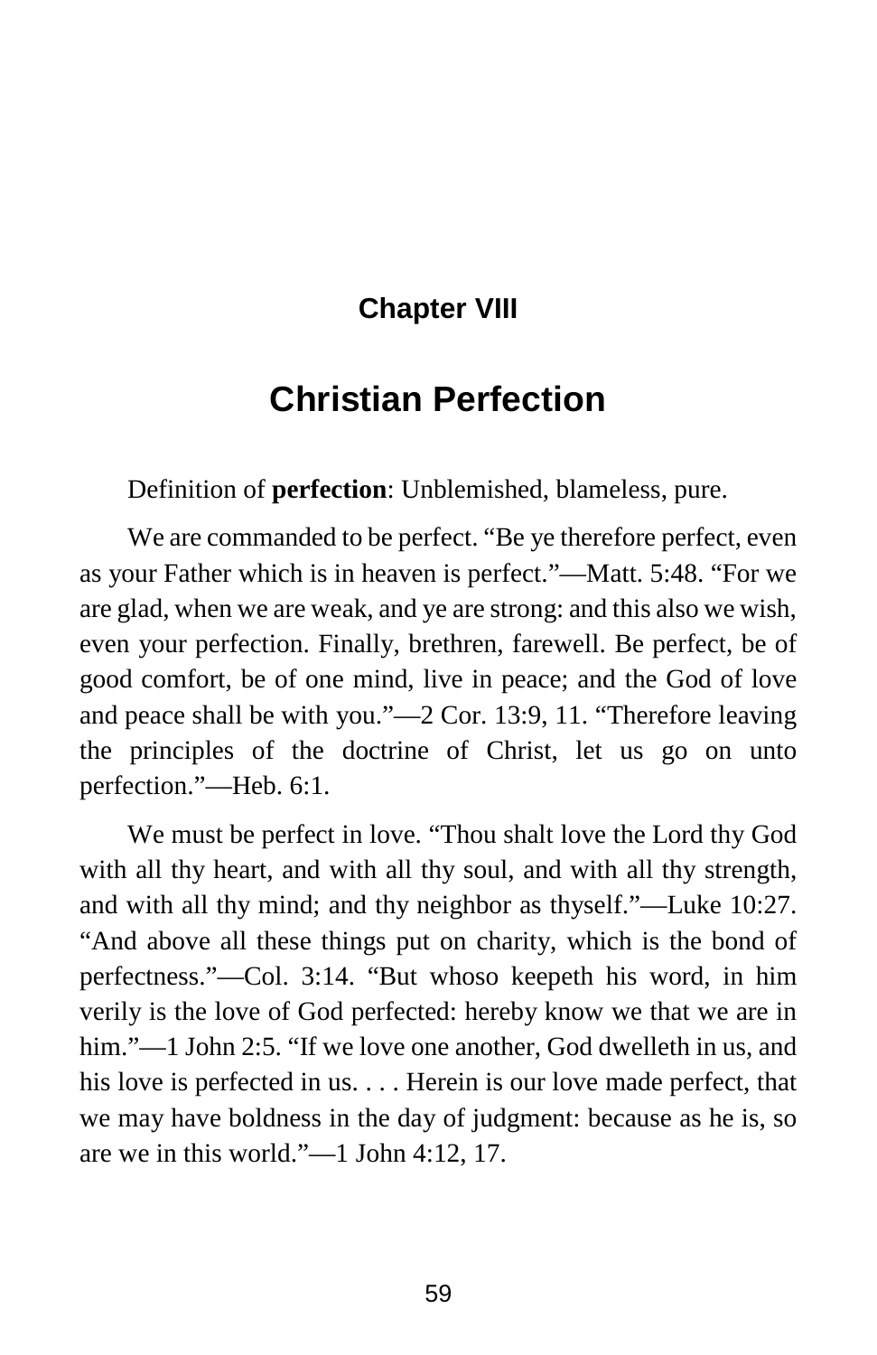## Chapter VIII

# Christian Perfection

Definition of **perfection**: Unblemished, blameless, pure.

We are commanded to be perfect. “Be ye therefore perfect, even as your Father which is in heaven is perfect.”—Matt. 5:48. “For we are glad, when we are weak, and ye are strong: and this also we wish, even your perfection. Finally, brethren, farewell. Be perfect, be of good comfort, be of one mind, live in peace; and the God of love and peace shall be with you.”—2 Cor. 13:9, 11. “Therefore leaving the principles of the doctrine of Christ, let us go on unto perfection.”—Heb. 6:1.

We must be perfect in love. “Thou shalt love the Lord thy God with all thy heart, and with all thy soul, and with all thy strength, and with all thy mind; and thy neighbor as thyself.”—Luke 10:27. “And above all these things put on charity, which is the bond of perfectness.”—Col. 3:14. “But whoso keepeth his word, in him verily is the love of God perfected: hereby know we that we are in him.”—1 John 2:5. “If we love one another, God dwelleth in us, and his love is perfected in us. . . . Herein is our love made perfect, that we may have boldness in the day of judgment: because as he is, so are we in this world.”—1 John 4:12, 17.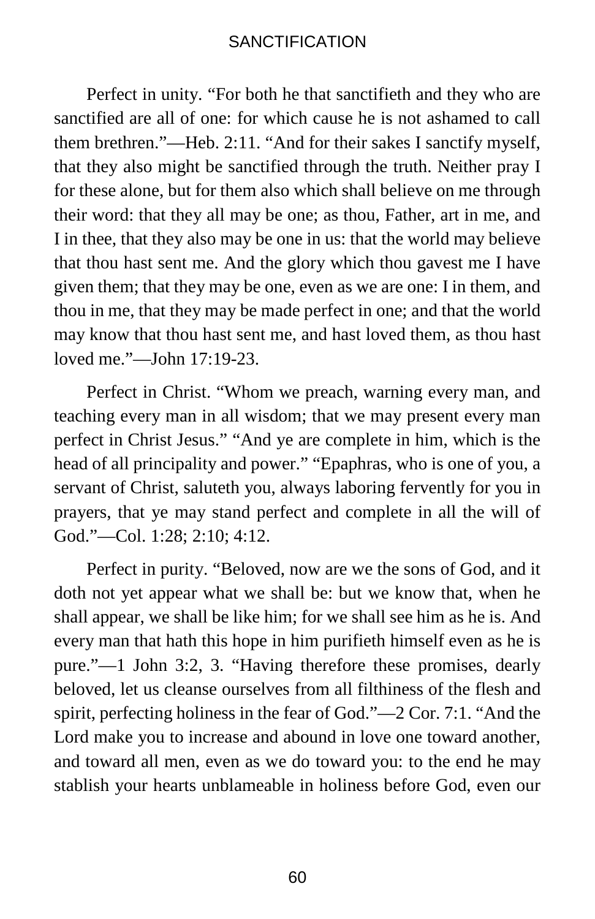Perfect in unity. "For both he that sanctifieth and they who are sanctified are all of one: for which cause he is not ashamed to call them brethren."—Heb. 2:11. "And for their sakes I sanctify myself, that they also might be sanctified through the truth. Neither pray I for these alone, but for them also which shall believe on me through their word: that they all may be one; as thou, Father, art in me, and I in thee, that they also may be one in us: that the world may believe that thou hast sent me. And the glory which thou gavest me I have given them; that they may be one, even as we are one: I in them, and thou in me, that they may be made perfect in one; and that the world may know that thou hast sent me, and hast loved them, as thou hast loved me."—John 17:19-23.

Perfect in Christ. "Whom we preach, warning every man, and teaching every man in all wisdom; that we may present every man perfect in Christ Jesus." "And ye are complete in him, which is the head of all principality and power." "Epaphras, who is one of you, a servant of Christ, saluteth you, always laboring fervently for you in prayers, that ye may stand perfect and complete in all the will of God."—Col. 1:28; 2:10; 4:12.

Perfect in purity. "Beloved, now are we the sons of God, and it doth not yet appear what we shall be: but we know that, when he shall appear, we shall be like him; for we shall see him as he is. And every man that hath this hope in him purifieth himself even as he is pure."—1 John 3:2, 3. "Having therefore these promises, dearly beloved, let us cleanse ourselves from all filthiness of the flesh and spirit, perfecting holiness in the fear of God."—2 Cor. 7:1. "And the Lord make you to increase and abound in love one toward another, and toward all men, even as we do toward you: to the end he may stablish your hearts unblameable in holiness before God, even our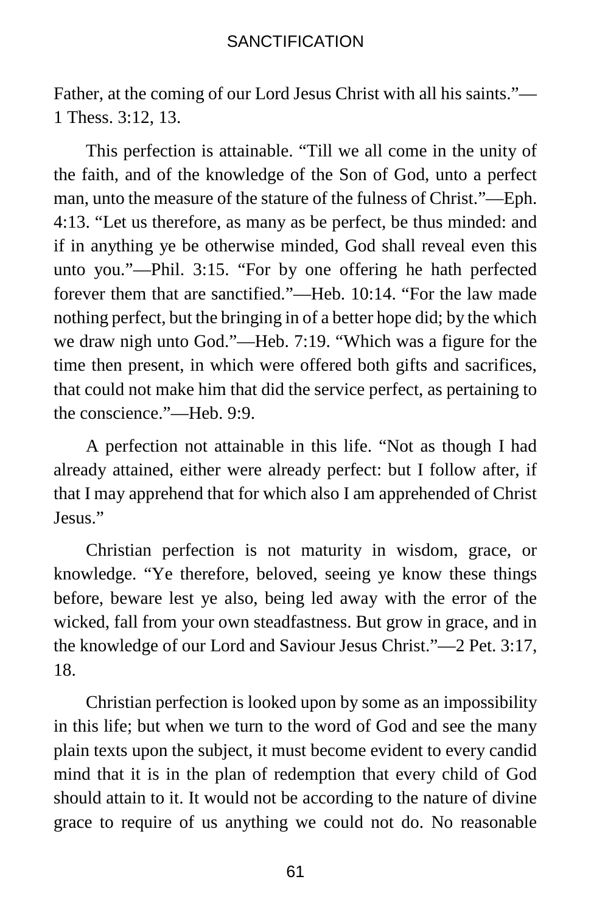Father, at the coming of our Lord Jesus Christ with all his saints."—1 Thess. 3:12, 13.

This perfection is attainable. "Till we all come in the unity of the faith, and of the knowledge of the Son of God, unto a perfect man, unto the measure of the stature of the fulness of Christ."—Eph. 4:13. "Let us therefore, as many as be perfect, be thus minded: and if in anything ye be otherwise minded, God shall reveal even this unto you."—Phil. 3:15. "For by one offering he hath perfected forever them that are sanctified."—Heb. 10:14. "For the law made nothing perfect, but the bringing in of a better hope did; by the which we draw nigh unto God."—Heb. 7:19. "Which was a figure for the time then present, in which were offered both gifts and sacrifices, that could not make him that did the service perfect, as pertaining to the conscience."—Heb. 9:9.

A perfection not attainable in this life. "Not as though I had already attained, either were already perfect: but I follow after, if that I may apprehend that for which also I am apprehended of Christ Jesus."

Christian perfection is not maturity in wisdom, grace, or knowledge. "Ye therefore, beloved, seeing ye know these things before, beware lest ye also, being led away with the error of the wicked, fall from your own steadfastness. But grow in grace, and in the knowledge of our Lord and Saviour Jesus Christ."—2 Pet. 3:17, 18.

Christian perfection is looked upon by some as an impossibility in this life; but when we turn to the word of God and see the many plain texts upon the subject, it must become evident to every candid mind that it is in the plan of redemption that every child of God should attain to it. It would not be according to the nature of divine grace to require of us anything we could not do. No reasonable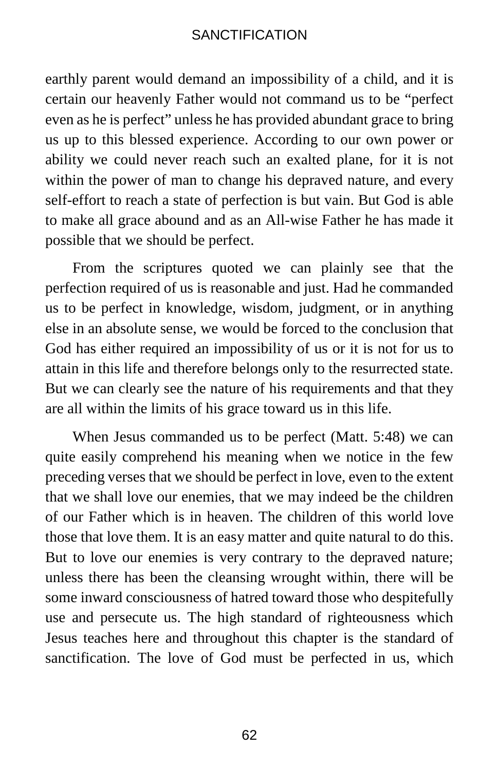earthly parent would demand an impossibility of a child, and it is certain our heavenly Father would not command us to be "perfect even as he is perfect" unless he has provided abundant grace to bring us up to this blessed experience. According to our own power or ability we could never reach such an exalted plane, for it is not within the power of man to change his depraved nature, and every self-effort to reach a state of perfection is but vain. But God is able to make all grace abound and as an All-wise Father he has made it possible that we should be perfect.

From the scriptures quoted we can plainly see that the perfection required of us is reasonable and just. Had he commanded us to be perfect in knowledge, wisdom, judgment, or in anything else in an absolute sense, we would be forced to the conclusion that God has either required an impossibility of us or it is not for us to attain in this life and therefore belongs only to the resurrected state. But we can clearly see the nature of his requirements and that they are all within the limits of his grace toward us in this life.

When Jesus commanded us to be perfect (Matt. 5:48) we can quite easily comprehend his meaning when we notice in the few preceding verses that we should be perfect in love, even to the extent that we shall love our enemies, that we may indeed be the children of our Father which is in heaven. The children of this world love those that love them. It is an easy matter and quite natural to do this. But to love our enemies is very contrary to the depraved nature; unless there has been the cleansing wrought within, there will be some inward consciousness of hatred toward those who despitefully use and persecute us. The high standard of righteousness which Jesus teaches here and throughout this chapter is the standard of sanctification. The love of God must be perfected in us, which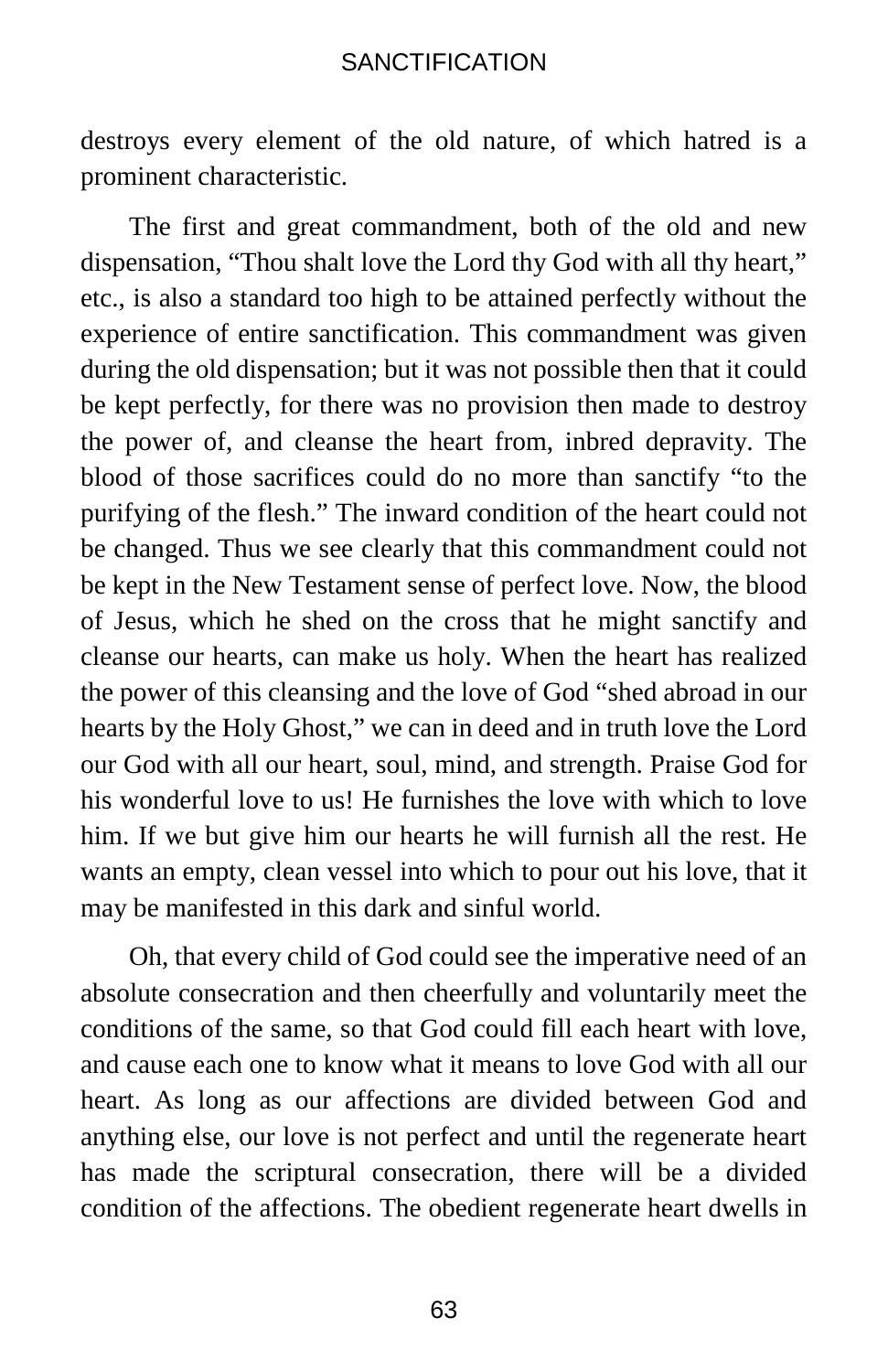destroys every element of the old nature, of which hatred is a prominent characteristic.

The first and great commandment, both of the old and new dispensation, "Thou shalt love the Lord thy God with all thy heart," etc., is also a standard too high to be attained perfectly without the experience of entire sanctification. This commandment was given during the old dispensation; but it was not possible then that it could be kept perfectly, for there was no provision then made to destroy the power of, and cleanse the heart from, inbred depravity. The blood of those sacrifices could do no more than sanctify "to the purifying of the flesh." The inward condition of the heart could not be changed. Thus we see clearly that this commandment could not be kept in the New Testament sense of perfect love. Now, the blood of Jesus, which he shed on the cross that he might sanctify and cleanse our hearts, can make us holy. When the heart has realized the power of this cleansing and the love of God "shed abroad in our hearts by the Holy Ghost," we can in deed and in truth love the Lord our God with all our heart, soul, mind, and strength. Praise God for his wonderful love to us! He furnishes the love with which to love him. If we but give him our hearts he will furnish all the rest. He wants an empty, clean vessel into which to pour out his love, that it may be manifested in this dark and sinful world.

Oh, that every child of God could see the imperative need of an absolute consecration and then cheerfully and voluntarily meet the conditions of the same, so that God could fill each heart with love, and cause each one to know what it means to love God with all our heart. As long as our affections are divided between God and anything else, our love is not perfect and until the regenerate heart has made the scriptural consecration, there will be a divided condition of the affections. The obedient regenerate heart dwells in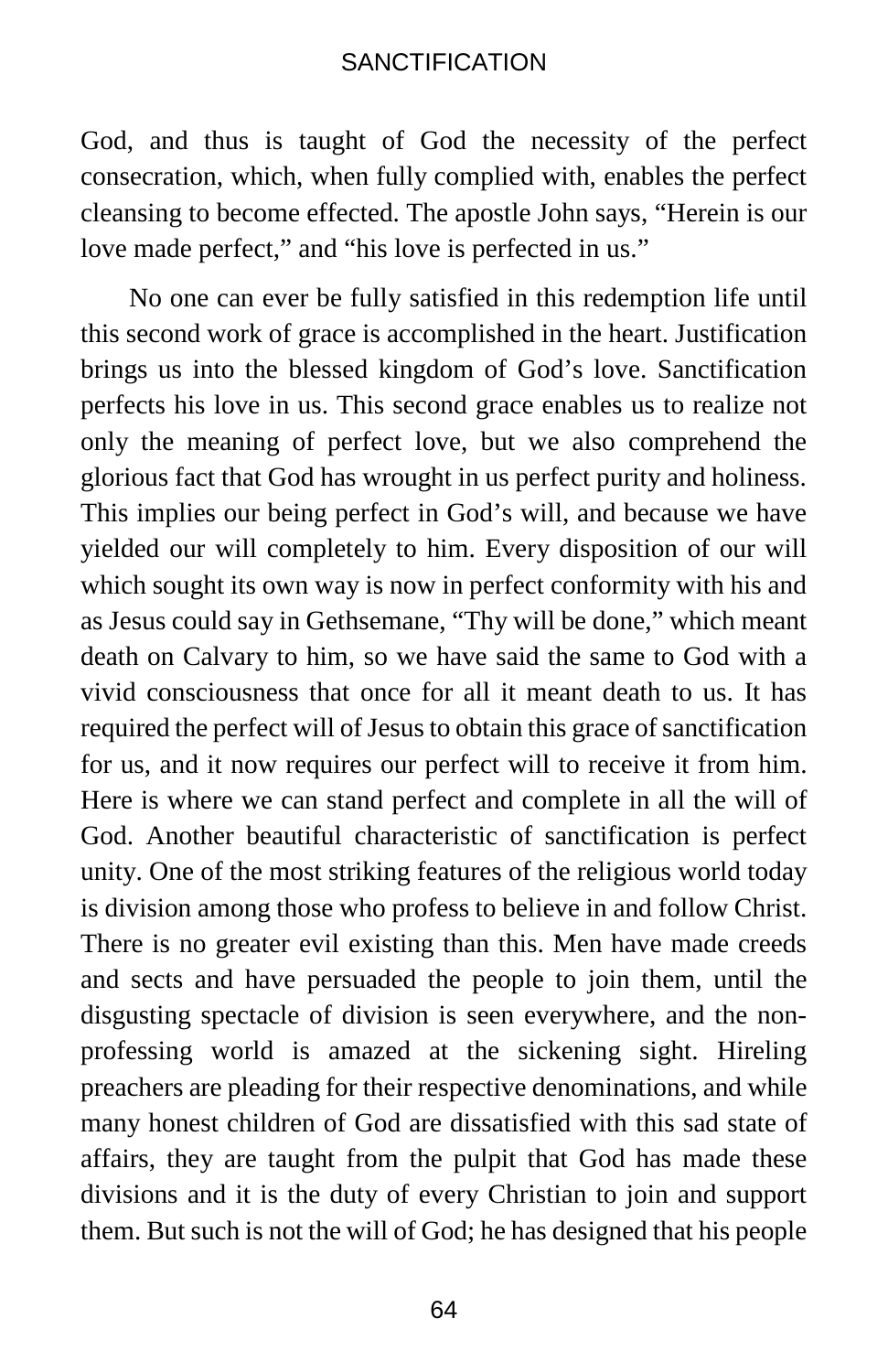God, and thus is taught of God the necessity of the perfect consecration, which, when fully complied with, enables the perfect cleansing to become effected. The apostle John says, "Herein is our love made perfect," and "his love is perfected in us."

No one can ever be fully satisfied in this redemption life until this second work of grace is accomplished in the heart. Justification brings us into the blessed kingdom of God's love. Sanctification perfects his love in us. This second grace enables us to realize not only the meaning of perfect love, but we also comprehend the glorious fact that God has wrought in us perfect purity and holiness. This implies our being perfect in God's will, and because we have yielded our will completely to him. Every disposition of our will which sought its own way is now in perfect conformity with his and as Jesus could say in Gethsemane, "Thy will be done," which meant death on Calvary to him, so we have said the same to God with a vivid consciousness that once for all it meant death to us. It has required the perfect will of Jesus to obtain this grace of sanctification for us, and it now requires our perfect will to receive it from him. Here is where we can stand perfect and complete in all the will of God. Another beautiful characteristic of sanctification is perfect unity. One of the most striking features of the religious world today is division among those who profess to believe in and follow Christ. There is no greater evil existing than this. Men have made creeds and sects and have persuaded the people to join them, until the disgusting spectacle of division is seen everywhere, and the non-professing world is amazed at the sickening sight. Hireling preachers are pleading for their respective denominations, and while many honest children of God are dissatisfied with this sad state of affairs, they are taught from the pulpit that God has made these divisions and it is the duty of every Christian to join and support them. But such is not the will of God; he has designed that his people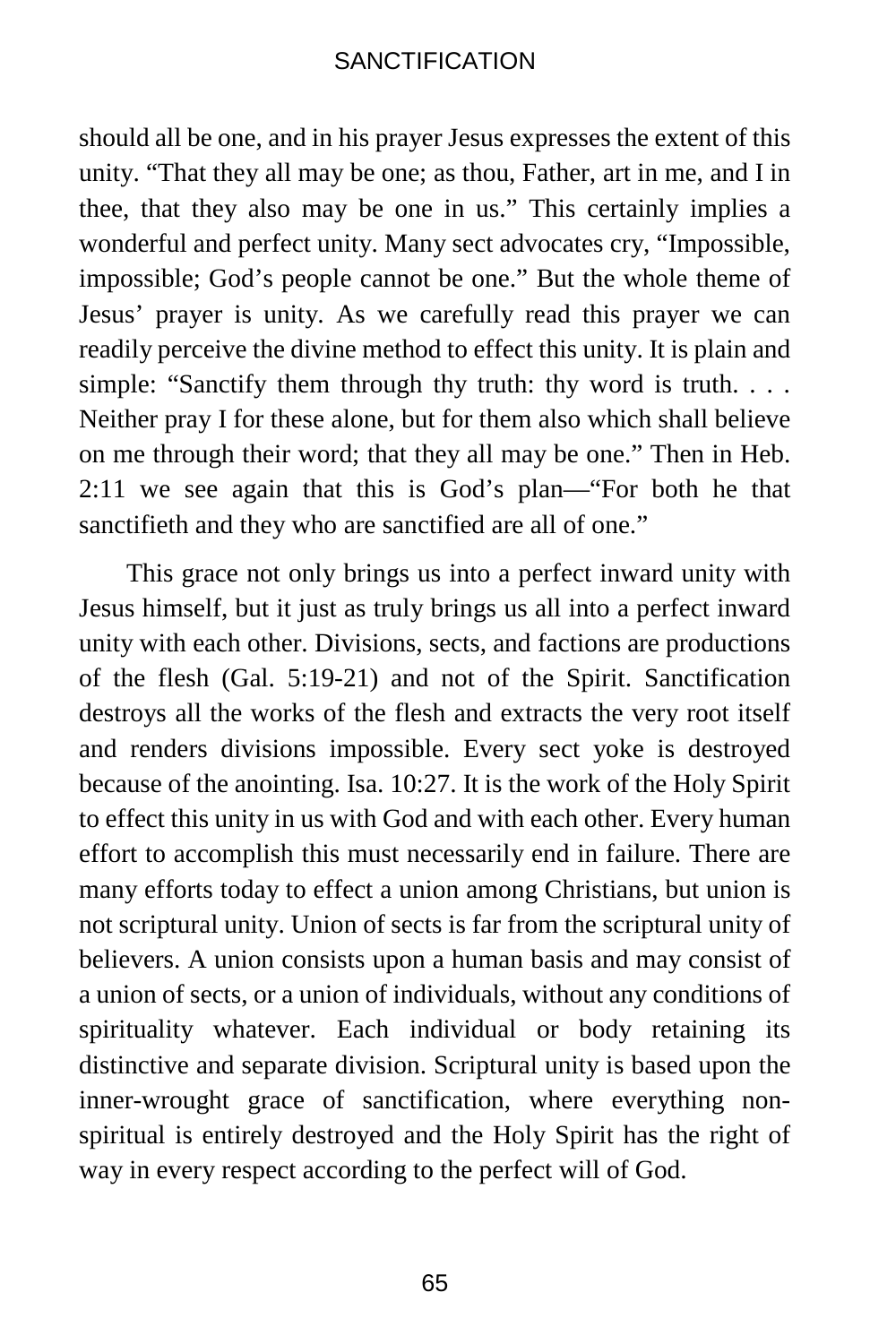should all be one, and in his prayer Jesus expresses the extent of this unity. “That they all may be one; as thou, Father, art in me, and I in thee, that they also may be one in us.” This certainly implies a wonderful and perfect unity. Many sect advocates cry, “Impossible, impossible; God’s people cannot be one.” But the whole theme of Jesus’ prayer is unity. As we carefully read this prayer we can readily perceive the divine method to effect this unity. It is plain and simple: “Sanctify them through thy truth: thy word is truth. . . . Neither pray I for these alone, but for them also which shall believe on me through their word; that they all may be one.” Then in Heb. 2:11 we see again that this is God’s plan—“For both he that sanctifieth and they who are sanctified are all of one.”

This grace not only brings us into a perfect inward unity with Jesus himself, but it just as truly brings us all into a perfect inward unity with each other. Divisions, sects, and factions are productions of the flesh (Gal. 5:19-21) and not of the Spirit. Sanctification destroys all the works of the flesh and extracts the very root itself and renders divisions impossible. Every sect yoke is destroyed because of the anointing. Isa. 10:27. It is the work of the Holy Spirit to effect this unity in us with God and with each other. Every human effort to accomplish this must necessarily end in failure. There are many efforts today to effect a union among Christians, but union is not scriptural unity. Union of sects is far from the scriptural unity of believers. A union consists upon a human basis and may consist of a union of sects, or a union of individuals, without any conditions of spirituality whatever. Each individual or body retaining its distinctive and separate division. Scriptural unity is based upon the inner-wrought grace of sanctification, where everything non-spiritual is entirely destroyed and the Holy Spirit has the right of way in every respect according to the perfect will of God.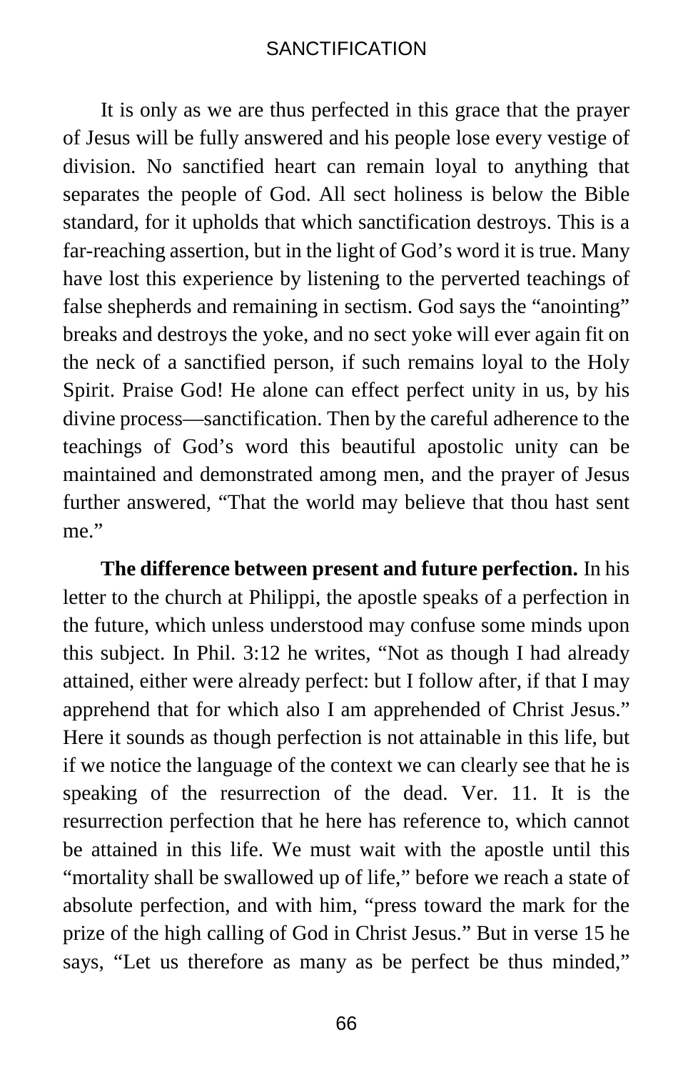It is only as we are thus perfected in this grace that the prayer of Jesus will be fully answered and his people lose every vestige of division. No sanctified heart can remain loyal to anything that separates the people of God. All sect holiness is below the Bible standard, for it upholds that which sanctification destroys. This is a far-reaching assertion, but in the light of God's word it is true. Many have lost this experience by listening to the perverted teachings of false shepherds and remaining in sectism. God says the "anointing" breaks and destroys the yoke, and no sect yoke will ever again fit on the neck of a sanctified person, if such remains loyal to the Holy Spirit. Praise God! He alone can effect perfect unity in us, by his divine process—sanctification. Then by the careful adherence to the teachings of God's word this beautiful apostolic unity can be maintained and demonstrated among men, and the prayer of Jesus further answered, "That the world may believe that thou hast sent me."

**The difference between present and future perfection.** In his letter to the church at Philippi, the apostle speaks of a perfection in the future, which unless understood may confuse some minds upon this subject. In Phil. 3:12 he writes, "Not as though I had already attained, either were already perfect: but I follow after, if that I may apprehend that for which also I am apprehended of Christ Jesus." Here it sounds as though perfection is not attainable in this life, but if we notice the language of the context we can clearly see that he is speaking of the resurrection of the dead. Ver. 11. It is the resurrection perfection that he here has reference to, which cannot be attained in this life. We must wait with the apostle until this "mortality shall be swallowed up of life," before we reach a state of absolute perfection, and with him, "press toward the mark for the prize of the high calling of God in Christ Jesus." But in verse 15 he says, "Let us therefore as many as be perfect be thus minded,"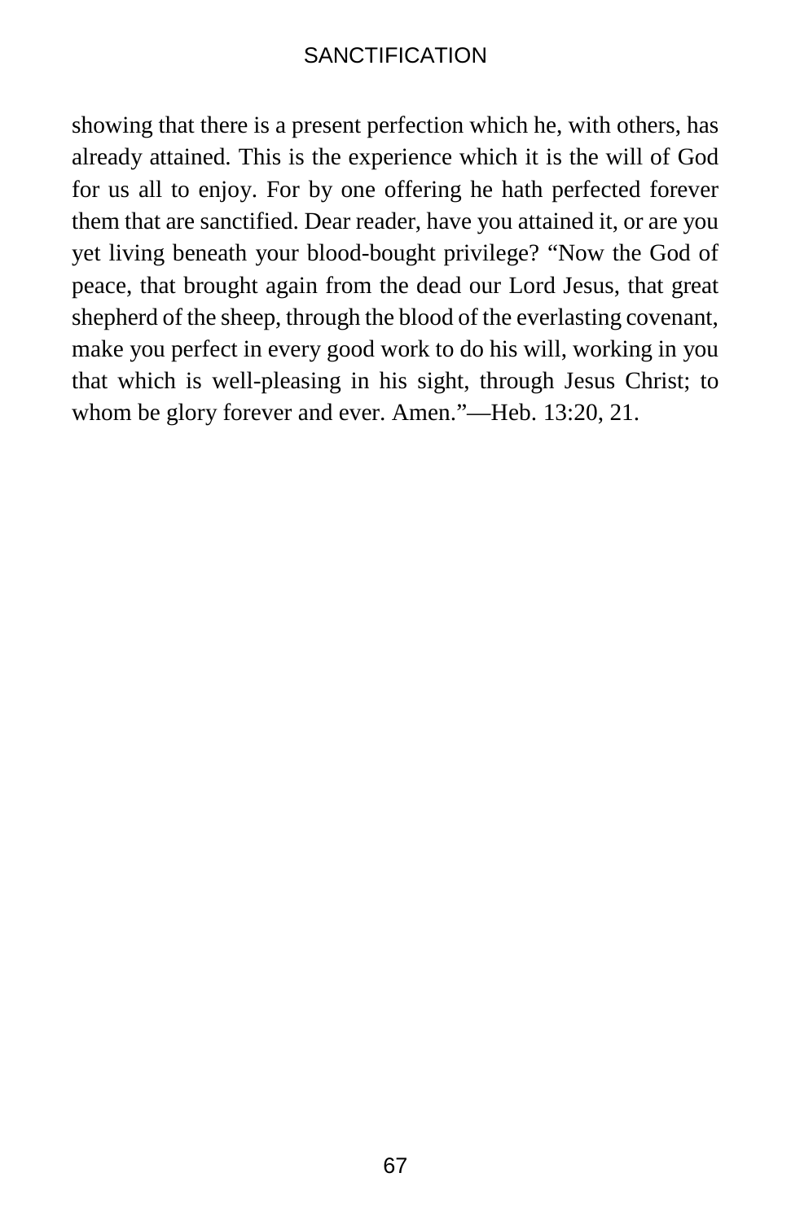showing that there is a present perfection which he, with others, has already attained. This is the experience which it is the will of God for us all to enjoy. For by one offering he hath perfected forever them that are sanctified. Dear reader, have you attained it, or are you yet living beneath your blood-bought privilege? “Now the God of peace, that brought again from the dead our Lord Jesus, that great shepherd of the sheep, through the blood of the everlasting covenant, make you perfect in every good work to do his will, working in you that which is well-pleasing in his sight, through Jesus Christ; to whom be glory forever and ever. Amen.”—Heb. 13:20, 21.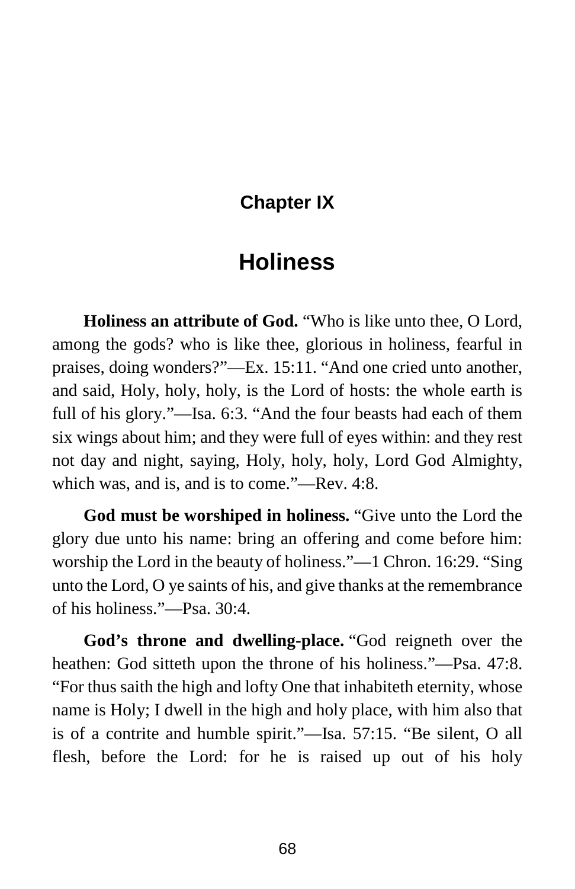## Chapter IX

# Holiness

**Holiness an attribute of God.** "Who is like unto thee, O Lord, among the gods? who is like thee, glorious in holiness, fearful in praises, doing wonders?"—Ex. 15:11. "And one cried unto another, and said, Holy, holy, holy, is the Lord of hosts: the whole earth is full of his glory."—Isa. 6:3. "And the four beasts had each of them six wings about him; and they were full of eyes within: and they rest not day and night, saying, Holy, holy, holy, Lord God Almighty, which was, and is, and is to come."—Rev. 4:8.

**God must be worshiped in holiness.** "Give unto the Lord the glory due unto his name: bring an offering and come before him: worship the Lord in the beauty of holiness."—1 Chron. 16:29. "Sing unto the Lord, O ye saints of his, and give thanks at the remembrance of his holiness."—Psa. 30:4.

**God's throne and dwelling-place.** "God reigneth over the heathen: God sitteth upon the throne of his holiness."—Psa. 47:8. "For thus saith the high and lofty One that inhabiteth eternity, whose name is Holy; I dwell in the high and holy place, with him also that is of a contrite and humble spirit."—Isa. 57:15. "Be silent, O all flesh, before the Lord: for he is raised up out of his holy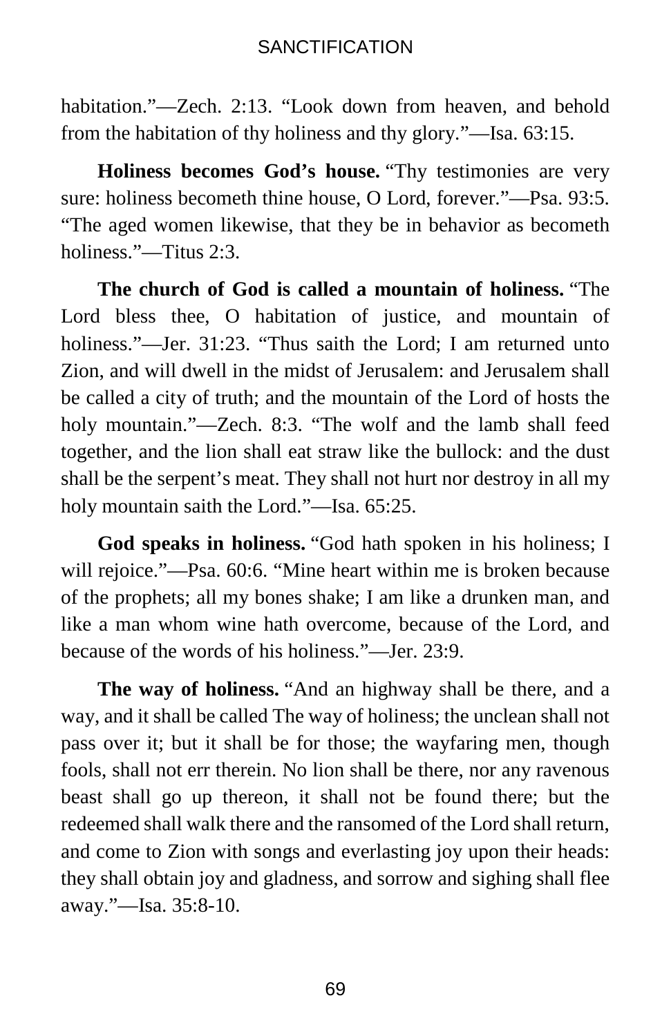habitation."—Zech. 2:13. "Look down from heaven, and behold from the habitation of thy holiness and thy glory."—Isa. 63:15.

**Holiness becomes God's house.** "Thy testimonies are very sure: holiness becometh thine house, O Lord, forever."—Psa. 93:5. "The aged women likewise, that they be in behavior as becometh holiness."—Titus 2:3.

**The church of God is called a mountain of holiness.** "The Lord bless thee, O habitation of justice, and mountain of holiness."—Jer. 31:23. "Thus saith the Lord; I am returned unto Zion, and will dwell in the midst of Jerusalem: and Jerusalem shall be called a city of truth; and the mountain of the Lord of hosts the holy mountain."—Zech. 8:3. "The wolf and the lamb shall feed together, and the lion shall eat straw like the bullock: and the dust shall be the serpent's meat. They shall not hurt nor destroy in all my holy mountain saith the Lord."—Isa. 65:25.

**God speaks in holiness.** "God hath spoken in his holiness; I will rejoice."—Psa. 60:6. "Mine heart within me is broken because of the prophets; all my bones shake; I am like a drunken man, and like a man whom wine hath overcome, because of the Lord, and because of the words of his holiness."—Jer. 23:9.

**The way of holiness.** "And an highway shall be there, and a way, and it shall be called The way of holiness; the unclean shall not pass over it; but it shall be for those; the wayfaring men, though fools, shall not err therein. No lion shall be there, nor any ravenous beast shall go up thereon, it shall not be found there; but the redeemed shall walk there and the ransomed of the Lord shall return, and come to Zion with songs and everlasting joy upon their heads: they shall obtain joy and gladness, and sorrow and sighing shall flee away."—Isa. 35:8-10.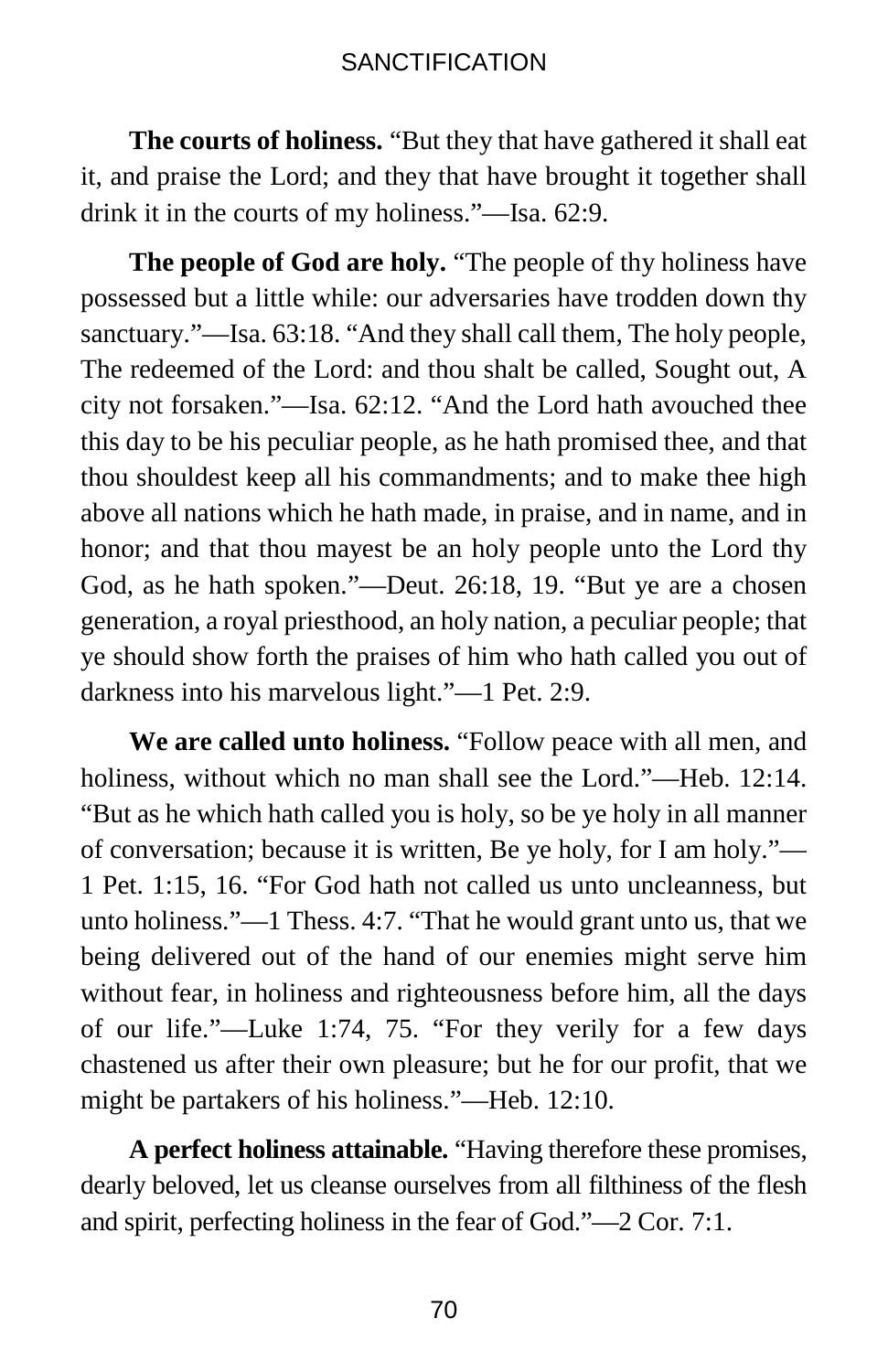**The courts of holiness.** "But they that have gathered it shall eat it, and praise the Lord; and they that have brought it together shall drink it in the courts of my holiness."—Isa. 62:9.

**The people of God are holy.** "The people of thy holiness have possessed but a little while: our adversaries have trodden down thy sanctuary."—Isa. 63:18. "And they shall call them, The holy people, The redeemed of the Lord: and thou shalt be called, Sought out, A city not forsaken."—Isa. 62:12. "And the Lord hath avouched thee this day to be his peculiar people, as he hath promised thee, and that thou shouldest keep all his commandments; and to make thee high above all nations which he hath made, in praise, and in name, and in honor; and that thou mayest be an holy people unto the Lord thy God, as he hath spoken."—Deut. 26:18, 19. "But ye are a chosen generation, a royal priesthood, an holy nation, a peculiar people; that ye should show forth the praises of him who hath called you out of darkness into his marvelous light."—1 Pet. 2:9.

**We are called unto holiness.** "Follow peace with all men, and holiness, without which no man shall see the Lord."—Heb. 12:14. "But as he which hath called you is holy, so be ye holy in all manner of conversation; because it is written, Be ye holy, for I am holy."—1 Pet. 1:15, 16. "For God hath not called us unto uncleanness, but unto holiness."—1 Thess. 4:7. "That he would grant unto us, that we being delivered out of the hand of our enemies might serve him without fear, in holiness and righteousness before him, all the days of our life."—Luke 1:74, 75. "For they verily for a few days chastened us after their own pleasure; but he for our profit, that we might be partakers of his holiness."—Heb. 12:10.

**A perfect holiness attainable.** "Having therefore these promises, dearly beloved, let us cleanse ourselves from all filthiness of the flesh and spirit, perfecting holiness in the fear of God."—2 Cor. 7:1.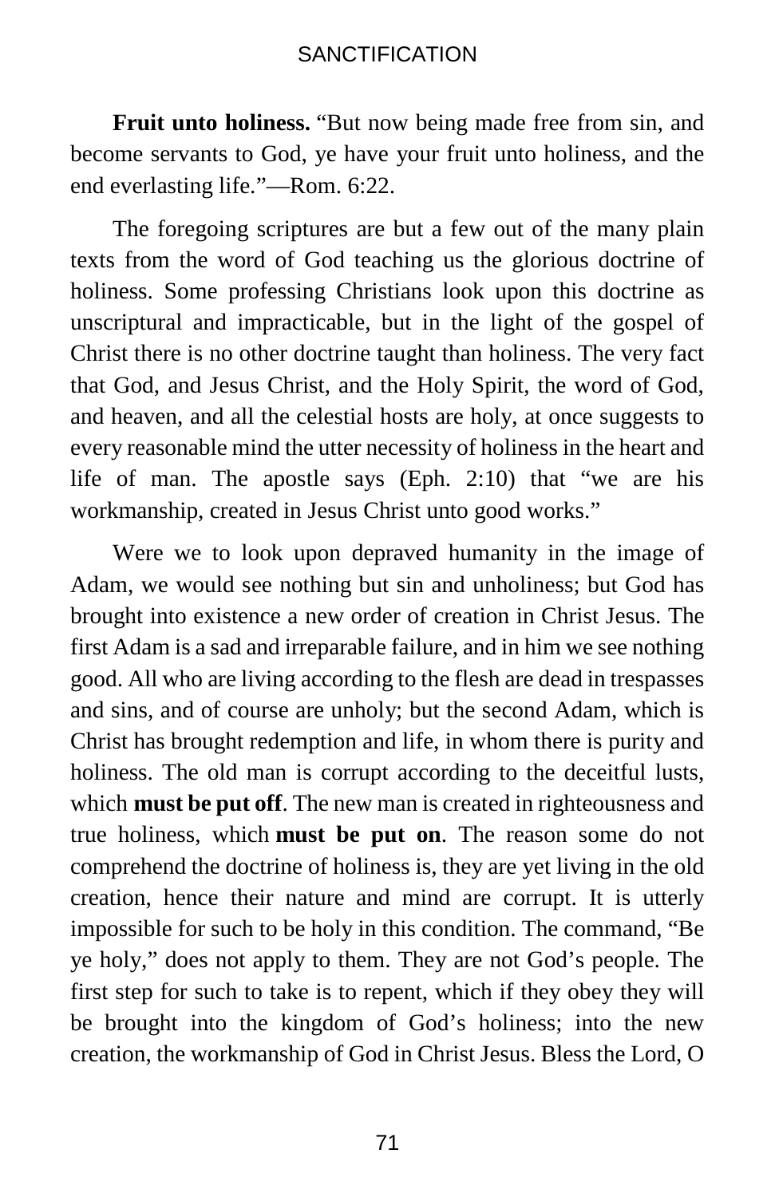**Fruit unto holiness.** "But now being made free from sin, and become servants to God, ye have your fruit unto holiness, and the end everlasting life."—Rom. 6:22.

The foregoing scriptures are but a few out of the many plain texts from the word of God teaching us the glorious doctrine of holiness. Some professing Christians look upon this doctrine as unscriptural and impracticable, but in the light of the gospel of Christ there is no other doctrine taught than holiness. The very fact that God, and Jesus Christ, and the Holy Spirit, the word of God, and heaven, and all the celestial hosts are holy, at once suggests to every reasonable mind the utter necessity of holiness in the heart and life of man. The apostle says (Eph. 2:10) that "we are his workmanship, created in Jesus Christ unto good works."

Were we to look upon depraved humanity in the image of Adam, we would see nothing but sin and unholiness; but God has brought into existence a new order of creation in Christ Jesus. The first Adam is a sad and irreparable failure, and in him we see nothing good. All who are living according to the flesh are dead in trespasses and sins, and of course are unholy; but the second Adam, which is Christ has brought redemption and life, in whom there is purity and holiness. The old man is corrupt according to the deceitful lusts, which **must be put off**. The new man is created in righteousness and true holiness, which **must be put on**. The reason some do not comprehend the doctrine of holiness is, they are yet living in the old creation, hence their nature and mind are corrupt. It is utterly impossible for such to be holy in this condition. The command, "Be ye holy," does not apply to them. They are not God's people. The first step for such to take is to repent, which if they obey they will be brought into the kingdom of God's holiness; into the new creation, the workmanship of God in Christ Jesus. Bless the Lord, O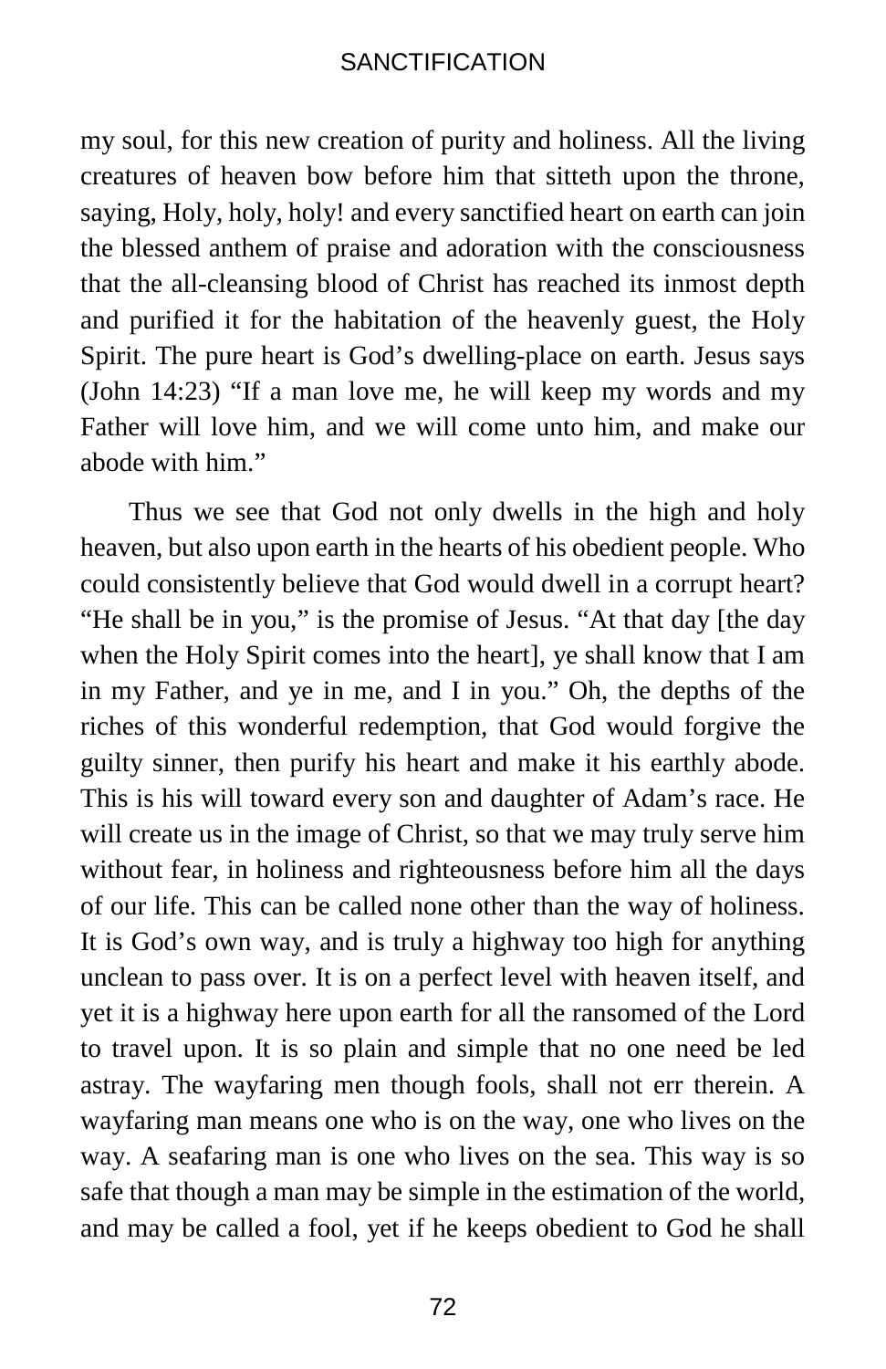my soul, for this new creation of purity and holiness. All the living creatures of heaven bow before him that sitteth upon the throne, saying, Holy, holy, holy! and every sanctified heart on earth can join the blessed anthem of praise and adoration with the consciousness that the all-cleansing blood of Christ has reached its inmost depth and purified it for the habitation of the heavenly guest, the Holy Spirit. The pure heart is God's dwelling-place on earth. Jesus says (John 14:23) "If a man love me, he will keep my words and my Father will love him, and we will come unto him, and make our abode with him."

Thus we see that God not only dwells in the high and holy heaven, but also upon earth in the hearts of his obedient people. Who could consistently believe that God would dwell in a corrupt heart? "He shall be in you," is the promise of Jesus. "At that day [the day when the Holy Spirit comes into the heart], ye shall know that I am in my Father, and ye in me, and I in you." Oh, the depths of the riches of this wonderful redemption, that God would forgive the guilty sinner, then purify his heart and make it his earthly abode. This is his will toward every son and daughter of Adam's race. He will create us in the image of Christ, so that we may truly serve him without fear, in holiness and righteousness before him all the days of our life. This can be called none other than the way of holiness. It is God's own way, and is truly a highway too high for anything unclean to pass over. It is on a perfect level with heaven itself, and yet it is a highway here upon earth for all the ransomed of the Lord to travel upon. It is so plain and simple that no one need be led astray. The wayfaring men though fools, shall not err therein. A wayfaring man means one who is on the way, one who lives on the way. A seafaring man is one who lives on the sea. This way is so safe that though a man may be simple in the estimation of the world, and may be called a fool, yet if he keeps obedient to God he shall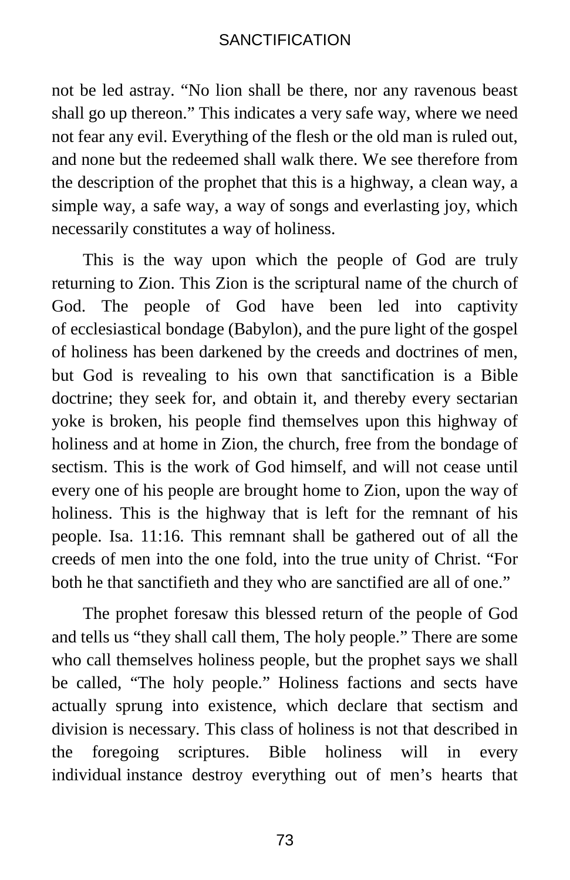not be led astray. "No lion shall be there, nor any ravenous beast shall go up thereon." This indicates a very safe way, where we need not fear any evil. Everything of the flesh or the old man is ruled out, and none but the redeemed shall walk there. We see therefore from the description of the prophet that this is a highway, a clean way, a simple way, a safe way, a way of songs and everlasting joy, which necessarily constitutes a way of holiness.

This is the way upon which the people of God are truly returning to Zion. This Zion is the scriptural name of the church of God. The people of God have been led into captivity of ecclesiastical bondage (Babylon), and the pure light of the gospel of holiness has been darkened by the creeds and doctrines of men, but God is revealing to his own that sanctification is a Bible doctrine; they seek for, and obtain it, and thereby every sectarian yoke is broken, his people find themselves upon this highway of holiness and at home in Zion, the church, free from the bondage of sectism. This is the work of God himself, and will not cease until every one of his people are brought home to Zion, upon the way of holiness. This is the highway that is left for the remnant of his people. Isa. 11:16. This remnant shall be gathered out of all the creeds of men into the one fold, into the true unity of Christ. "For both he that sanctifieth and they who are sanctified are all of one."

The prophet foresaw this blessed return of the people of God and tells us "they shall call them, The holy people." There are some who call themselves holiness people, but the prophet says we shall be called, "The holy people." Holiness factions and sects have actually sprung into existence, which declare that sectism and division is necessary. This class of holiness is not that described in the foregoing scriptures. Bible holiness will in every individual instance destroy everything out of men's hearts that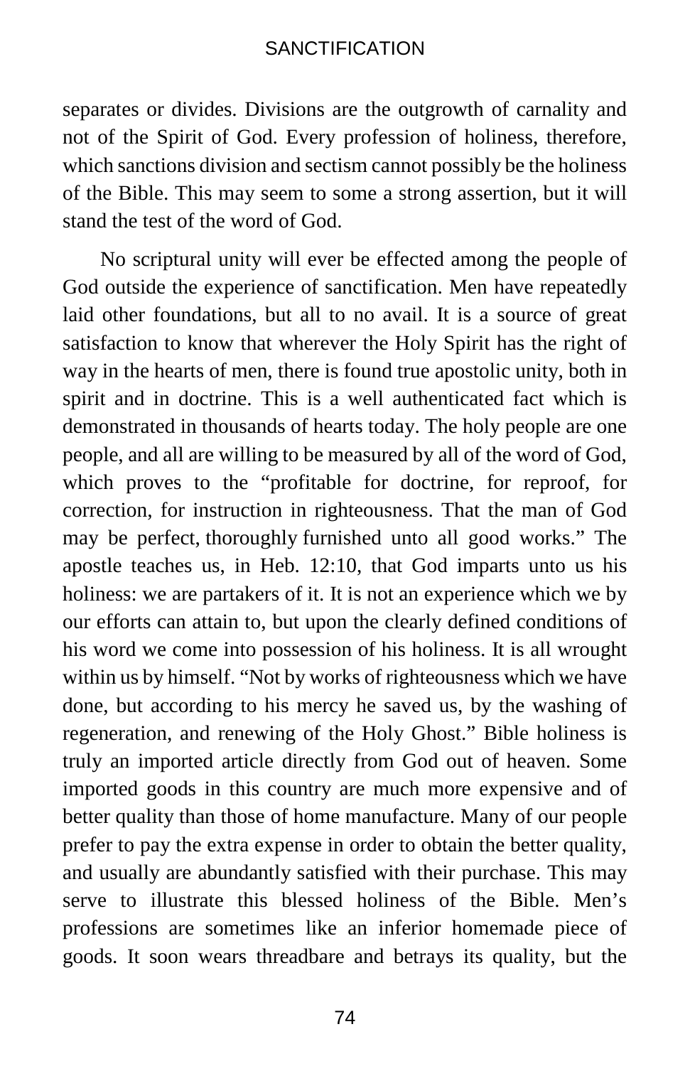separates or divides. Divisions are the outgrowth of carnality and not of the Spirit of God. Every profession of holiness, therefore, which sanctions division and sectism cannot possibly be the holiness of the Bible. This may seem to some a strong assertion, but it will stand the test of the word of God.

No scriptural unity will ever be effected among the people of God outside the experience of sanctification. Men have repeatedly laid other foundations, but all to no avail. It is a source of great satisfaction to know that wherever the Holy Spirit has the right of way in the hearts of men, there is found true apostolic unity, both in spirit and in doctrine. This is a well authenticated fact which is demonstrated in thousands of hearts today. The holy people are one people, and all are willing to be measured by all of the word of God, which proves to the "profitable for doctrine, for reproof, for correction, for instruction in righteousness. That the man of God may be perfect, thoroughly furnished unto all good works." The apostle teaches us, in Heb. 12:10, that God imparts unto us his holiness: we are partakers of it. It is not an experience which we by our efforts can attain to, but upon the clearly defined conditions of his word we come into possession of his holiness. It is all wrought within us by himself. "Not by works of righteousness which we have done, but according to his mercy he saved us, by the washing of regeneration, and renewing of the Holy Ghost." Bible holiness is truly an imported article directly from God out of heaven. Some imported goods in this country are much more expensive and of better quality than those of home manufacture. Many of our people prefer to pay the extra expense in order to obtain the better quality, and usually are abundantly satisfied with their purchase. This may serve to illustrate this blessed holiness of the Bible. Men's professions are sometimes like an inferior homemade piece of goods. It soon wears threadbare and betrays its quality, but the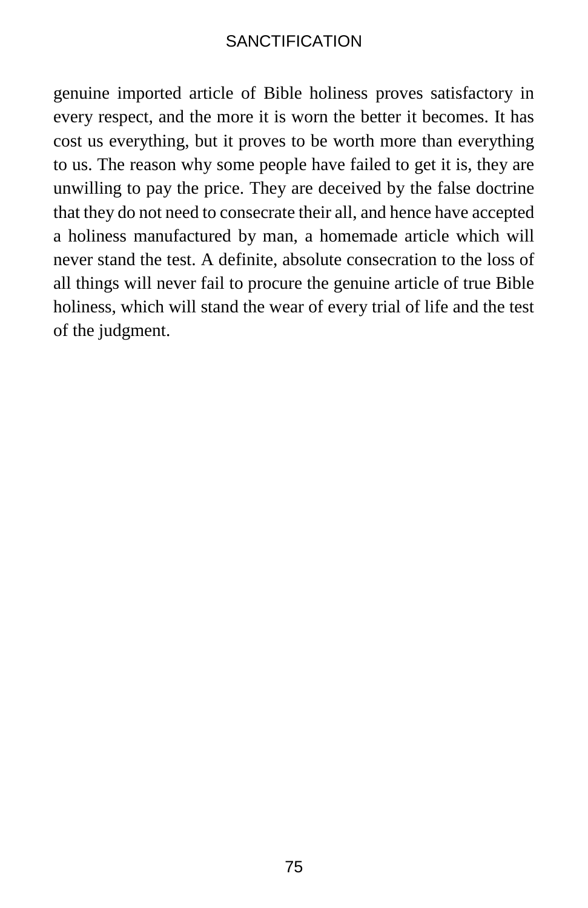genuine imported article of Bible holiness proves satisfactory in every respect, and the more it is worn the better it becomes. It has cost us everything, but it proves to be worth more than everything to us. The reason why some people have failed to get it is, they are unwilling to pay the price. They are deceived by the false doctrine that they do not need to consecrate their all, and hence have accepted a holiness manufactured by man, a homemade article which will never stand the test. A definite, absolute consecration to the loss of all things will never fail to procure the genuine article of true Bible holiness, which will stand the wear of every trial of life and the test of the judgment.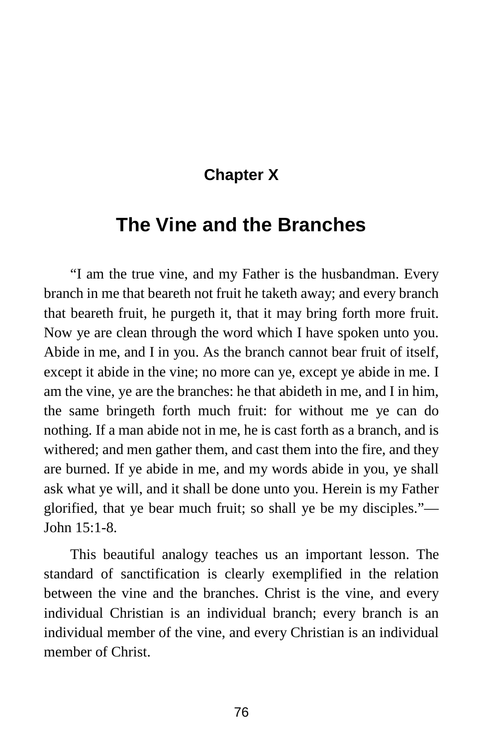## Chapter X

# The Vine and the Branches

"I am the true vine, and my Father is the husbandman. Every branch in me that beareth not fruit he taketh away; and every branch that beareth fruit, he purgeth it, that it may bring forth more fruit. Now ye are clean through the word which I have spoken unto you. Abide in me, and I in you. As the branch cannot bear fruit of itself, except it abide in the vine; no more can ye, except ye abide in me. I am the vine, ye are the branches: he that abideth in me, and I in him, the same bringeth forth much fruit: for without me ye can do nothing. If a man abide not in me, he is cast forth as a branch, and is withered; and men gather them, and cast them into the fire, and they are burned. If ye abide in me, and my words abide in you, ye shall ask what ye will, and it shall be done unto you. Herein is my Father glorified, that ye bear much fruit; so shall ye be my disciples."—John 15:1-8.

This beautiful analogy teaches us an important lesson. The standard of sanctification is clearly exemplified in the relation between the vine and the branches. Christ is the vine, and every individual Christian is an individual branch; every branch is an individual member of the vine, and every Christian is an individual member of Christ.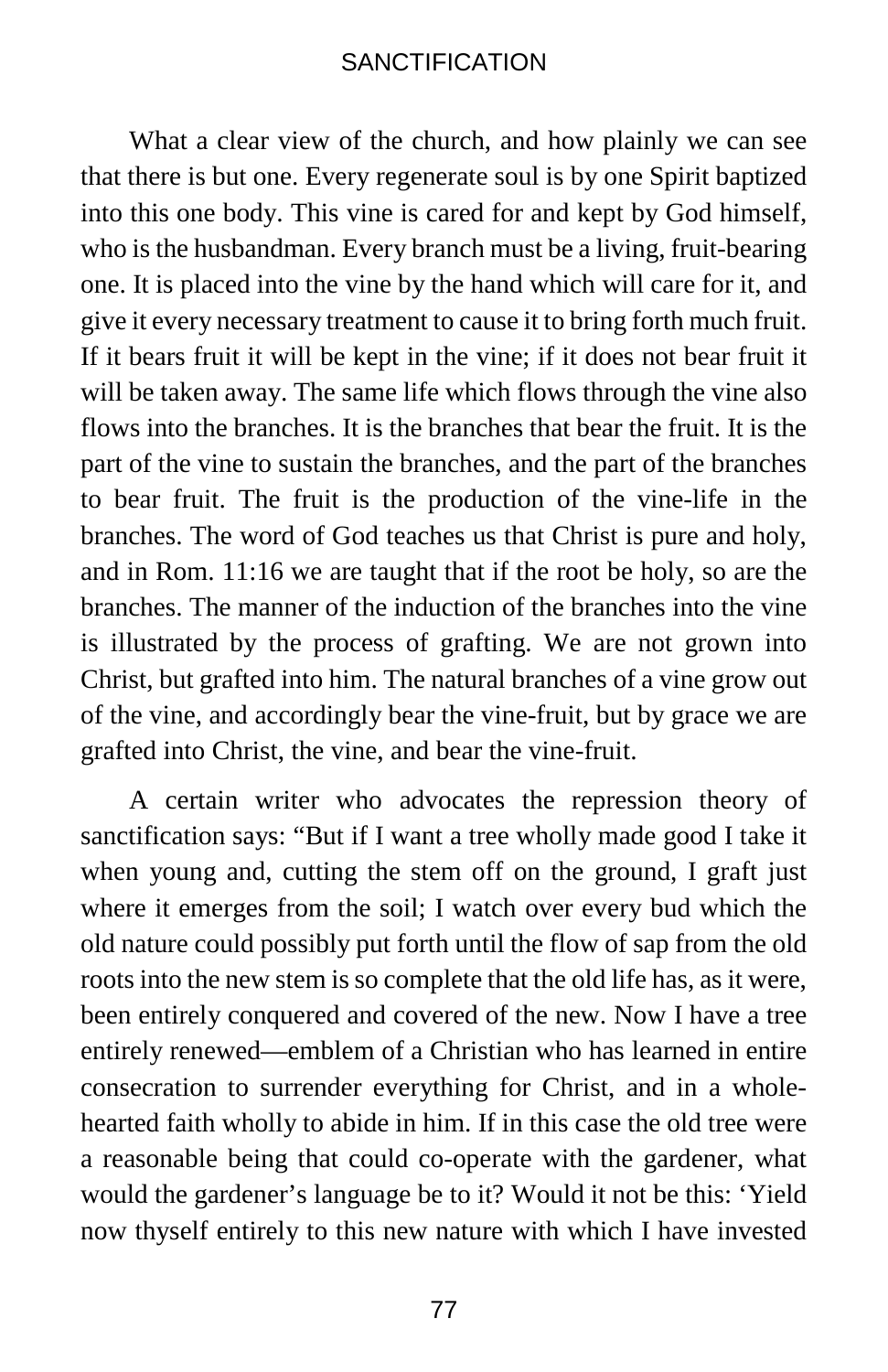What a clear view of the church, and how plainly we can see that there is but one. Every regenerate soul is by one Spirit baptized into this one body. This vine is cared for and kept by God himself, who is the husbandman. Every branch must be a living, fruit-bearing one. It is placed into the vine by the hand which will care for it, and give it every necessary treatment to cause it to bring forth much fruit. If it bears fruit it will be kept in the vine; if it does not bear fruit it will be taken away. The same life which flows through the vine also flows into the branches. It is the branches that bear the fruit. It is the part of the vine to sustain the branches, and the part of the branches to bear fruit. The fruit is the production of the vine-life in the branches. The word of God teaches us that Christ is pure and holy, and in Rom. 11:16 we are taught that if the root be holy, so are the branches. The manner of the induction of the branches into the vine is illustrated by the process of grafting. We are not grown into Christ, but grafted into him. The natural branches of a vine grow out of the vine, and accordingly bear the vine-fruit, but by grace we are grafted into Christ, the vine, and bear the vine-fruit.

A certain writer who advocates the repression theory of sanctification says: "But if I want a tree wholly made good I take it when young and, cutting the stem off on the ground, I graft just where it emerges from the soil; I watch over every bud which the old nature could possibly put forth until the flow of sap from the old roots into the new stem is so complete that the old life has, as it were, been entirely conquered and covered of the new. Now I have a tree entirely renewed—emblem of a Christian who has learned in entire consecration to surrender everything for Christ, and in a whole-hearted faith wholly to abide in him. If in this case the old tree were a reasonable being that could co-operate with the gardener, what would the gardener's language be to it? Would it not be this: 'Yield now thyself entirely to this new nature with which I have invested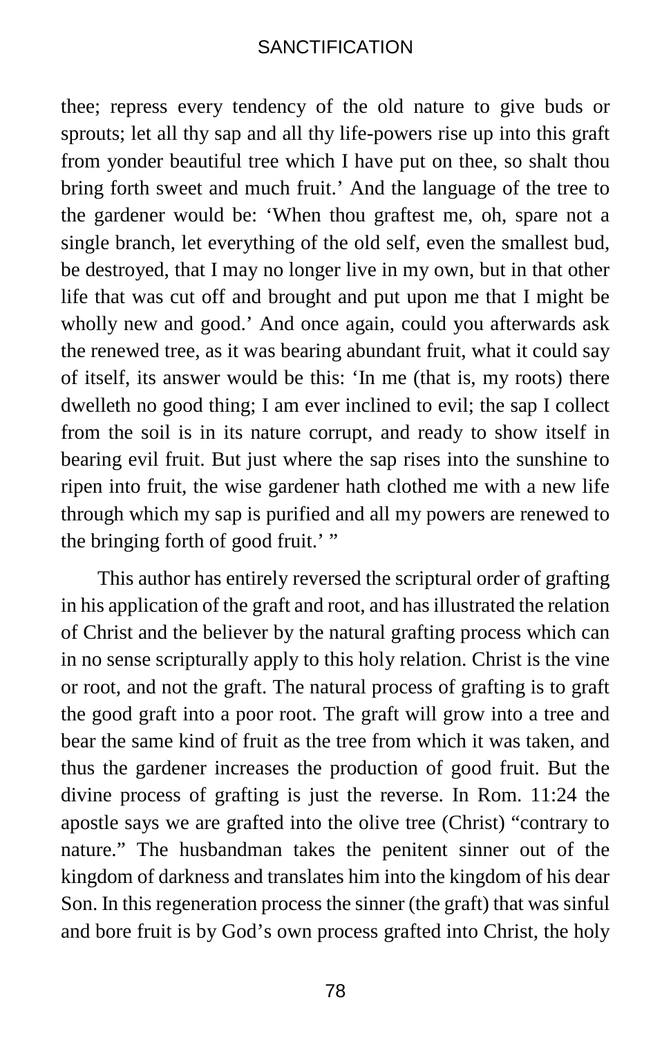thee; repress every tendency of the old nature to give buds or sprouts; let all thy sap and all thy life-powers rise up into this graft from yonder beautiful tree which I have put on thee, so shalt thou bring forth sweet and much fruit.' And the language of the tree to the gardener would be: 'When thou graftest me, oh, spare not a single branch, let everything of the old self, even the smallest bud, be destroyed, that I may no longer live in my own, but in that other life that was cut off and brought and put upon me that I might be wholly new and good.' And once again, could you afterwards ask the renewed tree, as it was bearing abundant fruit, what it could say of itself, its answer would be this: 'In me (that is, my roots) there dwelleth no good thing; I am ever inclined to evil; the sap I collect from the soil is in its nature corrupt, and ready to show itself in bearing evil fruit. But just where the sap rises into the sunshine to ripen into fruit, the wise gardener hath clothed me with a new life through which my sap is purified and all my powers are renewed to the bringing forth of good fruit.' "

This author has entirely reversed the scriptural order of grafting in his application of the graft and root, and has illustrated the relation of Christ and the believer by the natural grafting process which can in no sense scripturally apply to this holy relation. Christ is the vine or root, and not the graft. The natural process of grafting is to graft the good graft into a poor root. The graft will grow into a tree and bear the same kind of fruit as the tree from which it was taken, and thus the gardener increases the production of good fruit. But the divine process of grafting is just the reverse. In Rom. 11:24 the apostle says we are grafted into the olive tree (Christ) "contrary to nature." The husbandman takes the penitent sinner out of the kingdom of darkness and translates him into the kingdom of his dear Son. In this regeneration process the sinner (the graft) that was sinful and bore fruit is by God's own process grafted into Christ, the holy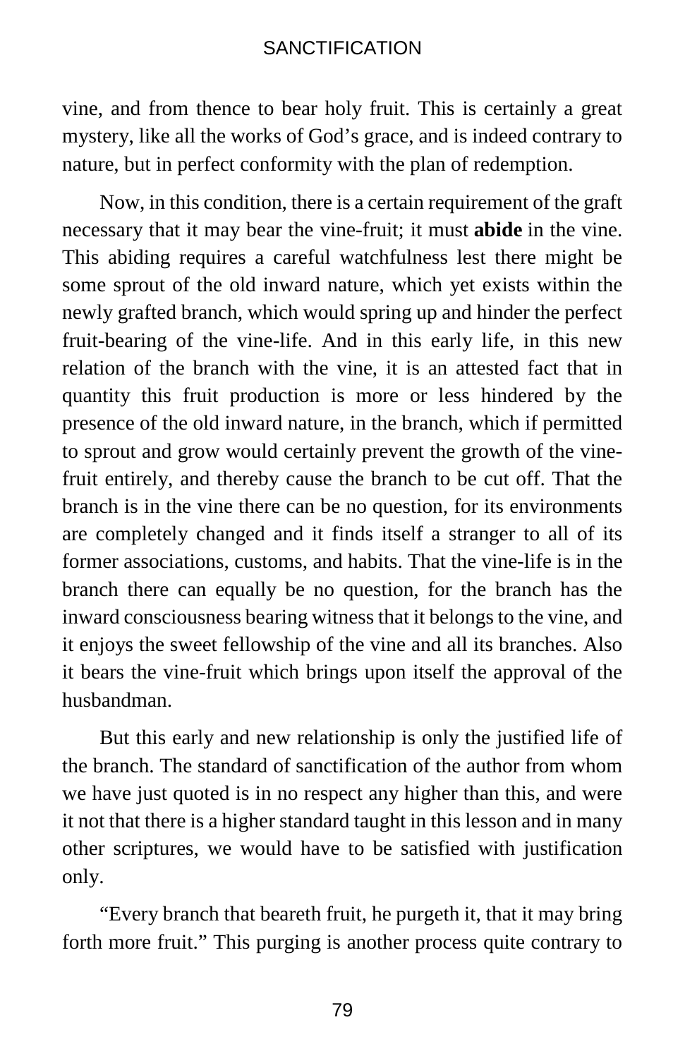vine, and from thence to bear holy fruit. This is certainly a great mystery, like all the works of God's grace, and is indeed contrary to nature, but in perfect conformity with the plan of redemption.

Now, in this condition, there is a certain requirement of the graft necessary that it may bear the vine-fruit; it must **abide** in the vine. This abiding requires a careful watchfulness lest there might be some sprout of the old inward nature, which yet exists within the newly grafted branch, which would spring up and hinder the perfect fruit-bearing of the vine-life. And in this early life, in this new relation of the branch with the vine, it is an attested fact that in quantity this fruit production is more or less hindered by the presence of the old inward nature, in the branch, which if permitted to sprout and grow would certainly prevent the growth of the vine-fruit entirely, and thereby cause the branch to be cut off. That the branch is in the vine there can be no question, for its environments are completely changed and it finds itself a stranger to all of its former associations, customs, and habits. That the vine-life is in the branch there can equally be no question, for the branch has the inward consciousness bearing witness that it belongs to the vine, and it enjoys the sweet fellowship of the vine and all its branches. Also it bears the vine-fruit which brings upon itself the approval of the husbandman.

But this early and new relationship is only the justified life of the branch. The standard of sanctification of the author from whom we have just quoted is in no respect any higher than this, and were it not that there is a higher standard taught in this lesson and in many other scriptures, we would have to be satisfied with justification only.

"Every branch that beareth fruit, he purgeth it, that it may bring forth more fruit." This purging is another process quite contrary to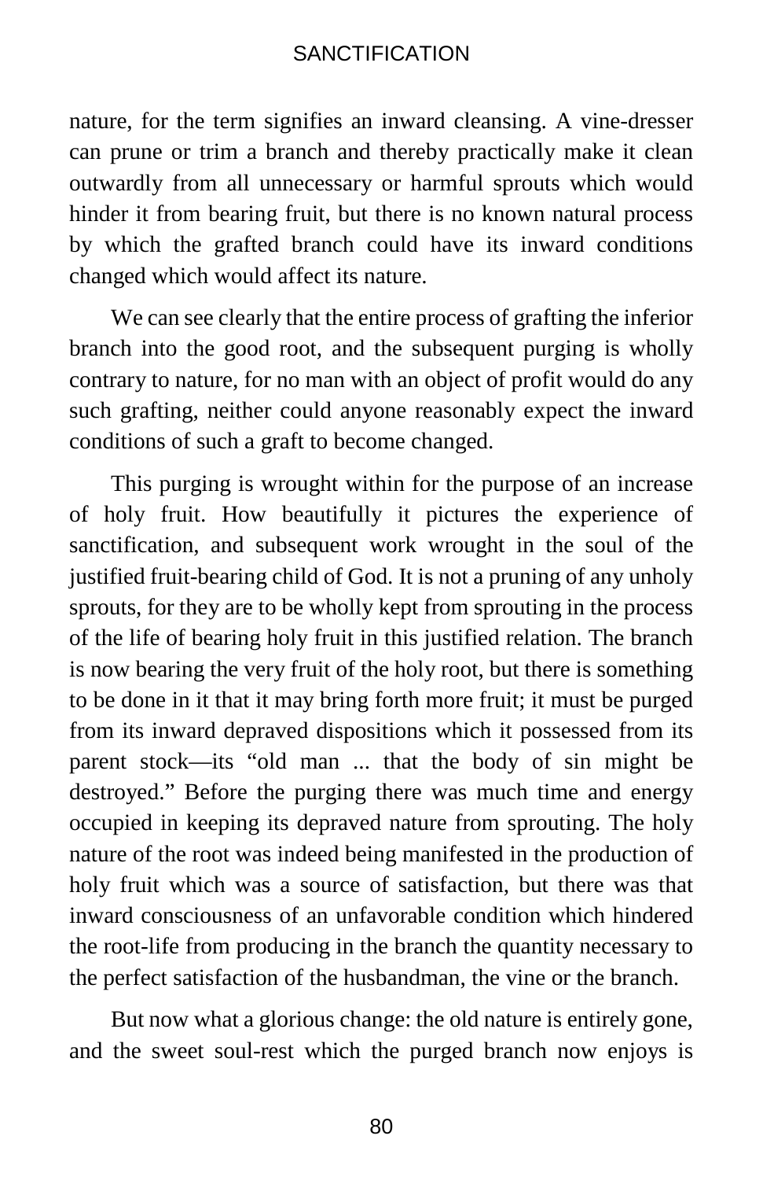nature, for the term signifies an inward cleansing. A vine-dresser can prune or trim a branch and thereby practically make it clean outwardly from all unnecessary or harmful sprouts which would hinder it from bearing fruit, but there is no known natural process by which the grafted branch could have its inward conditions changed which would affect its nature.

We can see clearly that the entire process of grafting the inferior branch into the good root, and the subsequent purging is wholly contrary to nature, for no man with an object of profit would do any such grafting, neither could anyone reasonably expect the inward conditions of such a graft to become changed.

This purging is wrought within for the purpose of an increase of holy fruit. How beautifully it pictures the experience of sanctification, and subsequent work wrought in the soul of the justified fruit-bearing child of God. It is not a pruning of any unholy sprouts, for they are to be wholly kept from sprouting in the process of the life of bearing holy fruit in this justified relation. The branch is now bearing the very fruit of the holy root, but there is something to be done in it that it may bring forth more fruit; it must be purged from its inward depraved dispositions which it possessed from its parent stock—its "old man ... that the body of sin might be destroyed." Before the purging there was much time and energy occupied in keeping its depraved nature from sprouting. The holy nature of the root was indeed being manifested in the production of holy fruit which was a source of satisfaction, but there was that inward consciousness of an unfavorable condition which hindered the root-life from producing in the branch the quantity necessary to the perfect satisfaction of the husbandman, the vine or the branch.

But now what a glorious change: the old nature is entirely gone, and the sweet soul-rest which the purged branch now enjoys is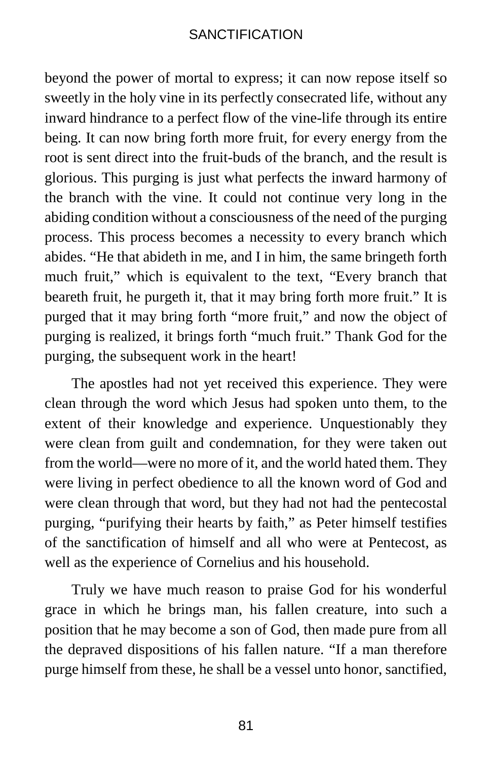beyond the power of mortal to express; it can now repose itself so sweetly in the holy vine in its perfectly consecrated life, without any inward hindrance to a perfect flow of the vine-life through its entire being. It can now bring forth more fruit, for every energy from the root is sent direct into the fruit-buds of the branch, and the result is glorious. This purging is just what perfects the inward harmony of the branch with the vine. It could not continue very long in the abiding condition without a consciousness of the need of the purging process. This process becomes a necessity to every branch which abides. "He that abideth in me, and I in him, the same bringeth forth much fruit," which is equivalent to the text, "Every branch that beareth fruit, he purgeth it, that it may bring forth more fruit." It is purged that it may bring forth "more fruit," and now the object of purging is realized, it brings forth "much fruit." Thank God for the purging, the subsequent work in the heart!

The apostles had not yet received this experience. They were clean through the word which Jesus had spoken unto them, to the extent of their knowledge and experience. Unquestionably they were clean from guilt and condemnation, for they were taken out from the world—were no more of it, and the world hated them. They were living in perfect obedience to all the known word of God and were clean through that word, but they had not had the pentecostal purging, "purifying their hearts by faith," as Peter himself testifies of the sanctification of himself and all who were at Pentecost, as well as the experience of Cornelius and his household.

Truly we have much reason to praise God for his wonderful grace in which he brings man, his fallen creature, into such a position that he may become a son of God, then made pure from all the depraved dispositions of his fallen nature. "If a man therefore purge himself from these, he shall be a vessel unto honor, sanctified,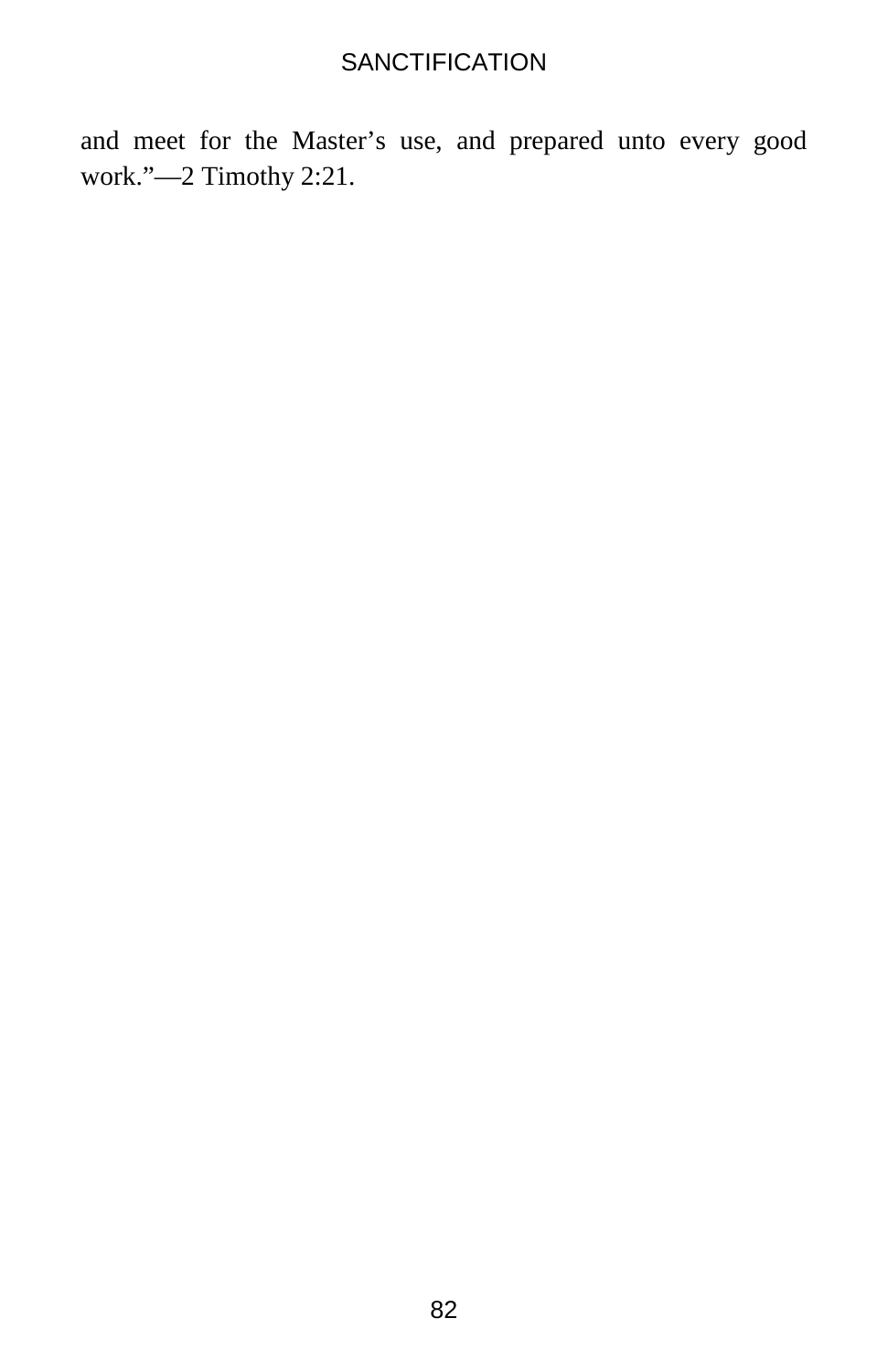and meet for the Master's use, and prepared unto every good work."—2 Timothy 2:21.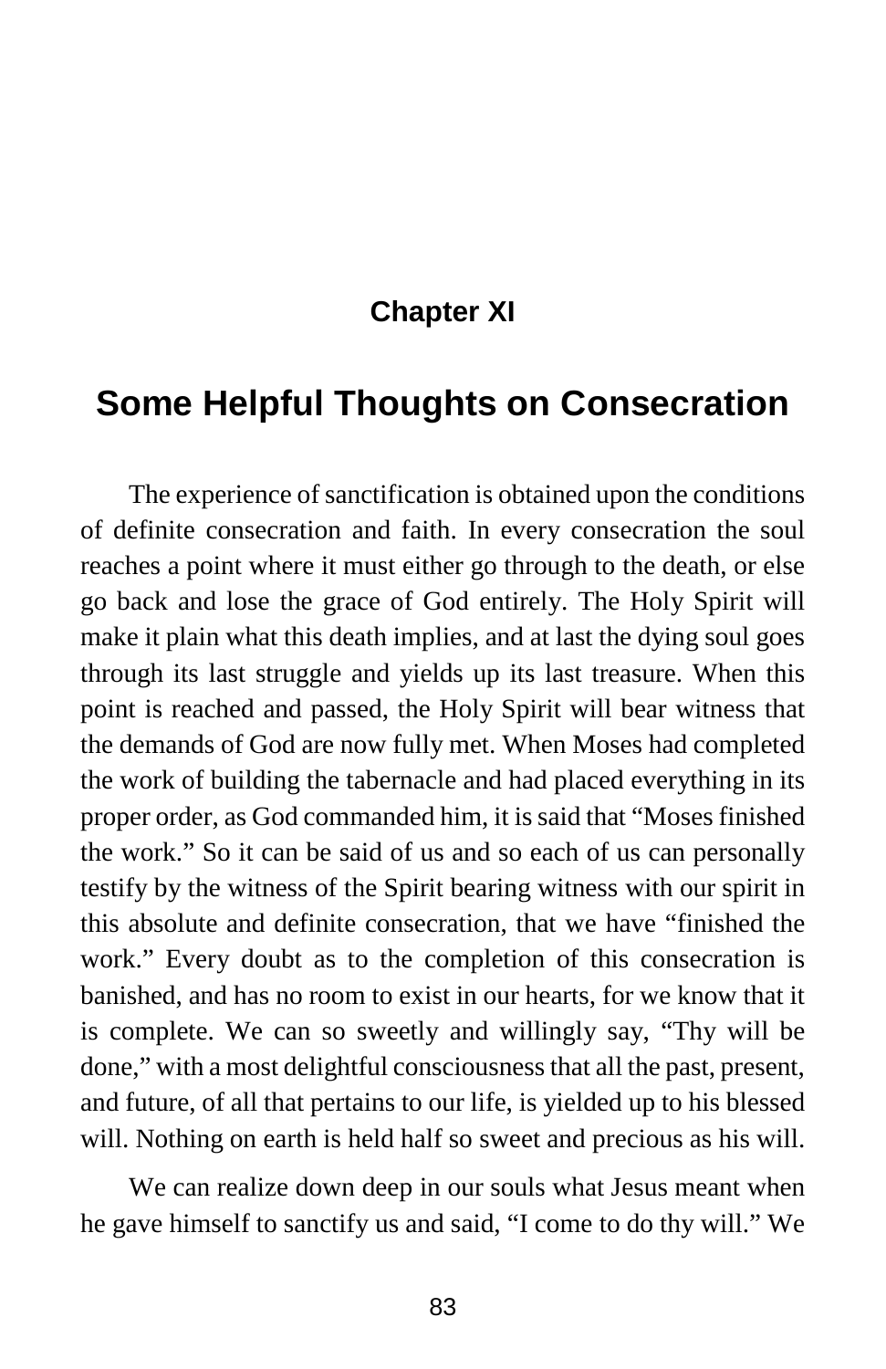## Chapter XI

# Some Helpful Thoughts on Consecration

The experience of sanctification is obtained upon the conditions of definite consecration and faith. In every consecration the soul reaches a point where it must either go through to the death, or else go back and lose the grace of God entirely. The Holy Spirit will make it plain what this death implies, and at last the dying soul goes through its last struggle and yields up its last treasure. When this point is reached and passed, the Holy Spirit will bear witness that the demands of God are now fully met. When Moses had completed the work of building the tabernacle and had placed everything in its proper order, as God commanded him, it is said that "Moses finished the work." So it can be said of us and so each of us can personally testify by the witness of the Spirit bearing witness with our spirit in this absolute and definite consecration, that we have "finished the work." Every doubt as to the completion of this consecration is banished, and has no room to exist in our hearts, for we know that it is complete. We can so sweetly and willingly say, "Thy will be done," with a most delightful consciousness that all the past, present, and future, of all that pertains to our life, is yielded up to his blessed will. Nothing on earth is held half so sweet and precious as his will.

We can realize down deep in our souls what Jesus meant when he gave himself to sanctify us and said, "I come to do thy will." We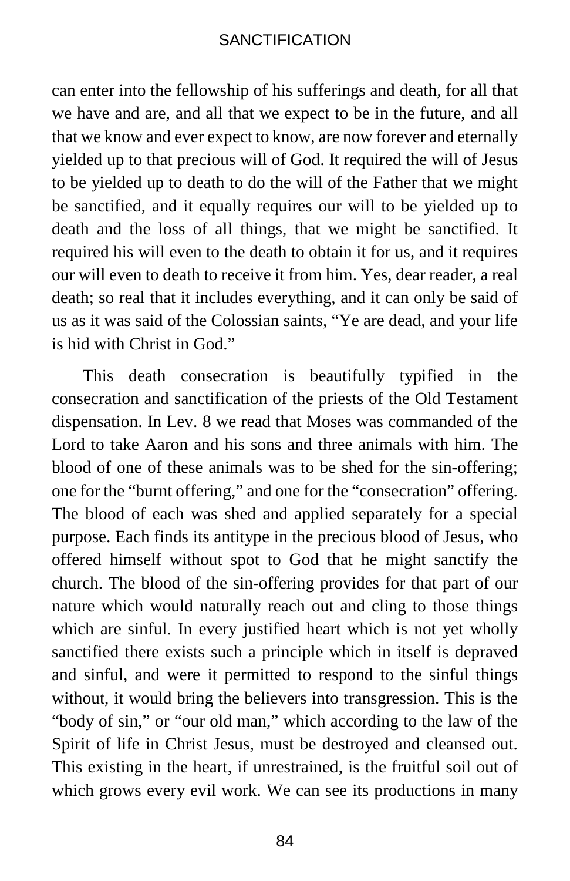can enter into the fellowship of his sufferings and death, for all that we have and are, and all that we expect to be in the future, and all that we know and ever expect to know, are now forever and eternally yielded up to that precious will of God. It required the will of Jesus to be yielded up to death to do the will of the Father that we might be sanctified, and it equally requires our will to be yielded up to death and the loss of all things, that we might be sanctified. It required his will even to the death to obtain it for us, and it requires our will even to death to receive it from him. Yes, dear reader, a real death; so real that it includes everything, and it can only be said of us as it was said of the Colossian saints, "Ye are dead, and your life is hid with Christ in God."

This death consecration is beautifully typified in the consecration and sanctification of the priests of the Old Testament dispensation. In Lev. 8 we read that Moses was commanded of the Lord to take Aaron and his sons and three animals with him. The blood of one of these animals was to be shed for the sin-offering; one for the "burnt offering," and one for the "consecration" offering. The blood of each was shed and applied separately for a special purpose. Each finds its antitype in the precious blood of Jesus, who offered himself without spot to God that he might sanctify the church. The blood of the sin-offering provides for that part of our nature which would naturally reach out and cling to those things which are sinful. In every justified heart which is not yet wholly sanctified there exists such a principle which in itself is depraved and sinful, and were it permitted to respond to the sinful things without, it would bring the believers into transgression. This is the "body of sin," or "our old man," which according to the law of the Spirit of life in Christ Jesus, must be destroyed and cleansed out. This existing in the heart, if unrestrained, is the fruitful soil out of which grows every evil work. We can see its productions in many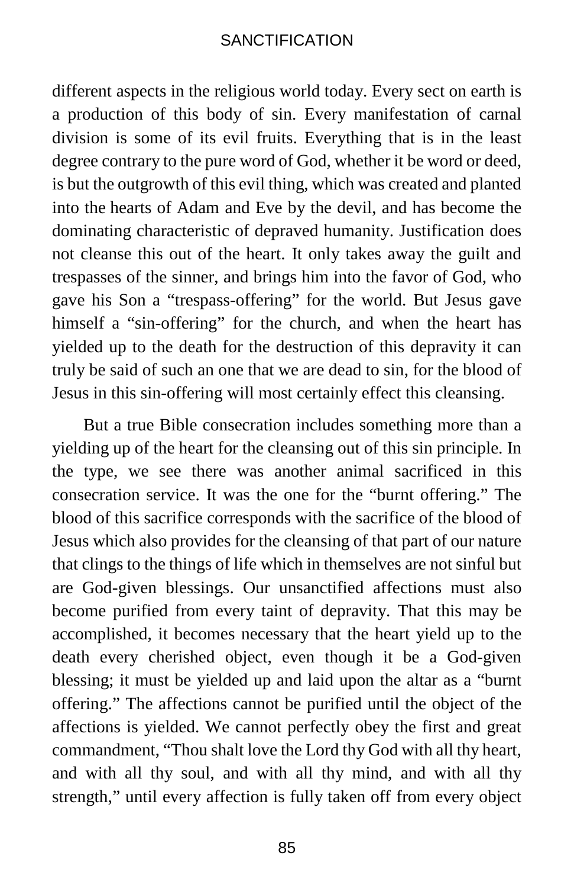different aspects in the religious world today. Every sect on earth is a production of this body of sin. Every manifestation of carnal division is some of its evil fruits. Everything that is in the least degree contrary to the pure word of God, whether it be word or deed, is but the outgrowth of this evil thing, which was created and planted into the hearts of Adam and Eve by the devil, and has become the dominating characteristic of depraved humanity. Justification does not cleanse this out of the heart. It only takes away the guilt and trespasses of the sinner, and brings him into the favor of God, who gave his Son a "trespass-offering" for the world. But Jesus gave himself a "sin-offering" for the church, and when the heart has yielded up to the death for the destruction of this depravity it can truly be said of such an one that we are dead to sin, for the blood of Jesus in this sin-offering will most certainly effect this cleansing.

But a true Bible consecration includes something more than a yielding up of the heart for the cleansing out of this sin principle. In the type, we see there was another animal sacrificed in this consecration service. It was the one for the "burnt offering." The blood of this sacrifice corresponds with the sacrifice of the blood of Jesus which also provides for the cleansing of that part of our nature that clings to the things of life which in themselves are not sinful but are God-given blessings. Our unsanctified affections must also become purified from every taint of depravity. That this may be accomplished, it becomes necessary that the heart yield up to the death every cherished object, even though it be a God-given blessing; it must be yielded up and laid upon the altar as a "burnt offering." The affections cannot be purified until the object of the affections is yielded. We cannot perfectly obey the first and great commandment, "Thou shalt love the Lord thy God with all thy heart, and with all thy soul, and with all thy mind, and with all thy strength," until every affection is fully taken off from every object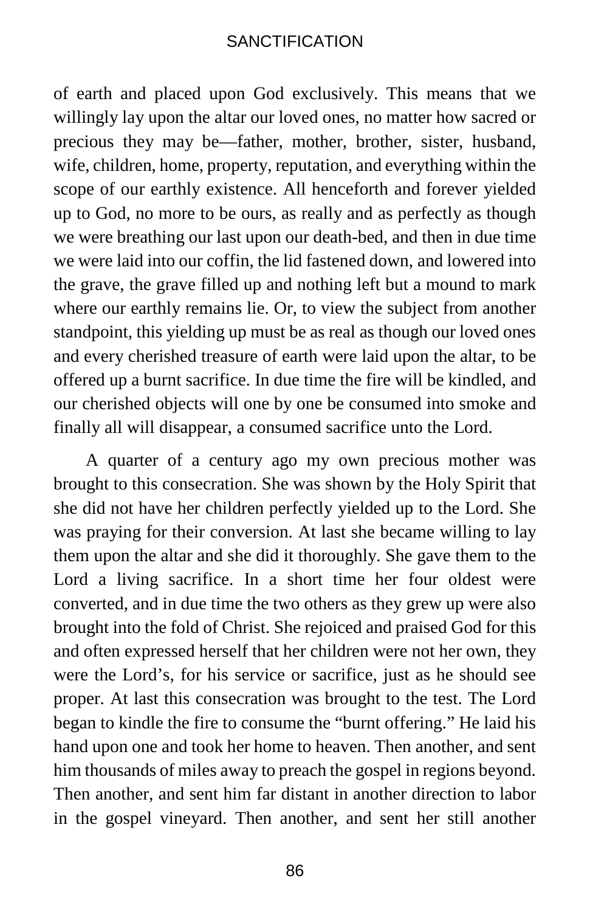of earth and placed upon God exclusively. This means that we willingly lay upon the altar our loved ones, no matter how sacred or precious they may be—father, mother, brother, sister, husband, wife, children, home, property, reputation, and everything within the scope of our earthly existence. All henceforth and forever yielded up to God, no more to be ours, as really and as perfectly as though we were breathing our last upon our death-bed, and then in due time we were laid into our coffin, the lid fastened down, and lowered into the grave, the grave filled up and nothing left but a mound to mark where our earthly remains lie. Or, to view the subject from another standpoint, this yielding up must be as real as though our loved ones and every cherished treasure of earth were laid upon the altar, to be offered up a burnt sacrifice. In due time the fire will be kindled, and our cherished objects will one by one be consumed into smoke and finally all will disappear, a consumed sacrifice unto the Lord.

A quarter of a century ago my own precious mother was brought to this consecration. She was shown by the Holy Spirit that she did not have her children perfectly yielded up to the Lord. She was praying for their conversion. At last she became willing to lay them upon the altar and she did it thoroughly. She gave them to the Lord a living sacrifice. In a short time her four oldest were converted, and in due time the two others as they grew up were also brought into the fold of Christ. She rejoiced and praised God for this and often expressed herself that her children were not her own, they were the Lord's, for his service or sacrifice, just as he should see proper. At last this consecration was brought to the test. The Lord began to kindle the fire to consume the "burnt offering." He laid his hand upon one and took her home to heaven. Then another, and sent him thousands of miles away to preach the gospel in regions beyond. Then another, and sent him far distant in another direction to labor in the gospel vineyard. Then another, and sent her still another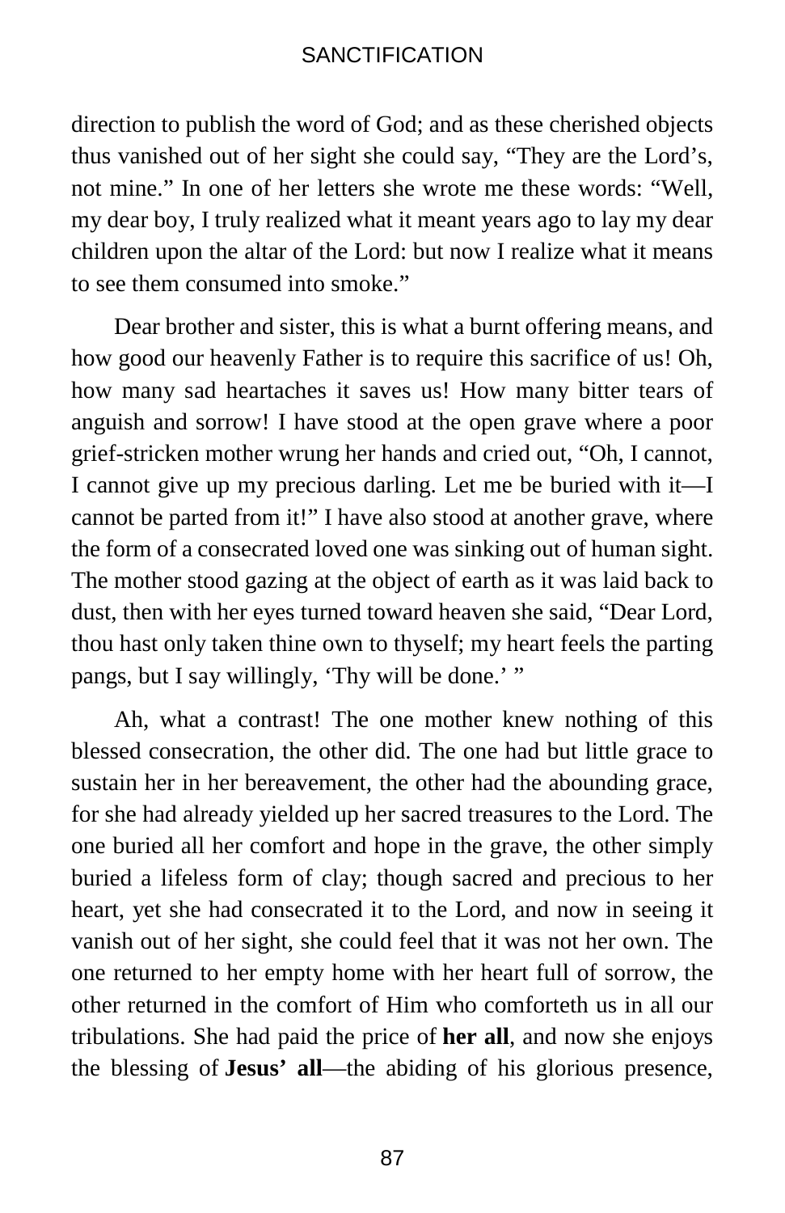direction to publish the word of God; and as these cherished objects thus vanished out of her sight she could say, “They are the Lord’s, not mine.” In one of her letters she wrote me these words: “Well, my dear boy, I truly realized what it meant years ago to lay my dear children upon the altar of the Lord: but now I realize what it means to see them consumed into smoke.”

Dear brother and sister, this is what a burnt offering means, and how good our heavenly Father is to require this sacrifice of us! Oh, how many sad heartaches it saves us! How many bitter tears of anguish and sorrow! I have stood at the open grave where a poor grief-stricken mother wrung her hands and cried out, “Oh, I cannot, I cannot give up my precious darling. Let me be buried with it—I cannot be parted from it!” I have also stood at another grave, where the form of a consecrated loved one was sinking out of human sight. The mother stood gazing at the object of earth as it was laid back to dust, then with her eyes turned toward heaven she said, “Dear Lord, thou hast only taken thine own to thyself; my heart feels the parting pangs, but I say willingly, ‘Thy will be done.’ ”

Ah, what a contrast! The one mother knew nothing of this blessed consecration, the other did. The one had but little grace to sustain her in her bereavement, the other had the abounding grace, for she had already yielded up her sacred treasures to the Lord. The one buried all her comfort and hope in the grave, the other simply buried a lifeless form of clay; though sacred and precious to her heart, yet she had consecrated it to the Lord, and now in seeing it vanish out of her sight, she could feel that it was not her own. The one returned to her empty home with her heart full of sorrow, the other returned in the comfort of Him who comforteth us in all our tribulations. She had paid the price of **her all**, and now she enjoys the blessing of **Jesus’ all**—the abiding of his glorious presence,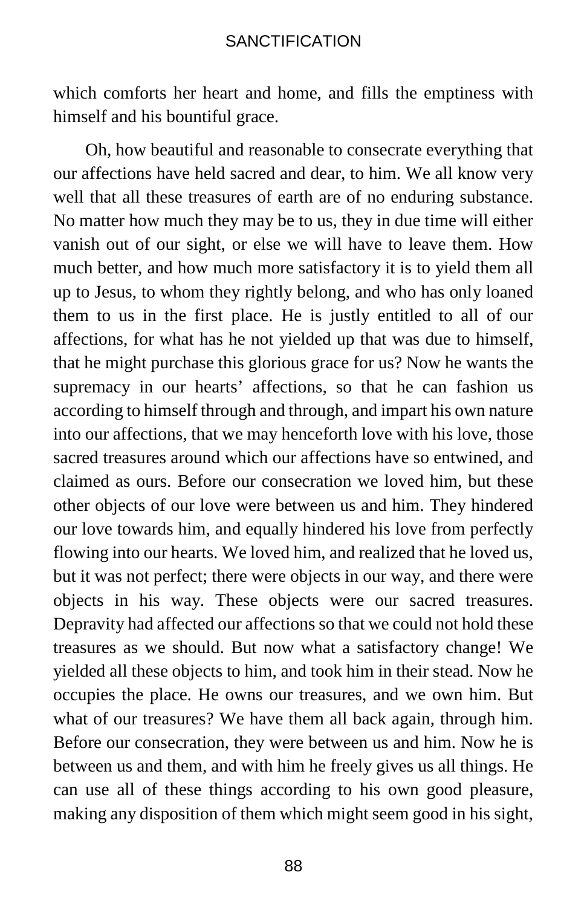which comforts her heart and home, and fills the emptiness with himself and his bountiful grace.

Oh, how beautiful and reasonable to consecrate everything that our affections have held sacred and dear, to him. We all know very well that all these treasures of earth are of no enduring substance. No matter how much they may be to us, they in due time will either vanish out of our sight, or else we will have to leave them. How much better, and how much more satisfactory it is to yield them all up to Jesus, to whom they rightly belong, and who has only loaned them to us in the first place. He is justly entitled to all of our affections, for what has he not yielded up that was due to himself, that he might purchase this glorious grace for us? Now he wants the supremacy in our hearts' affections, so that he can fashion us according to himself through and through, and impart his own nature into our affections, that we may henceforth love with his love, those sacred treasures around which our affections have so entwined, and claimed as ours. Before our consecration we loved him, but these other objects of our love were between us and him. They hindered our love towards him, and equally hindered his love from perfectly flowing into our hearts. We loved him, and realized that he loved us, but it was not perfect; there were objects in our way, and there were objects in his way. These objects were our sacred treasures. Depravity had affected our affections so that we could not hold these treasures as we should. But now what a satisfactory change! We yielded all these objects to him, and took him in their stead. Now he occupies the place. He owns our treasures, and we own him. But what of our treasures? We have them all back again, through him. Before our consecration, they were between us and him. Now he is between us and them, and with him he freely gives us all things. He can use all of these things according to his own good pleasure, making any disposition of them which might seem good in his sight,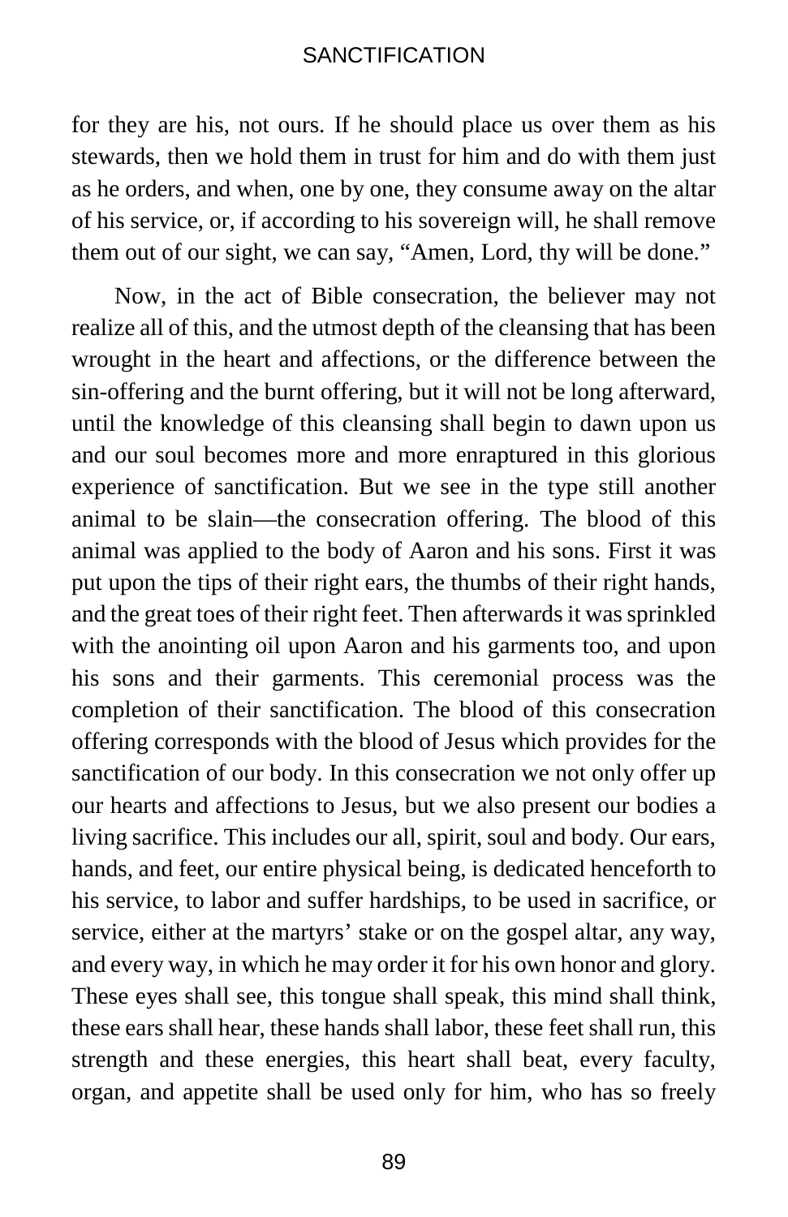for they are his, not ours. If he should place us over them as his stewards, then we hold them in trust for him and do with them just as he orders, and when, one by one, they consume away on the altar of his service, or, if according to his sovereign will, he shall remove them out of our sight, we can say, "Amen, Lord, thy will be done."

Now, in the act of Bible consecration, the believer may not realize all of this, and the utmost depth of the cleansing that has been wrought in the heart and affections, or the difference between the sin-offering and the burnt offering, but it will not be long afterward, until the knowledge of this cleansing shall begin to dawn upon us and our soul becomes more and more enraptured in this glorious experience of sanctification. But we see in the type still another animal to be slain—the consecration offering. The blood of this animal was applied to the body of Aaron and his sons. First it was put upon the tips of their right ears, the thumbs of their right hands, and the great toes of their right feet. Then afterwards it was sprinkled with the anointing oil upon Aaron and his garments too, and upon his sons and their garments. This ceremonial process was the completion of their sanctification. The blood of this consecration offering corresponds with the blood of Jesus which provides for the sanctification of our body. In this consecration we not only offer up our hearts and affections to Jesus, but we also present our bodies a living sacrifice. This includes our all, spirit, soul and body. Our ears, hands, and feet, our entire physical being, is dedicated henceforth to his service, to labor and suffer hardships, to be used in sacrifice, or service, either at the martyrs' stake or on the gospel altar, any way, and every way, in which he may order it for his own honor and glory. These eyes shall see, this tongue shall speak, this mind shall think, these ears shall hear, these hands shall labor, these feet shall run, this strength and these energies, this heart shall beat, every faculty, organ, and appetite shall be used only for him, who has so freely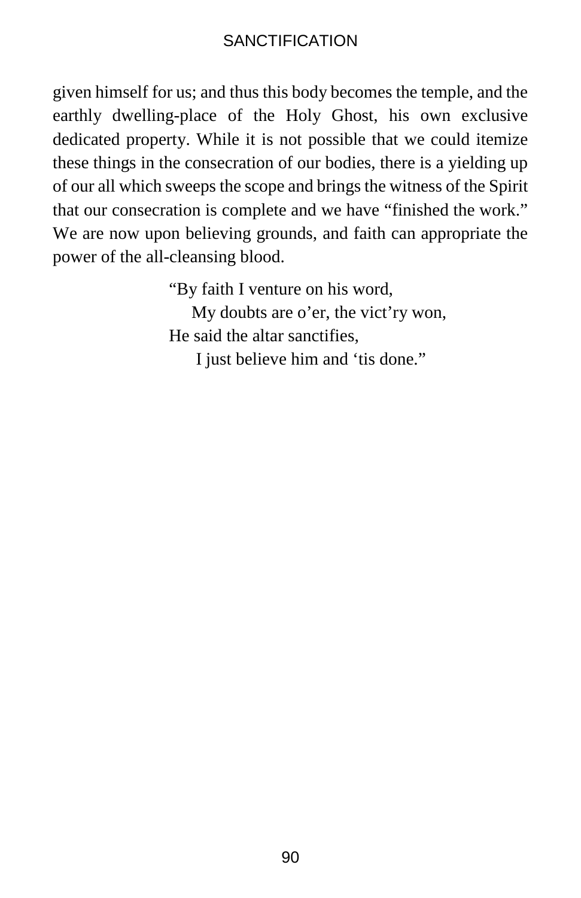given himself for us; and thus this body becomes the temple, and the earthly dwelling-place of the Holy Ghost, his own exclusive dedicated property. While it is not possible that we could itemize these things in the consecration of our bodies, there is a yielding up of our all which sweeps the scope and brings the witness of the Spirit that our consecration is complete and we have "finished the work." We are now upon believing grounds, and faith can appropriate the power of the all-cleansing blood.

> "By faith I venture on his word,
>     My doubts are o'er, the vict'ry won,
> He said the altar sanctifies,
>     I just believe him and 'tis done."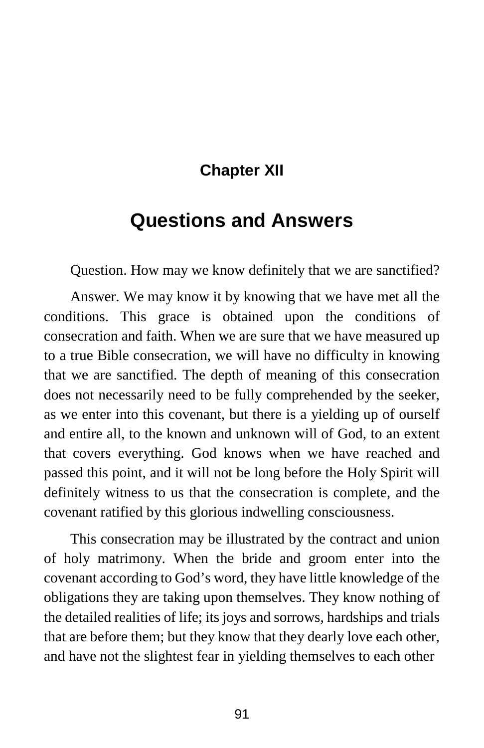## Chapter XII

# Questions and Answers

Question. How may we know definitely that we are sanctified?

Answer. We may know it by knowing that we have met all the conditions. This grace is obtained upon the conditions of consecration and faith. When we are sure that we have measured up to a true Bible consecration, we will have no difficulty in knowing that we are sanctified. The depth of meaning of this consecration does not necessarily need to be fully comprehended by the seeker, as we enter into this covenant, but there is a yielding up of ourself and entire all, to the known and unknown will of God, to an extent that covers everything. God knows when we have reached and passed this point, and it will not be long before the Holy Spirit will definitely witness to us that the consecration is complete, and the covenant ratified by this glorious indwelling consciousness.

This consecration may be illustrated by the contract and union of holy matrimony. When the bride and groom enter into the covenant according to God's word, they have little knowledge of the obligations they are taking upon themselves. They know nothing of the detailed realities of life; its joys and sorrows, hardships and trials that are before them; but they know that they dearly love each other, and have not the slightest fear in yielding themselves to each other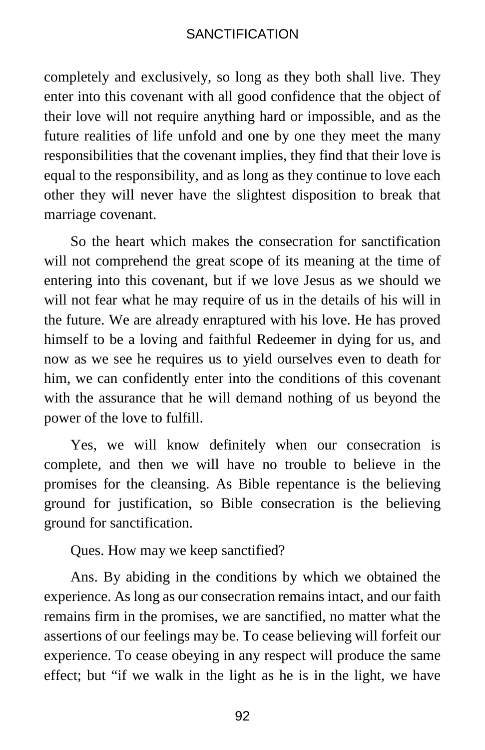completely and exclusively, so long as they both shall live. They enter into this covenant with all good confidence that the object of their love will not require anything hard or impossible, and as the future realities of life unfold and one by one they meet the many responsibilities that the covenant implies, they find that their love is equal to the responsibility, and as long as they continue to love each other they will never have the slightest disposition to break that marriage covenant.

So the heart which makes the consecration for sanctification will not comprehend the great scope of its meaning at the time of entering into this covenant, but if we love Jesus as we should we will not fear what he may require of us in the details of his will in the future. We are already enraptured with his love. He has proved himself to be a loving and faithful Redeemer in dying for us, and now as we see he requires us to yield ourselves even to death for him, we can confidently enter into the conditions of this covenant with the assurance that he will demand nothing of us beyond the power of the love to fulfill.

Yes, we will know definitely when our consecration is complete, and then we will have no trouble to believe in the promises for the cleansing. As Bible repentance is the believing ground for justification, so Bible consecration is the believing ground for sanctification.

Ques. How may we keep sanctified?

Ans. By abiding in the conditions by which we obtained the experience. As long as our consecration remains intact, and our faith remains firm in the promises, we are sanctified, no matter what the assertions of our feelings may be. To cease believing will forfeit our experience. To cease obeying in any respect will produce the same effect; but "if we walk in the light as he is in the light, we have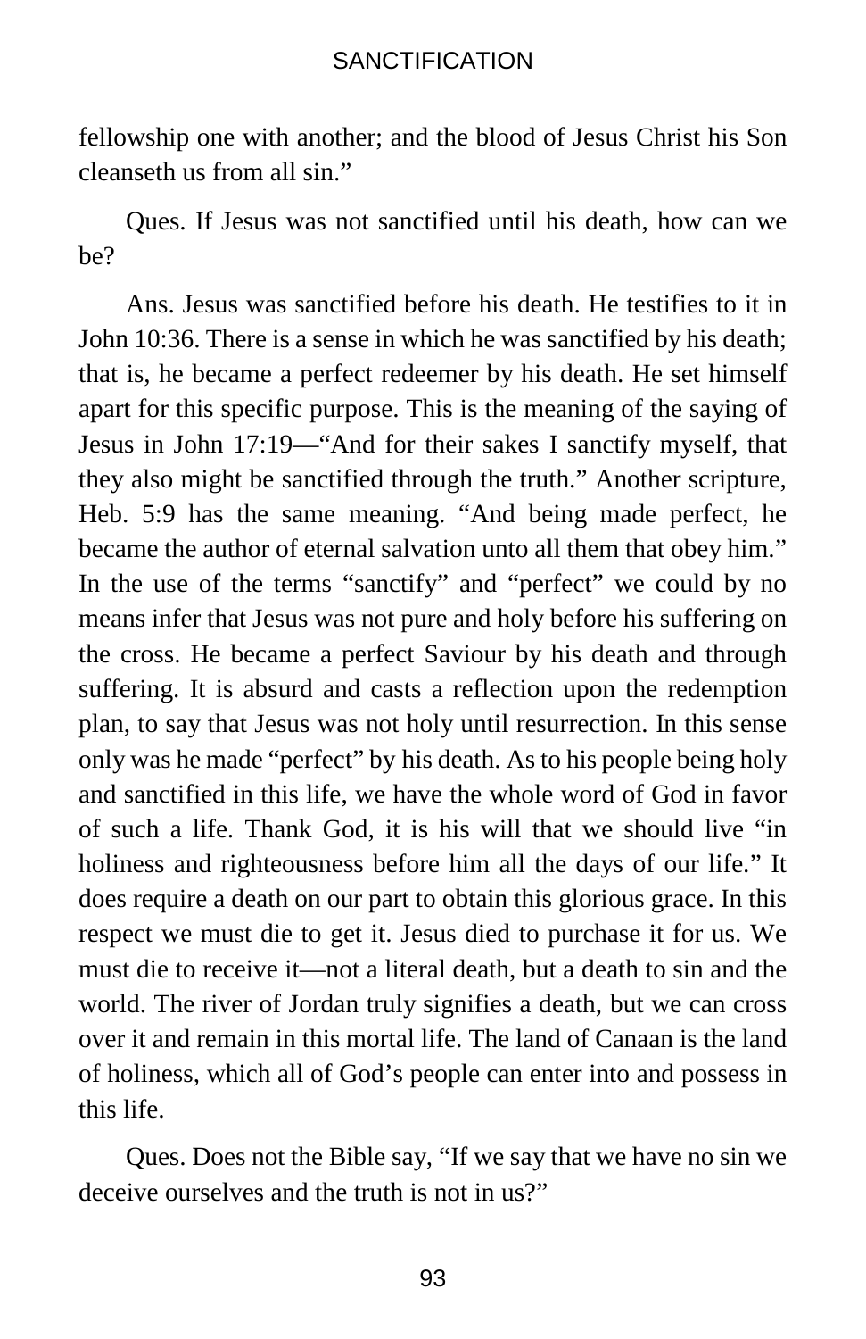fellowship one with another; and the blood of Jesus Christ his Son cleanseth us from all sin."

Ques. If Jesus was not sanctified until his death, how can we be?

Ans. Jesus was sanctified before his death. He testifies to it in John 10:36. There is a sense in which he was sanctified by his death; that is, he became a perfect redeemer by his death. He set himself apart for this specific purpose. This is the meaning of the saying of Jesus in John 17:19—"And for their sakes I sanctify myself, that they also might be sanctified through the truth." Another scripture, Heb. 5:9 has the same meaning. "And being made perfect, he became the author of eternal salvation unto all them that obey him." In the use of the terms "sanctify" and "perfect" we could by no means infer that Jesus was not pure and holy before his suffering on the cross. He became a perfect Saviour by his death and through suffering. It is absurd and casts a reflection upon the redemption plan, to say that Jesus was not holy until resurrection. In this sense only was he made "perfect" by his death. As to his people being holy and sanctified in this life, we have the whole word of God in favor of such a life. Thank God, it is his will that we should live "in holiness and righteousness before him all the days of our life." It does require a death on our part to obtain this glorious grace. In this respect we must die to get it. Jesus died to purchase it for us. We must die to receive it—not a literal death, but a death to sin and the world. The river of Jordan truly signifies a death, but we can cross over it and remain in this mortal life. The land of Canaan is the land of holiness, which all of God's people can enter into and possess in this life.

Ques. Does not the Bible say, "If we say that we have no sin we deceive ourselves and the truth is not in us?"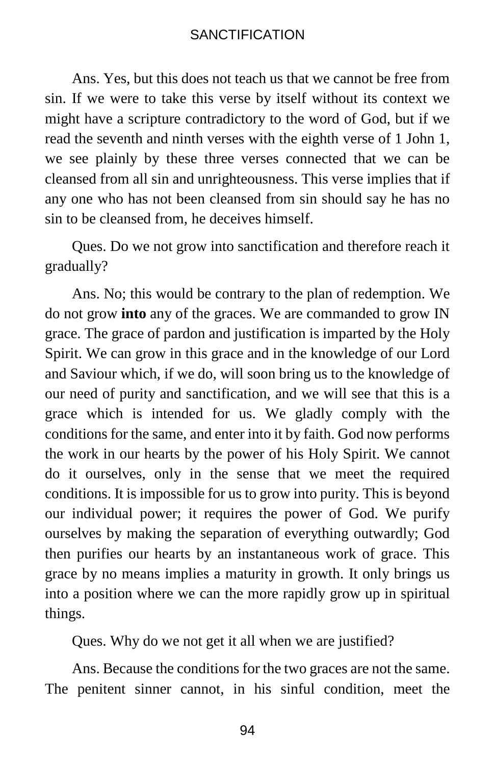Ans. Yes, but this does not teach us that we cannot be free from sin. If we were to take this verse by itself without its context we might have a scripture contradictory to the word of God, but if we read the seventh and ninth verses with the eighth verse of 1 John 1, we see plainly by these three verses connected that we can be cleansed from all sin and unrighteousness. This verse implies that if any one who has not been cleansed from sin should say he has no sin to be cleansed from, he deceives himself.

Ques. Do we not grow into sanctification and therefore reach it gradually?

Ans. No; this would be contrary to the plan of redemption. We do not grow **into** any of the graces. We are commanded to grow IN grace. The grace of pardon and justification is imparted by the Holy Spirit. We can grow in this grace and in the knowledge of our Lord and Saviour which, if we do, will soon bring us to the knowledge of our need of purity and sanctification, and we will see that this is a grace which is intended for us. We gladly comply with the conditions for the same, and enter into it by faith. God now performs the work in our hearts by the power of his Holy Spirit. We cannot do it ourselves, only in the sense that we meet the required conditions. It is impossible for us to grow into purity. This is beyond our individual power; it requires the power of God. We purify ourselves by making the separation of everything outwardly; God then purifies our hearts by an instantaneous work of grace. This grace by no means implies a maturity in growth. It only brings us into a position where we can the more rapidly grow up in spiritual things.

Ques. Why do we not get it all when we are justified?

Ans. Because the conditions for the two graces are not the same. The penitent sinner cannot, in his sinful condition, meet the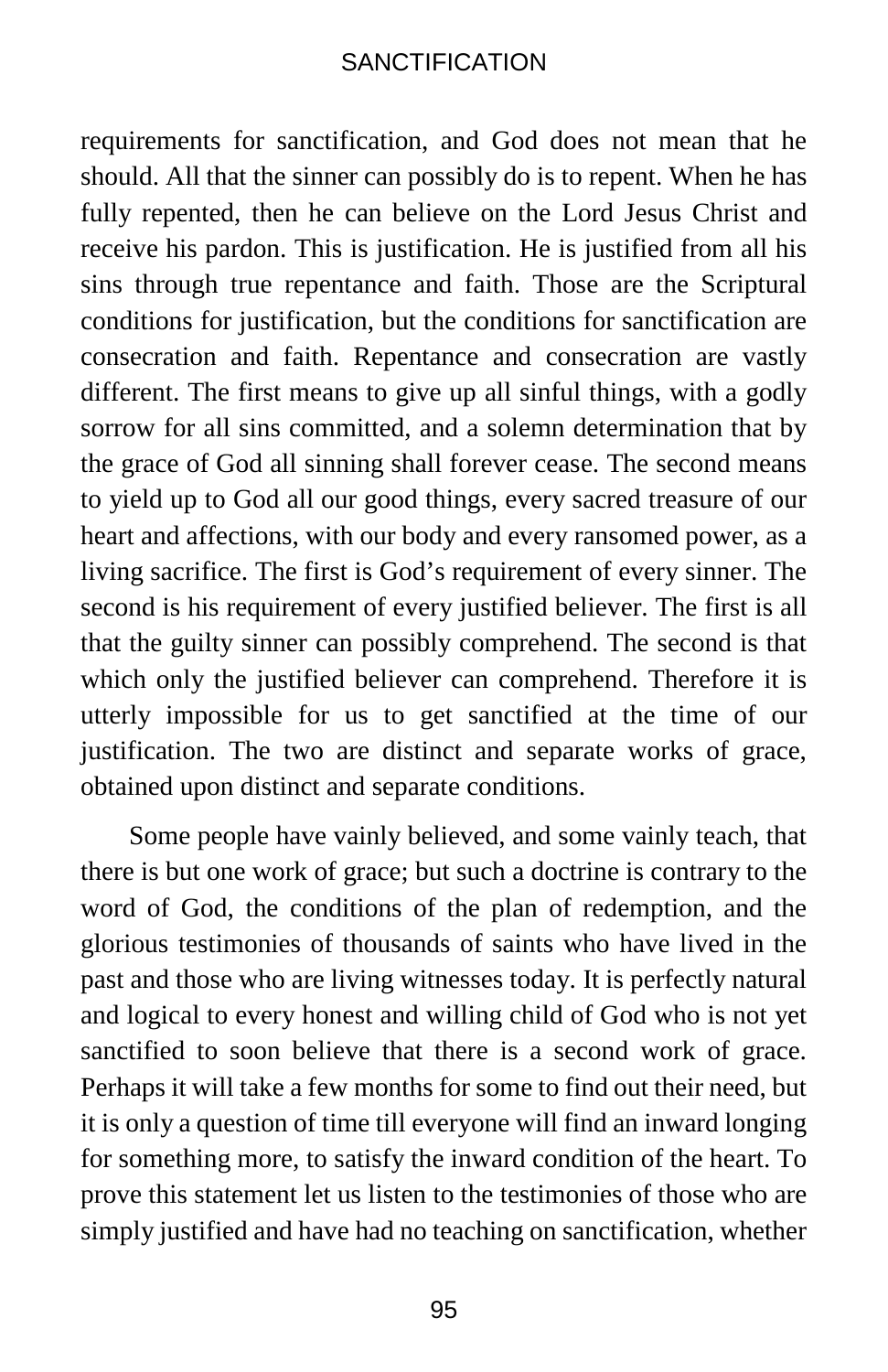requirements for sanctification, and God does not mean that he should. All that the sinner can possibly do is to repent. When he has fully repented, then he can believe on the Lord Jesus Christ and receive his pardon. This is justification. He is justified from all his sins through true repentance and faith. Those are the Scriptural conditions for justification, but the conditions for sanctification are consecration and faith. Repentance and consecration are vastly different. The first means to give up all sinful things, with a godly sorrow for all sins committed, and a solemn determination that by the grace of God all sinning shall forever cease. The second means to yield up to God all our good things, every sacred treasure of our heart and affections, with our body and every ransomed power, as a living sacrifice. The first is God's requirement of every sinner. The second is his requirement of every justified believer. The first is all that the guilty sinner can possibly comprehend. The second is that which only the justified believer can comprehend. Therefore it is utterly impossible for us to get sanctified at the time of our justification. The two are distinct and separate works of grace, obtained upon distinct and separate conditions.

Some people have vainly believed, and some vainly teach, that there is but one work of grace; but such a doctrine is contrary to the word of God, the conditions of the plan of redemption, and the glorious testimonies of thousands of saints who have lived in the past and those who are living witnesses today. It is perfectly natural and logical to every honest and willing child of God who is not yet sanctified to soon believe that there is a second work of grace. Perhaps it will take a few months for some to find out their need, but it is only a question of time till everyone will find an inward longing for something more, to satisfy the inward condition of the heart. To prove this statement let us listen to the testimonies of those who are simply justified and have had no teaching on sanctification, whether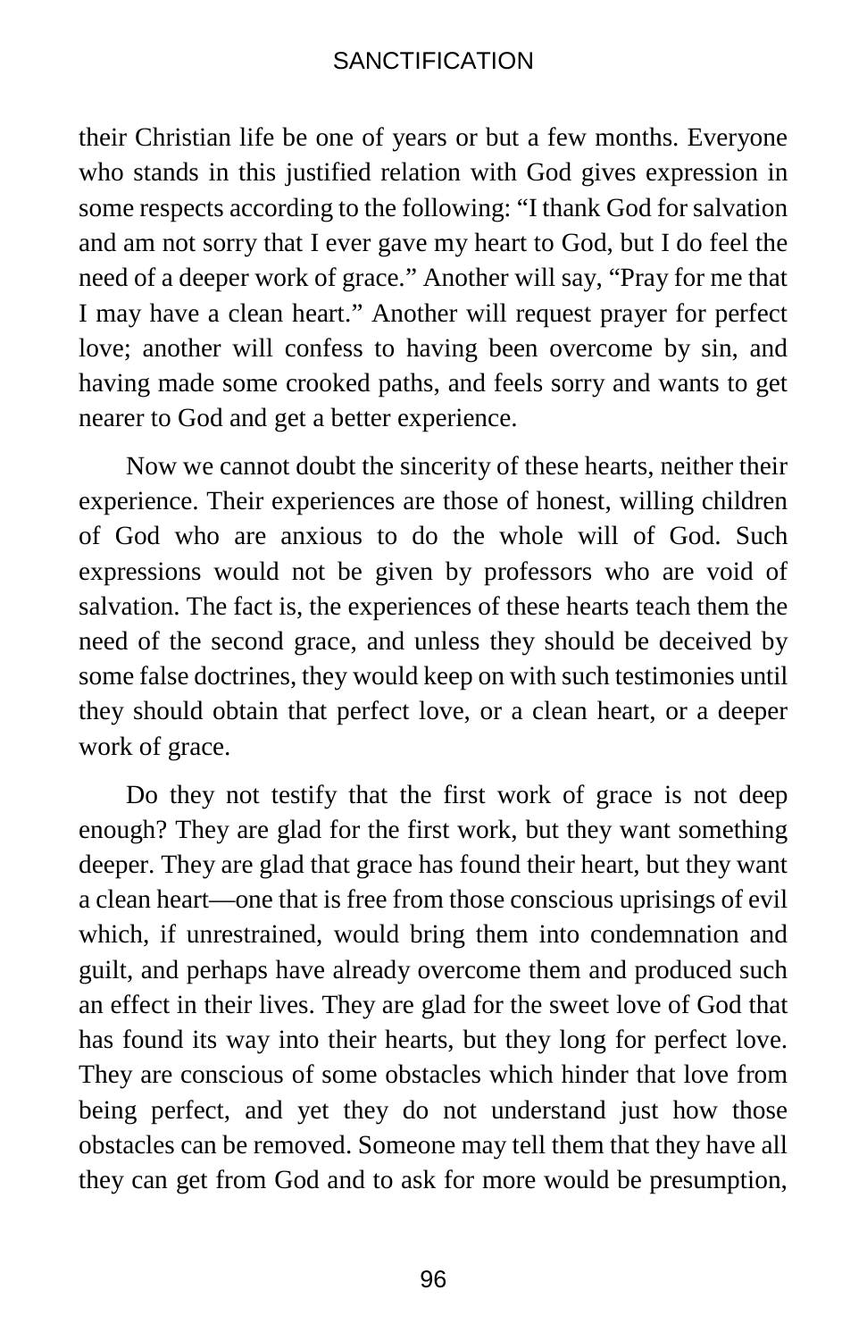their Christian life be one of years or but a few months. Everyone who stands in this justified relation with God gives expression in some respects according to the following: "I thank God for salvation and am not sorry that I ever gave my heart to God, but I do feel the need of a deeper work of grace." Another will say, "Pray for me that I may have a clean heart." Another will request prayer for perfect love; another will confess to having been overcome by sin, and having made some crooked paths, and feels sorry and wants to get nearer to God and get a better experience.

Now we cannot doubt the sincerity of these hearts, neither their experience. Their experiences are those of honest, willing children of God who are anxious to do the whole will of God. Such expressions would not be given by professors who are void of salvation. The fact is, the experiences of these hearts teach them the need of the second grace, and unless they should be deceived by some false doctrines, they would keep on with such testimonies until they should obtain that perfect love, or a clean heart, or a deeper work of grace.

Do they not testify that the first work of grace is not deep enough? They are glad for the first work, but they want something deeper. They are glad that grace has found their heart, but they want a clean heart—one that is free from those conscious uprisings of evil which, if unrestrained, would bring them into condemnation and guilt, and perhaps have already overcome them and produced such an effect in their lives. They are glad for the sweet love of God that has found its way into their hearts, but they long for perfect love. They are conscious of some obstacles which hinder that love from being perfect, and yet they do not understand just how those obstacles can be removed. Someone may tell them that they have all they can get from God and to ask for more would be presumption,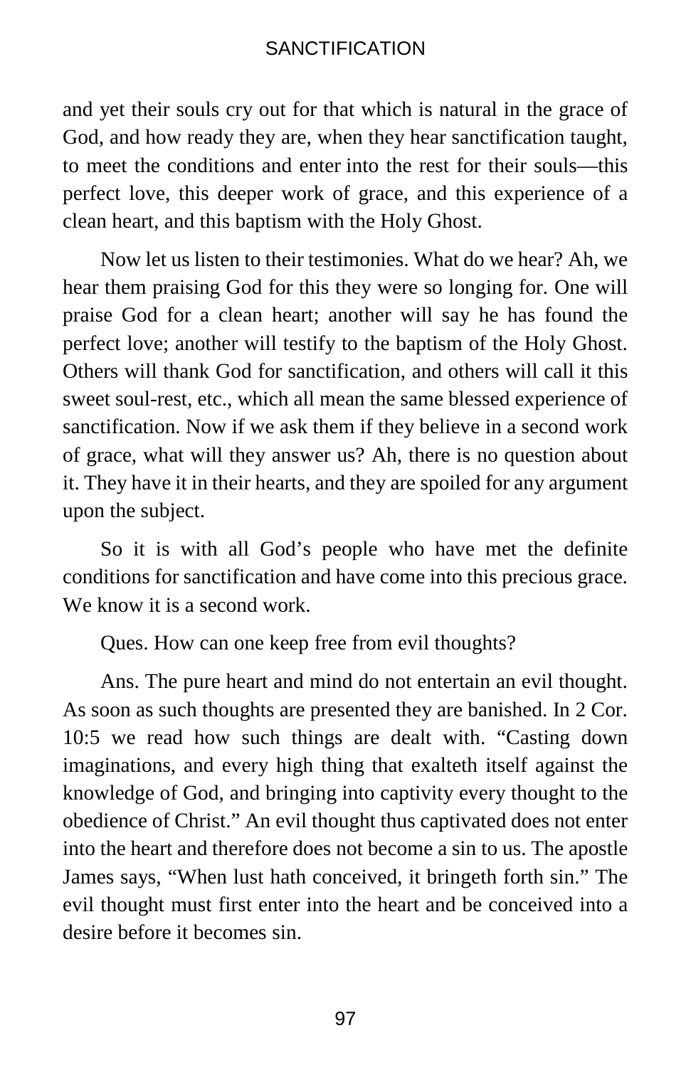and yet their souls cry out for that which is natural in the grace of God, and how ready they are, when they hear sanctification taught, to meet the conditions and enter into the rest for their souls—this perfect love, this deeper work of grace, and this experience of a clean heart, and this baptism with the Holy Ghost.

Now let us listen to their testimonies. What do we hear? Ah, we hear them praising God for this they were so longing for. One will praise God for a clean heart; another will say he has found the perfect love; another will testify to the baptism of the Holy Ghost. Others will thank God for sanctification, and others will call it this sweet soul-rest, etc., which all mean the same blessed experience of sanctification. Now if we ask them if they believe in a second work of grace, what will they answer us? Ah, there is no question about it. They have it in their hearts, and they are spoiled for any argument upon the subject.

So it is with all God's people who have met the definite conditions for sanctification and have come into this precious grace. We know it is a second work.

Ques. How can one keep free from evil thoughts?

Ans. The pure heart and mind do not entertain an evil thought. As soon as such thoughts are presented they are banished. In 2 Cor. 10:5 we read how such things are dealt with. "Casting down imaginations, and every high thing that exalteth itself against the knowledge of God, and bringing into captivity every thought to the obedience of Christ." An evil thought thus captivated does not enter into the heart and therefore does not become a sin to us. The apostle James says, "When lust hath conceived, it bringeth forth sin." The evil thought must first enter into the heart and be conceived into a desire before it becomes sin.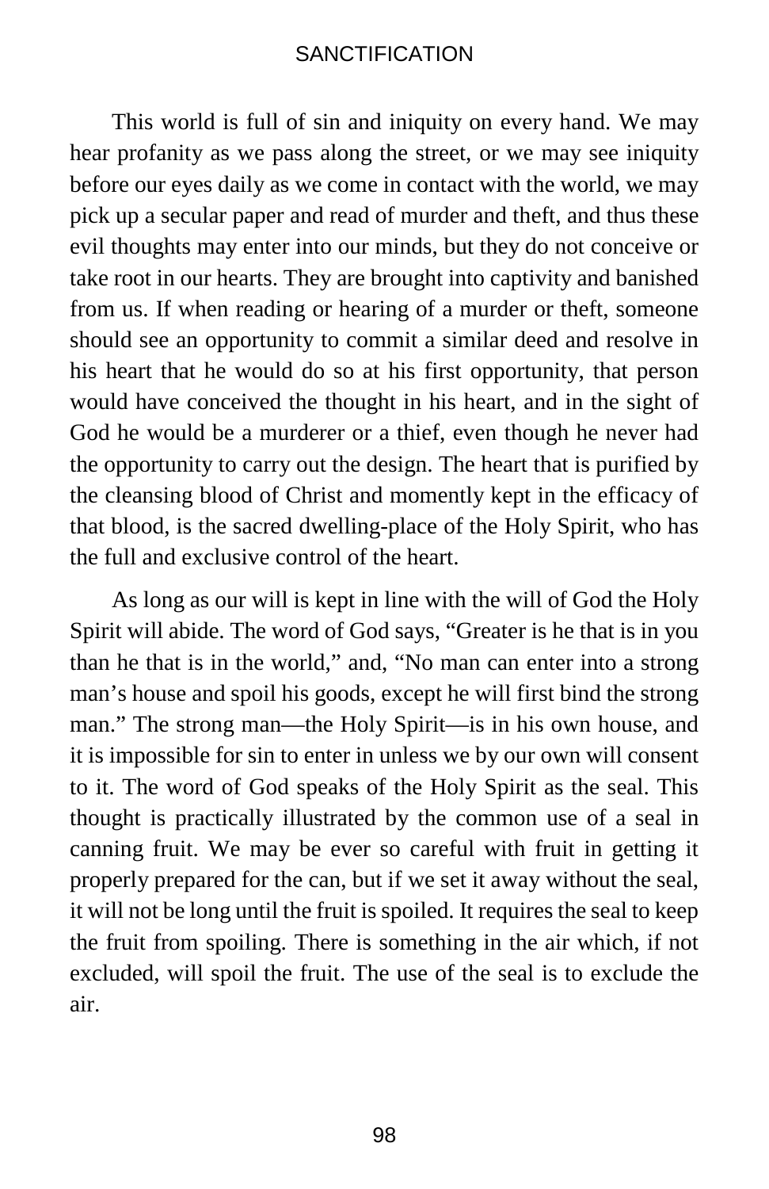This world is full of sin and iniquity on every hand. We may hear profanity as we pass along the street, or we may see iniquity before our eyes daily as we come in contact with the world, we may pick up a secular paper and read of murder and theft, and thus these evil thoughts may enter into our minds, but they do not conceive or take root in our hearts. They are brought into captivity and banished from us. If when reading or hearing of a murder or theft, someone should see an opportunity to commit a similar deed and resolve in his heart that he would do so at his first opportunity, that person would have conceived the thought in his heart, and in the sight of God he would be a murderer or a thief, even though he never had the opportunity to carry out the design. The heart that is purified by the cleansing blood of Christ and momently kept in the efficacy of that blood, is the sacred dwelling-place of the Holy Spirit, who has the full and exclusive control of the heart.

As long as our will is kept in line with the will of God the Holy Spirit will abide. The word of God says, "Greater is he that is in you than he that is in the world," and, "No man can enter into a strong man's house and spoil his goods, except he will first bind the strong man." The strong man—the Holy Spirit—is in his own house, and it is impossible for sin to enter in unless we by our own will consent to it. The word of God speaks of the Holy Spirit as the seal. This thought is practically illustrated by the common use of a seal in canning fruit. We may be ever so careful with fruit in getting it properly prepared for the can, but if we set it away without the seal, it will not be long until the fruit is spoiled. It requires the seal to keep the fruit from spoiling. There is something in the air which, if not excluded, will spoil the fruit. The use of the seal is to exclude the air.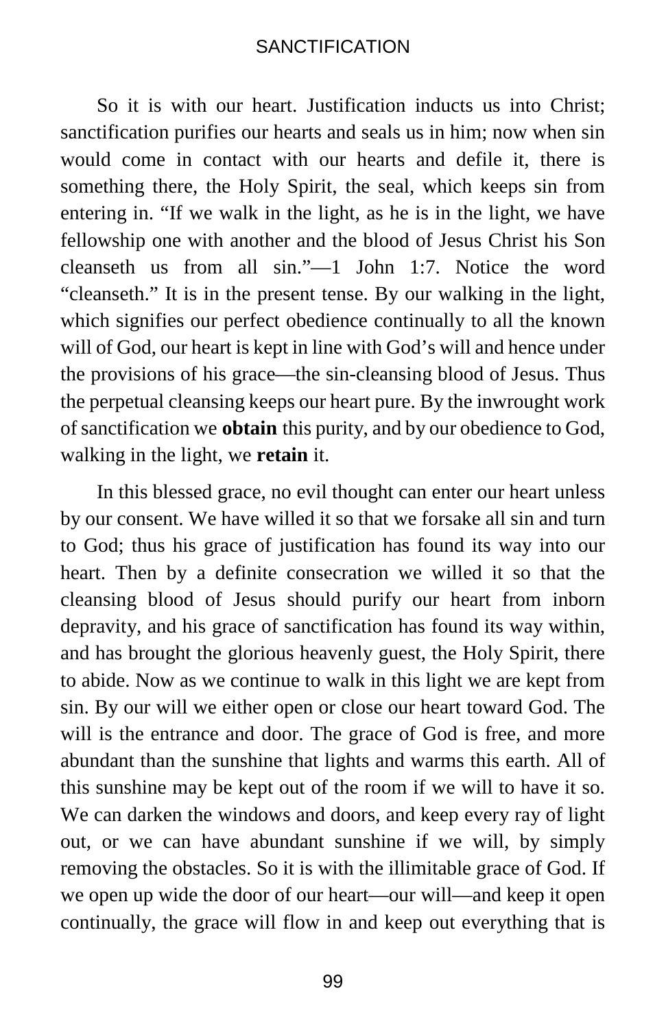So it is with our heart. Justification inducts us into Christ; sanctification purifies our hearts and seals us in him; now when sin would come in contact with our hearts and defile it, there is something there, the Holy Spirit, the seal, which keeps sin from entering in. "If we walk in the light, as he is in the light, we have fellowship one with another and the blood of Jesus Christ his Son cleanseth us from all sin."—1 John 1:7. Notice the word "cleanseth." It is in the present tense. By our walking in the light, which signifies our perfect obedience continually to all the known will of God, our heart is kept in line with God's will and hence under the provisions of his grace—the sin-cleansing blood of Jesus. Thus the perpetual cleansing keeps our heart pure. By the inwrought work of sanctification we **obtain** this purity, and by our obedience to God, walking in the light, we **retain** it.

In this blessed grace, no evil thought can enter our heart unless by our consent. We have willed it so that we forsake all sin and turn to God; thus his grace of justification has found its way into our heart. Then by a definite consecration we willed it so that the cleansing blood of Jesus should purify our heart from inborn depravity, and his grace of sanctification has found its way within, and has brought the glorious heavenly guest, the Holy Spirit, there to abide. Now as we continue to walk in this light we are kept from sin. By our will we either open or close our heart toward God. The will is the entrance and door. The grace of God is free, and more abundant than the sunshine that lights and warms this earth. All of this sunshine may be kept out of the room if we will to have it so. We can darken the windows and doors, and keep every ray of light out, or we can have abundant sunshine if we will, by simply removing the obstacles. So it is with the illimitable grace of God. If we open up wide the door of our heart—our will—and keep it open continually, the grace will flow in and keep out everything that is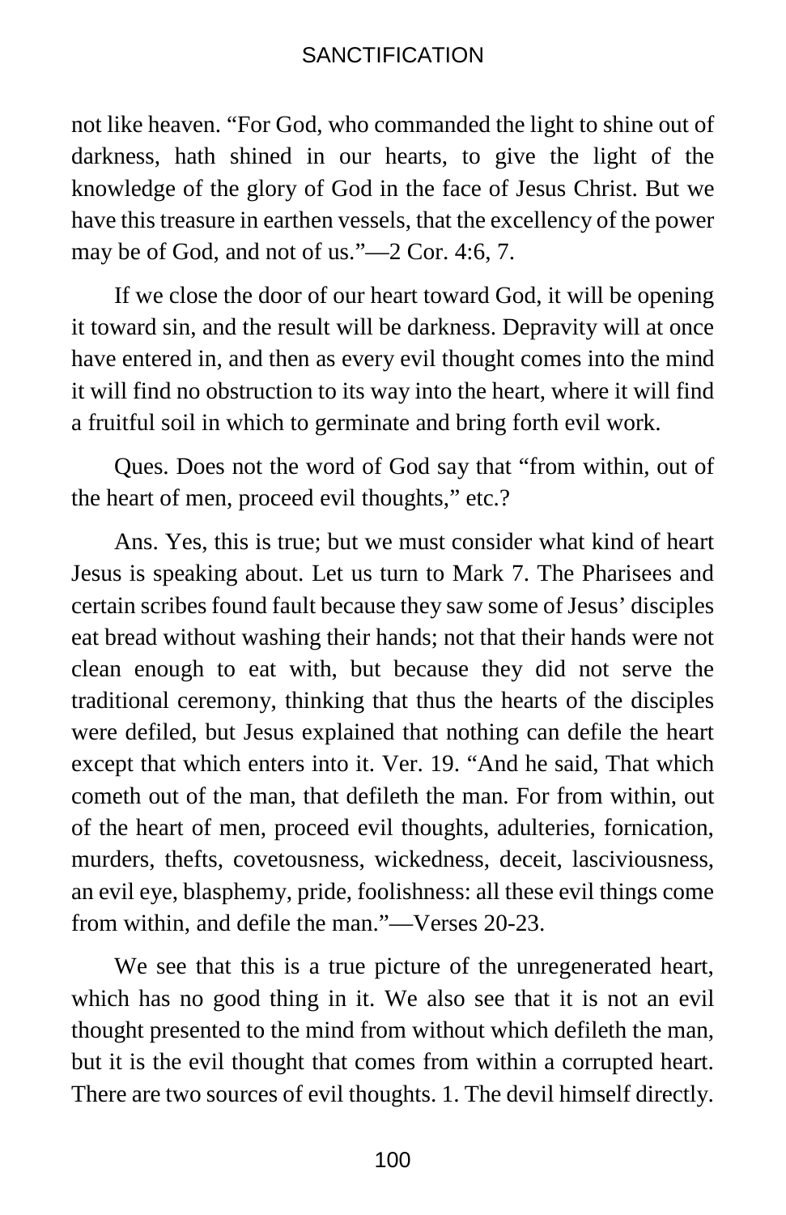not like heaven. “For God, who commanded the light to shine out of darkness, hath shined in our hearts, to give the light of the knowledge of the glory of God in the face of Jesus Christ. But we have this treasure in earthen vessels, that the excellency of the power may be of God, and not of us.”—2 Cor. 4:6, 7.

If we close the door of our heart toward God, it will be opening it toward sin, and the result will be darkness. Depravity will at once have entered in, and then as every evil thought comes into the mind it will find no obstruction to its way into the heart, where it will find a fruitful soil in which to germinate and bring forth evil work.

Ques. Does not the word of God say that “from within, out of the heart of men, proceed evil thoughts,” etc.?

Ans. Yes, this is true; but we must consider what kind of heart Jesus is speaking about. Let us turn to Mark 7. The Pharisees and certain scribes found fault because they saw some of Jesus’ disciples eat bread without washing their hands; not that their hands were not clean enough to eat with, but because they did not serve the traditional ceremony, thinking that thus the hearts of the disciples were defiled, but Jesus explained that nothing can defile the heart except that which enters into it. Ver. 19. “And he said, That which cometh out of the man, that defileth the man. For from within, out of the heart of men, proceed evil thoughts, adulteries, fornication, murders, thefts, covetousness, wickedness, deceit, lasciviousness, an evil eye, blasphemy, pride, foolishness: all these evil things come from within, and defile the man.”—Verses 20-23.

We see that this is a true picture of the unregenerated heart, which has no good thing in it. We also see that it is not an evil thought presented to the mind from without which defileth the man, but it is the evil thought that comes from within a corrupted heart. There are two sources of evil thoughts. 1. The devil himself directly.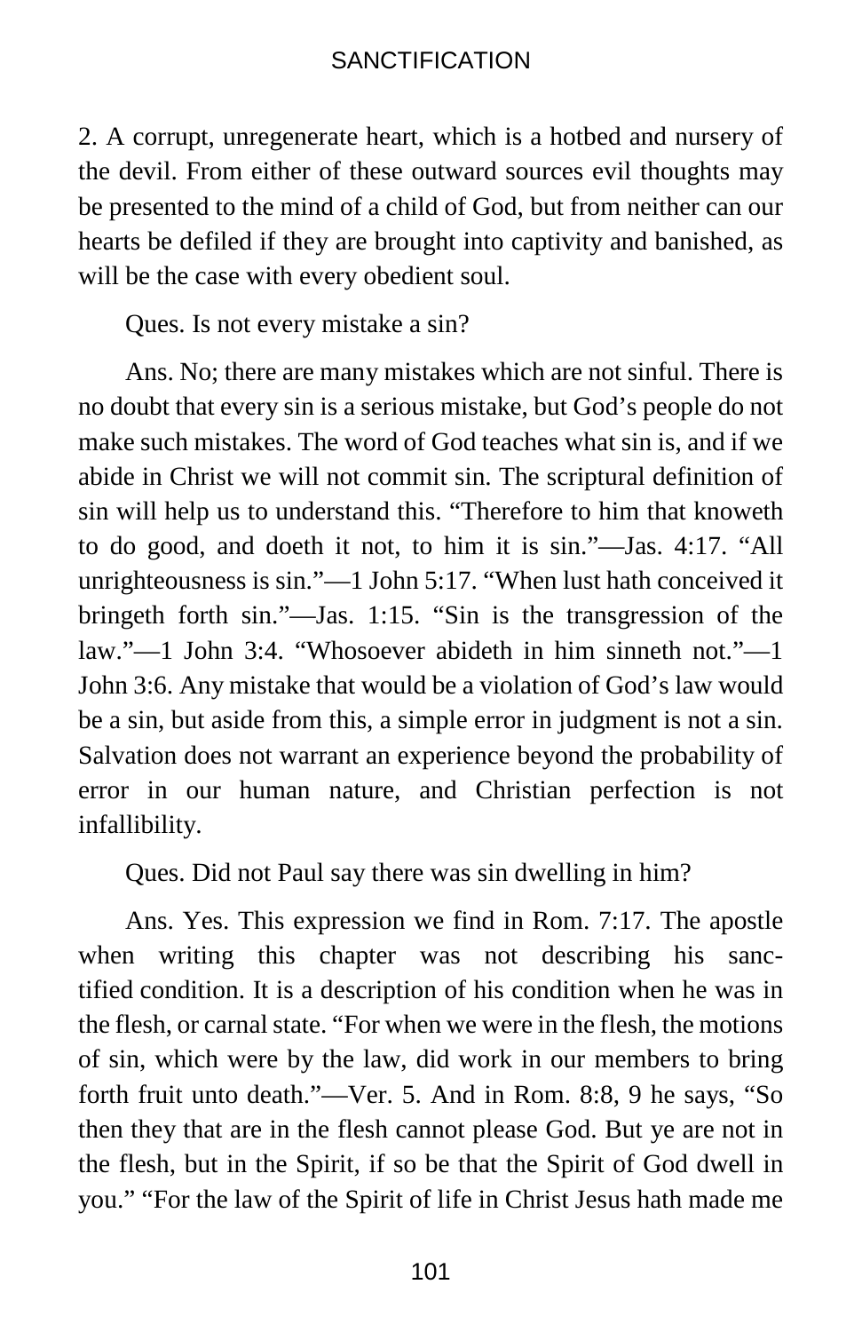2. A corrupt, unregenerate heart, which is a hotbed and nursery of the devil. From either of these outward sources evil thoughts may be presented to the mind of a child of God, but from neither can our hearts be defiled if they are brought into captivity and banished, as will be the case with every obedient soul.

Ques. Is not every mistake a sin?

Ans. No; there are many mistakes which are not sinful. There is no doubt that every sin is a serious mistake, but God's people do not make such mistakes. The word of God teaches what sin is, and if we abide in Christ we will not commit sin. The scriptural definition of sin will help us to understand this. "Therefore to him that knoweth to do good, and doeth it not, to him it is sin."—Jas. 4:17. "All unrighteousness is sin."—1 John 5:17. "When lust hath conceived it bringeth forth sin."—Jas. 1:15. "Sin is the transgression of the law."—1 John 3:4. "Whosoever abideth in him sinneth not."—1 John 3:6. Any mistake that would be a violation of God's law would be a sin, but aside from this, a simple error in judgment is not a sin. Salvation does not warrant an experience beyond the probability of error in our human nature, and Christian perfection is not infallibility.

Ques. Did not Paul say there was sin dwelling in him?

Ans. Yes. This expression we find in Rom. 7:17. The apostle when writing this chapter was not describing his sanctified condition. It is a description of his condition when he was in the flesh, or carnal state. "For when we were in the flesh, the motions of sin, which were by the law, did work in our members to bring forth fruit unto death."—Ver. 5. And in Rom. 8:8, 9 he says, "So then they that are in the flesh cannot please God. But ye are not in the flesh, but in the Spirit, if so be that the Spirit of God dwell in you." "For the law of the Spirit of life in Christ Jesus hath made me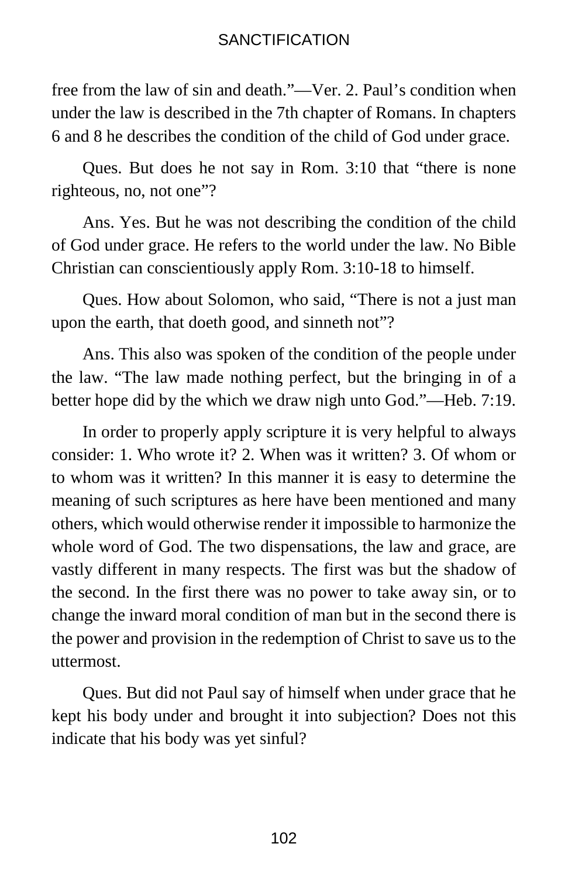free from the law of sin and death."—Ver. 2. Paul's condition when under the law is described in the 7th chapter of Romans. In chapters 6 and 8 he describes the condition of the child of God under grace.

Ques. But does he not say in Rom. 3:10 that "there is none righteous, no, not one"?

Ans. Yes. But he was not describing the condition of the child of God under grace. He refers to the world under the law. No Bible Christian can conscientiously apply Rom. 3:10-18 to himself.

Ques. How about Solomon, who said, "There is not a just man upon the earth, that doeth good, and sinneth not"?

Ans. This also was spoken of the condition of the people under the law. "The law made nothing perfect, but the bringing in of a better hope did by the which we draw nigh unto God."—Heb. 7:19.

In order to properly apply scripture it is very helpful to always consider: 1. Who wrote it? 2. When was it written? 3. Of whom or to whom was it written? In this manner it is easy to determine the meaning of such scriptures as here have been mentioned and many others, which would otherwise render it impossible to harmonize the whole word of God. The two dispensations, the law and grace, are vastly different in many respects. The first was but the shadow of the second. In the first there was no power to take away sin, or to change the inward moral condition of man but in the second there is the power and provision in the redemption of Christ to save us to the uttermost.

Ques. But did not Paul say of himself when under grace that he kept his body under and brought it into subjection? Does not this indicate that his body was yet sinful?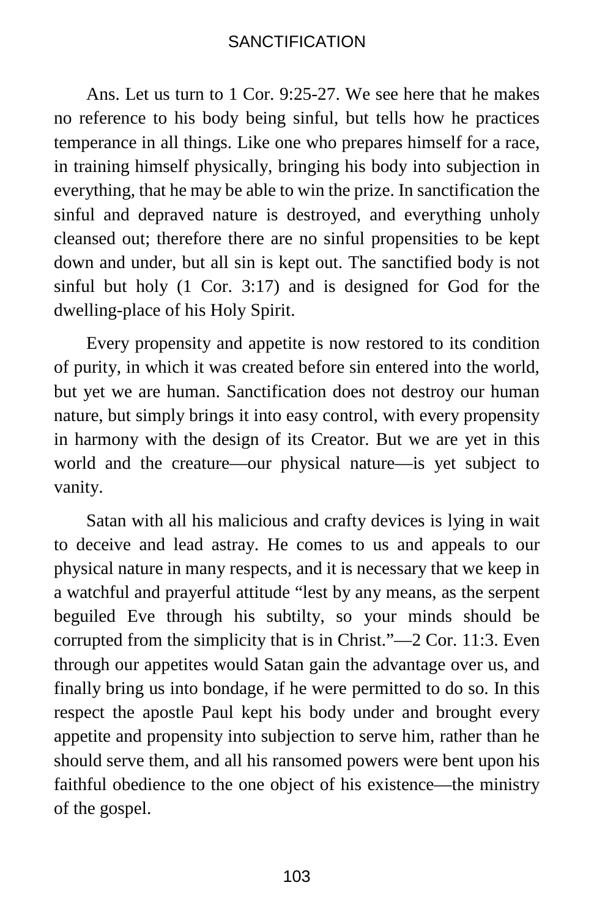Ans. Let us turn to 1 Cor. 9:25-27. We see here that he makes no reference to his body being sinful, but tells how he practices temperance in all things. Like one who prepares himself for a race, in training himself physically, bringing his body into subjection in everything, that he may be able to win the prize. In sanctification the sinful and depraved nature is destroyed, and everything unholy cleansed out; therefore there are no sinful propensities to be kept down and under, but all sin is kept out. The sanctified body is not sinful but holy (1 Cor. 3:17) and is designed for God for the dwelling-place of his Holy Spirit.

Every propensity and appetite is now restored to its condition of purity, in which it was created before sin entered into the world, but yet we are human. Sanctification does not destroy our human nature, but simply brings it into easy control, with every propensity in harmony with the design of its Creator. But we are yet in this world and the creature—our physical nature—is yet subject to vanity.

Satan with all his malicious and crafty devices is lying in wait to deceive and lead astray. He comes to us and appeals to our physical nature in many respects, and it is necessary that we keep in a watchful and prayerful attitude "lest by any means, as the serpent beguiled Eve through his subtilty, so your minds should be corrupted from the simplicity that is in Christ."—2 Cor. 11:3. Even through our appetites would Satan gain the advantage over us, and finally bring us into bondage, if he were permitted to do so. In this respect the apostle Paul kept his body under and brought every appetite and propensity into subjection to serve him, rather than he should serve them, and all his ransomed powers were bent upon his faithful obedience to the one object of his existence—the ministry of the gospel.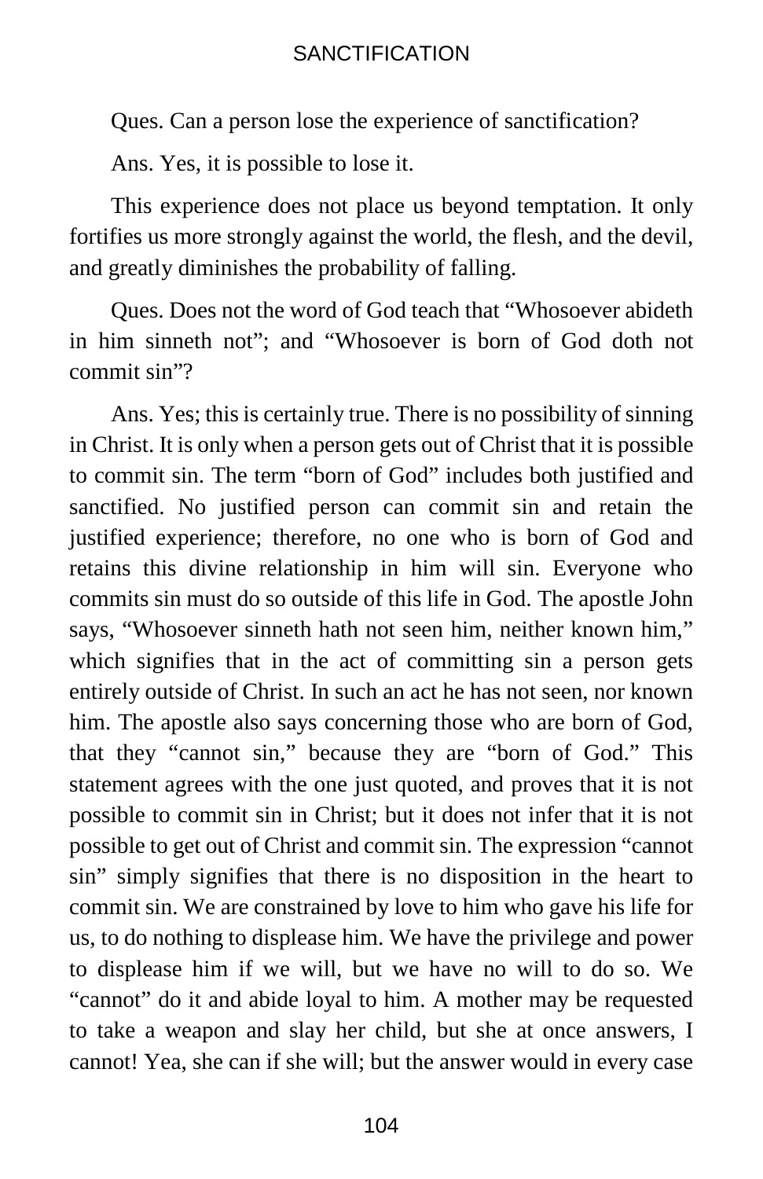Ques. Can a person lose the experience of sanctification?

Ans. Yes, it is possible to lose it.

This experience does not place us beyond temptation. It only fortifies us more strongly against the world, the flesh, and the devil, and greatly diminishes the probability of falling.

Ques. Does not the word of God teach that "Whosoever abideth in him sinneth not"; and "Whosoever is born of God doth not commit sin"?

Ans. Yes; this is certainly true. There is no possibility of sinning in Christ. It is only when a person gets out of Christ that it is possible to commit sin. The term "born of God" includes both justified and sanctified. No justified person can commit sin and retain the justified experience; therefore, no one who is born of God and retains this divine relationship in him will sin. Everyone who commits sin must do so outside of this life in God. The apostle John says, "Whosoever sinneth hath not seen him, neither known him," which signifies that in the act of committing sin a person gets entirely outside of Christ. In such an act he has not seen, nor known him. The apostle also says concerning those who are born of God, that they "cannot sin," because they are "born of God." This statement agrees with the one just quoted, and proves that it is not possible to commit sin in Christ; but it does not infer that it is not possible to get out of Christ and commit sin. The expression "cannot sin" simply signifies that there is no disposition in the heart to commit sin. We are constrained by love to him who gave his life for us, to do nothing to displease him. We have the privilege and power to displease him if we will, but we have no will to do so. We "cannot" do it and abide loyal to him. A mother may be requested to take a weapon and slay her child, but she at once answers, I cannot! Yea, she can if she will; but the answer would in every case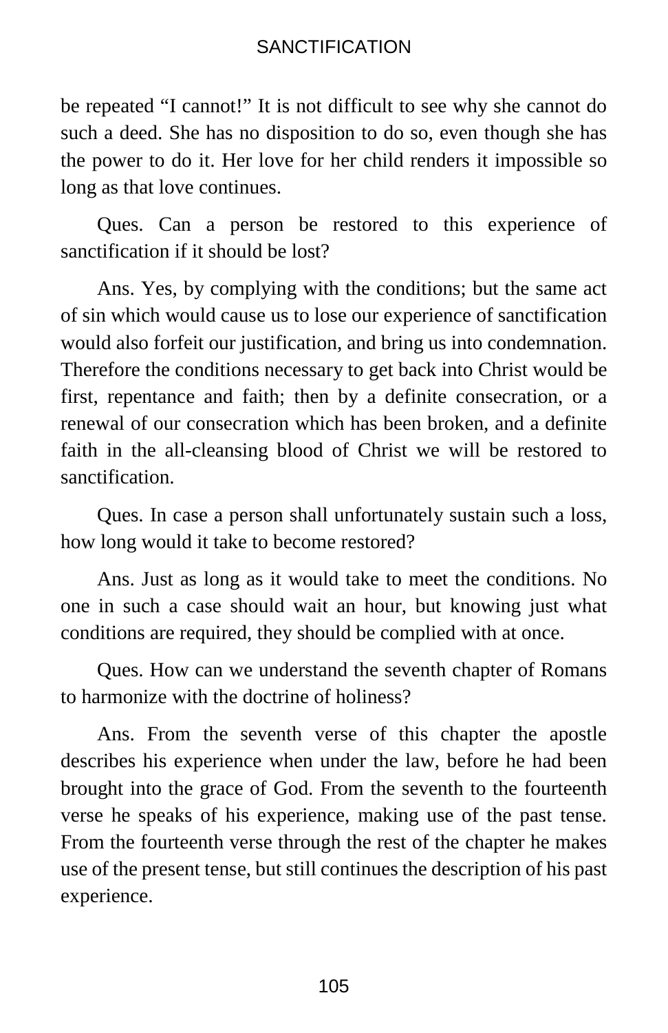be repeated "I cannot!" It is not difficult to see why she cannot do such a deed. She has no disposition to do so, even though she has the power to do it. Her love for her child renders it impossible so long as that love continues.

Ques. Can a person be restored to this experience of sanctification if it should be lost?

Ans. Yes, by complying with the conditions; but the same act of sin which would cause us to lose our experience of sanctification would also forfeit our justification, and bring us into condemnation. Therefore the conditions necessary to get back into Christ would be first, repentance and faith; then by a definite consecration, or a renewal of our consecration which has been broken, and a definite faith in the all-cleansing blood of Christ we will be restored to sanctification.

Ques. In case a person shall unfortunately sustain such a loss, how long would it take to become restored?

Ans. Just as long as it would take to meet the conditions. No one in such a case should wait an hour, but knowing just what conditions are required, they should be complied with at once.

Ques. How can we understand the seventh chapter of Romans to harmonize with the doctrine of holiness?

Ans. From the seventh verse of this chapter the apostle describes his experience when under the law, before he had been brought into the grace of God. From the seventh to the fourteenth verse he speaks of his experience, making use of the past tense. From the fourteenth verse through the rest of the chapter he makes use of the present tense, but still continues the description of his past experience.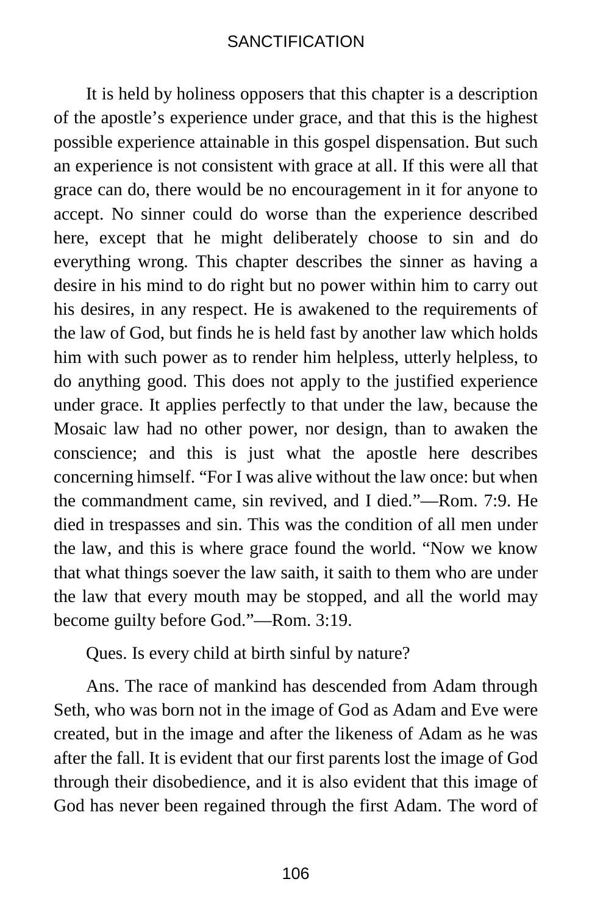It is held by holiness opposers that this chapter is a description of the apostle's experience under grace, and that this is the highest possible experience attainable in this gospel dispensation. But such an experience is not consistent with grace at all. If this were all that grace can do, there would be no encouragement in it for anyone to accept. No sinner could do worse than the experience described here, except that he might deliberately choose to sin and do everything wrong. This chapter describes the sinner as having a desire in his mind to do right but no power within him to carry out his desires, in any respect. He is awakened to the requirements of the law of God, but finds he is held fast by another law which holds him with such power as to render him helpless, utterly helpless, to do anything good. This does not apply to the justified experience under grace. It applies perfectly to that under the law, because the Mosaic law had no other power, nor design, than to awaken the conscience; and this is just what the apostle here describes concerning himself. "For I was alive without the law once: but when the commandment came, sin revived, and I died."—Rom. 7:9. He died in trespasses and sin. This was the condition of all men under the law, and this is where grace found the world. "Now we know that what things soever the law saith, it saith to them who are under the law that every mouth may be stopped, and all the world may become guilty before God."—Rom. 3:19.

Ques. Is every child at birth sinful by nature?

Ans. The race of mankind has descended from Adam through Seth, who was born not in the image of God as Adam and Eve were created, but in the image and after the likeness of Adam as he was after the fall. It is evident that our first parents lost the image of God through their disobedience, and it is also evident that this image of God has never been regained through the first Adam. The word of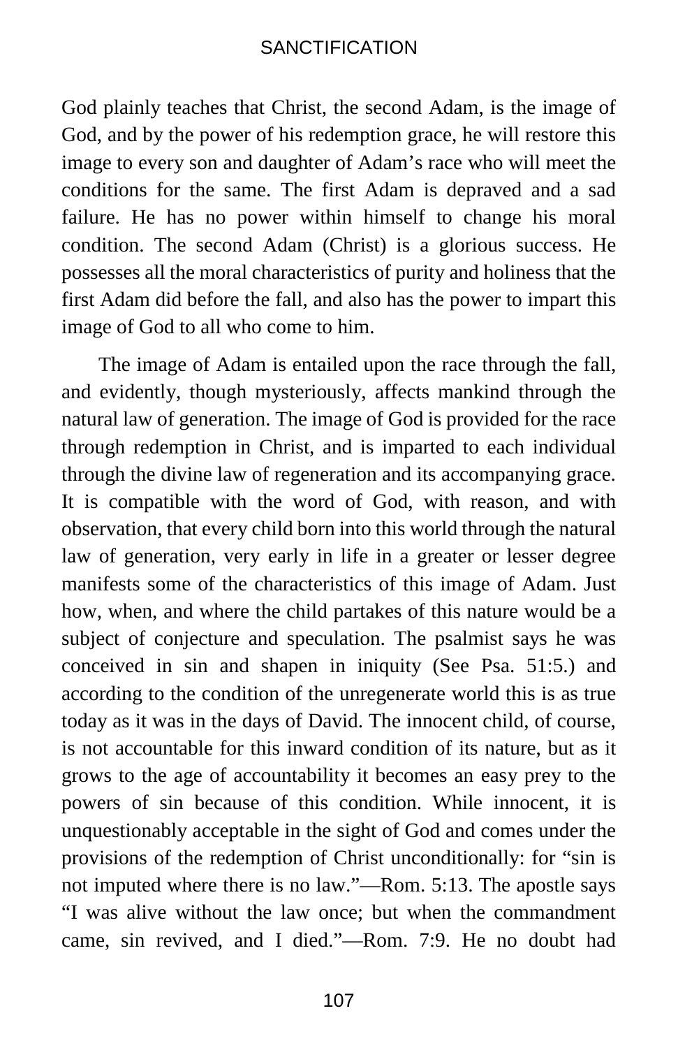God plainly teaches that Christ, the second Adam, is the image of God, and by the power of his redemption grace, he will restore this image to every son and daughter of Adam's race who will meet the conditions for the same. The first Adam is depraved and a sad failure. He has no power within himself to change his moral condition. The second Adam (Christ) is a glorious success. He possesses all the moral characteristics of purity and holiness that the first Adam did before the fall, and also has the power to impart this image of God to all who come to him.

The image of Adam is entailed upon the race through the fall, and evidently, though mysteriously, affects mankind through the natural law of generation. The image of God is provided for the race through redemption in Christ, and is imparted to each individual through the divine law of regeneration and its accompanying grace. It is compatible with the word of God, with reason, and with observation, that every child born into this world through the natural law of generation, very early in life in a greater or lesser degree manifests some of the characteristics of this image of Adam. Just how, when, and where the child partakes of this nature would be a subject of conjecture and speculation. The psalmist says he was conceived in sin and shapen in iniquity (See Psa. 51:5.) and according to the condition of the unregenerate world this is as true today as it was in the days of David. The innocent child, of course, is not accountable for this inward condition of its nature, but as it grows to the age of accountability it becomes an easy prey to the powers of sin because of this condition. While innocent, it is unquestionably acceptable in the sight of God and comes under the provisions of the redemption of Christ unconditionally: for "sin is not imputed where there is no law."—Rom. 5:13. The apostle says "I was alive without the law once; but when the commandment came, sin revived, and I died."—Rom. 7:9. He no doubt had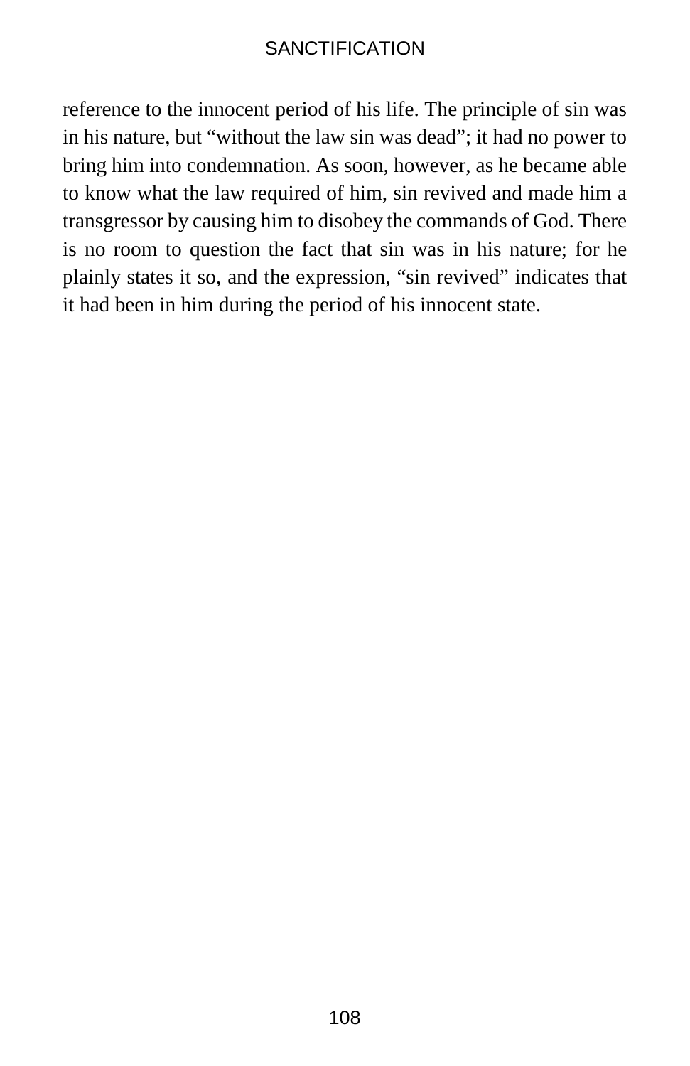reference to the innocent period of his life. The principle of sin was in his nature, but “without the law sin was dead”; it had no power to bring him into condemnation. As soon, however, as he became able to know what the law required of him, sin revived and made him a transgressor by causing him to disobey the commands of God. There is no room to question the fact that sin was in his nature; for he plainly states it so, and the expression, “sin revived” indicates that it had been in him during the period of his innocent state.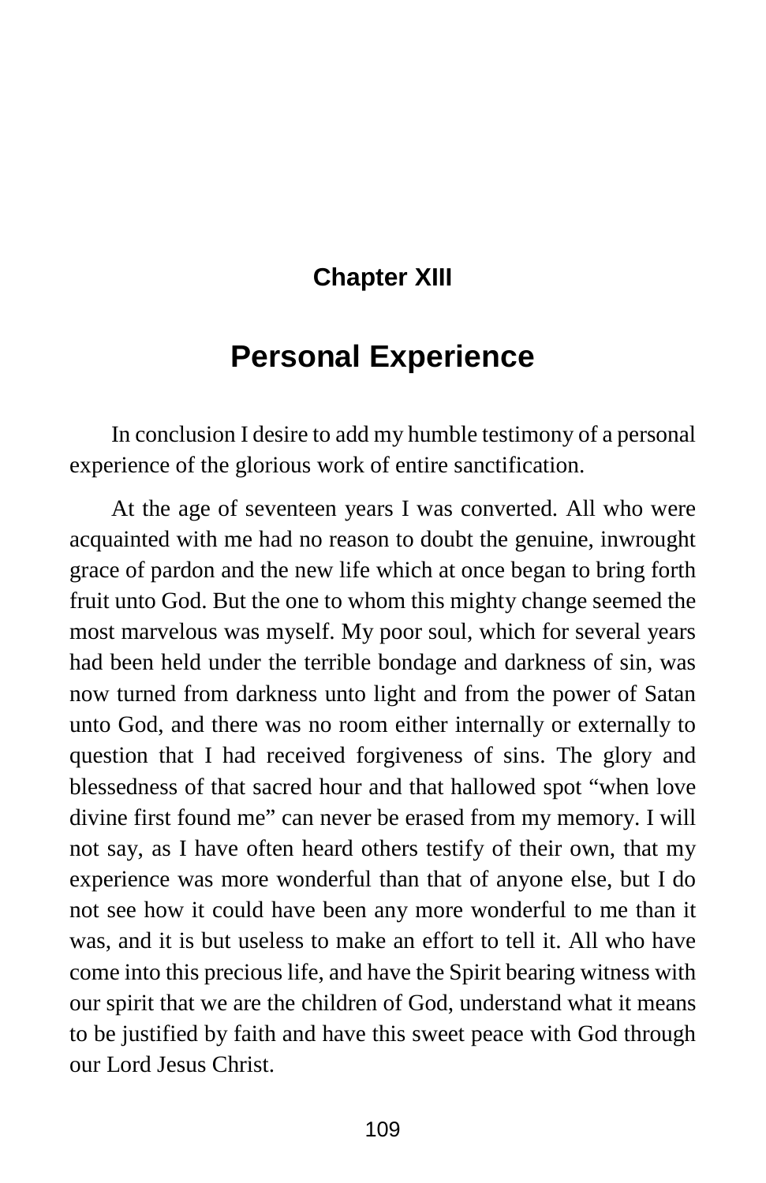## Chapter XIII

# Personal Experience

In conclusion I desire to add my humble testimony of a personal experience of the glorious work of entire sanctification.

At the age of seventeen years I was converted. All who were acquainted with me had no reason to doubt the genuine, inwrought grace of pardon and the new life which at once began to bring forth fruit unto God. But the one to whom this mighty change seemed the most marvelous was myself. My poor soul, which for several years had been held under the terrible bondage and darkness of sin, was now turned from darkness unto light and from the power of Satan unto God, and there was no room either internally or externally to question that I had received forgiveness of sins. The glory and blessedness of that sacred hour and that hallowed spot "when love divine first found me" can never be erased from my memory. I will not say, as I have often heard others testify of their own, that my experience was more wonderful than that of anyone else, but I do not see how it could have been any more wonderful to me than it was, and it is but useless to make an effort to tell it. All who have come into this precious life, and have the Spirit bearing witness with our spirit that we are the children of God, understand what it means to be justified by faith and have this sweet peace with God through our Lord Jesus Christ.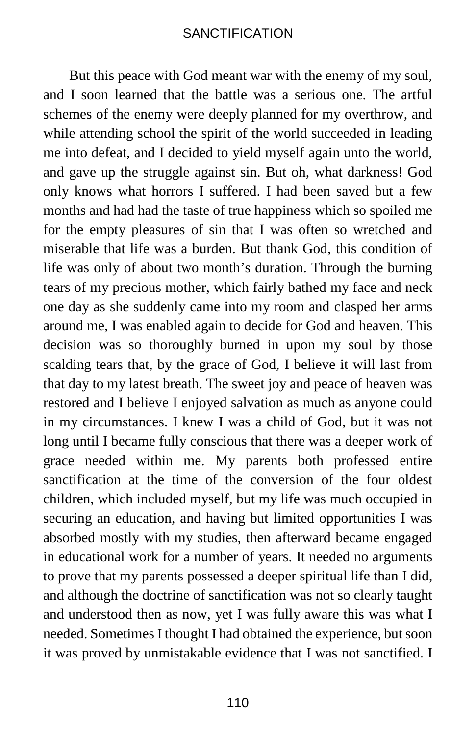But this peace with God meant war with the enemy of my soul, and I soon learned that the battle was a serious one. The artful schemes of the enemy were deeply planned for my overthrow, and while attending school the spirit of the world succeeded in leading me into defeat, and I decided to yield myself again unto the world, and gave up the struggle against sin. But oh, what darkness! God only knows what horrors I suffered. I had been saved but a few months and had had the taste of true happiness which so spoiled me for the empty pleasures of sin that I was often so wretched and miserable that life was a burden. But thank God, this condition of life was only of about two month's duration. Through the burning tears of my precious mother, which fairly bathed my face and neck one day as she suddenly came into my room and clasped her arms around me, I was enabled again to decide for God and heaven. This decision was so thoroughly burned in upon my soul by those scalding tears that, by the grace of God, I believe it will last from that day to my latest breath. The sweet joy and peace of heaven was restored and I believe I enjoyed salvation as much as anyone could in my circumstances. I knew I was a child of God, but it was not long until I became fully conscious that there was a deeper work of grace needed within me. My parents both professed entire sanctification at the time of the conversion of the four oldest children, which included myself, but my life was much occupied in securing an education, and having but limited opportunities I was absorbed mostly with my studies, then afterward became engaged in educational work for a number of years. It needed no arguments to prove that my parents possessed a deeper spiritual life than I did, and although the doctrine of sanctification was not so clearly taught and understood then as now, yet I was fully aware this was what I needed. Sometimes I thought I had obtained the experience, but soon it was proved by unmistakable evidence that I was not sanctified. I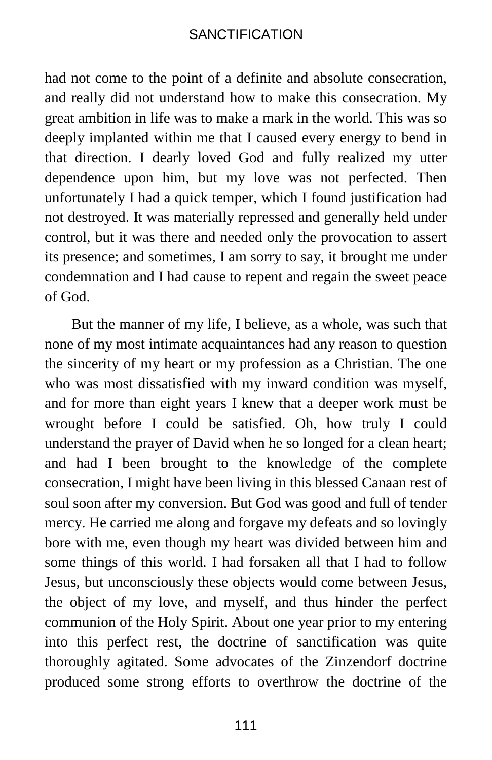had not come to the point of a definite and absolute consecration, and really did not understand how to make this consecration. My great ambition in life was to make a mark in the world. This was so deeply implanted within me that I caused every energy to bend in that direction. I dearly loved God and fully realized my utter dependence upon him, but my love was not perfected. Then unfortunately I had a quick temper, which I found justification had not destroyed. It was materially repressed and generally held under control, but it was there and needed only the provocation to assert its presence; and sometimes, I am sorry to say, it brought me under condemnation and I had cause to repent and regain the sweet peace of God.

But the manner of my life, I believe, as a whole, was such that none of my most intimate acquaintances had any reason to question the sincerity of my heart or my profession as a Christian. The one who was most dissatisfied with my inward condition was myself, and for more than eight years I knew that a deeper work must be wrought before I could be satisfied. Oh, how truly I could understand the prayer of David when he so longed for a clean heart; and had I been brought to the knowledge of the complete consecration, I might have been living in this blessed Canaan rest of soul soon after my conversion. But God was good and full of tender mercy. He carried me along and forgave my defeats and so lovingly bore with me, even though my heart was divided between him and some things of this world. I had forsaken all that I had to follow Jesus, but unconsciously these objects would come between Jesus, the object of my love, and myself, and thus hinder the perfect communion of the Holy Spirit. About one year prior to my entering into this perfect rest, the doctrine of sanctification was quite thoroughly agitated. Some advocates of the Zinzendorf doctrine produced some strong efforts to overthrow the doctrine of the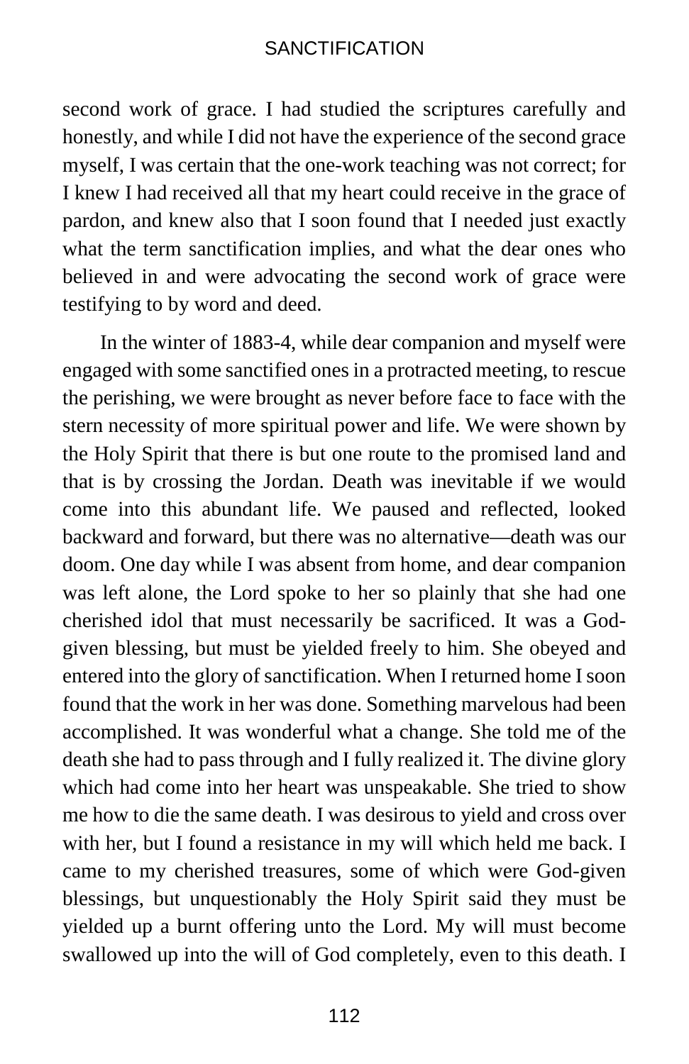second work of grace. I had studied the scriptures carefully and honestly, and while I did not have the experience of the second grace myself, I was certain that the one-work teaching was not correct; for I knew I had received all that my heart could receive in the grace of pardon, and knew also that I soon found that I needed just exactly what the term sanctification implies, and what the dear ones who believed in and were advocating the second work of grace were testifying to by word and deed.

In the winter of 1883-4, while dear companion and myself were engaged with some sanctified ones in a protracted meeting, to rescue the perishing, we were brought as never before face to face with the stern necessity of more spiritual power and life. We were shown by the Holy Spirit that there is but one route to the promised land and that is by crossing the Jordan. Death was inevitable if we would come into this abundant life. We paused and reflected, looked backward and forward, but there was no alternative—death was our doom. One day while I was absent from home, and dear companion was left alone, the Lord spoke to her so plainly that she had one cherished idol that must necessarily be sacrificed. It was a God-given blessing, but must be yielded freely to him. She obeyed and entered into the glory of sanctification. When I returned home I soon found that the work in her was done. Something marvelous had been accomplished. It was wonderful what a change. She told me of the death she had to pass through and I fully realized it. The divine glory which had come into her heart was unspeakable. She tried to show me how to die the same death. I was desirous to yield and cross over with her, but I found a resistance in my will which held me back. I came to my cherished treasures, some of which were God-given blessings, but unquestionably the Holy Spirit said they must be yielded up a burnt offering unto the Lord. My will must become swallowed up into the will of God completely, even to this death. I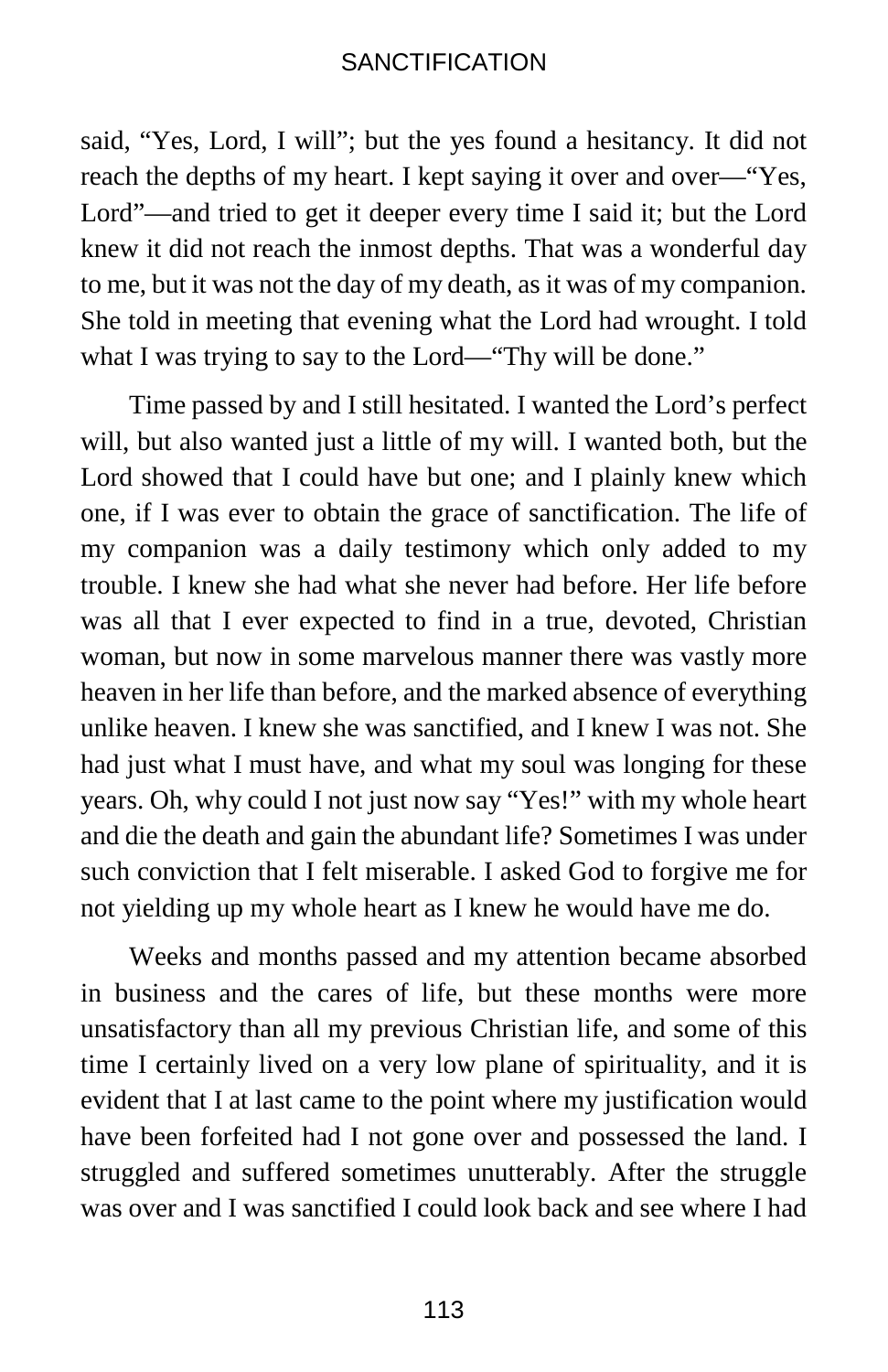said, “Yes, Lord, I will”; but the yes found a hesitancy. It did not reach the depths of my heart. I kept saying it over and over—“Yes, Lord”—and tried to get it deeper every time I said it; but the Lord knew it did not reach the inmost depths. That was a wonderful day to me, but it was not the day of my death, as it was of my companion. She told in meeting that evening what the Lord had wrought. I told what I was trying to say to the Lord—“Thy will be done.”

Time passed by and I still hesitated. I wanted the Lord’s perfect will, but also wanted just a little of my will. I wanted both, but the Lord showed that I could have but one; and I plainly knew which one, if I was ever to obtain the grace of sanctification. The life of my companion was a daily testimony which only added to my trouble. I knew she had what she never had before. Her life before was all that I ever expected to find in a true, devoted, Christian woman, but now in some marvelous manner there was vastly more heaven in her life than before, and the marked absence of everything unlike heaven. I knew she was sanctified, and I knew I was not. She had just what I must have, and what my soul was longing for these years. Oh, why could I not just now say “Yes!” with my whole heart and die the death and gain the abundant life? Sometimes I was under such conviction that I felt miserable. I asked God to forgive me for not yielding up my whole heart as I knew he would have me do.

Weeks and months passed and my attention became absorbed in business and the cares of life, but these months were more unsatisfactory than all my previous Christian life, and some of this time I certainly lived on a very low plane of spirituality, and it is evident that I at last came to the point where my justification would have been forfeited had I not gone over and possessed the land. I struggled and suffered sometimes unutterably. After the struggle was over and I was sanctified I could look back and see where I had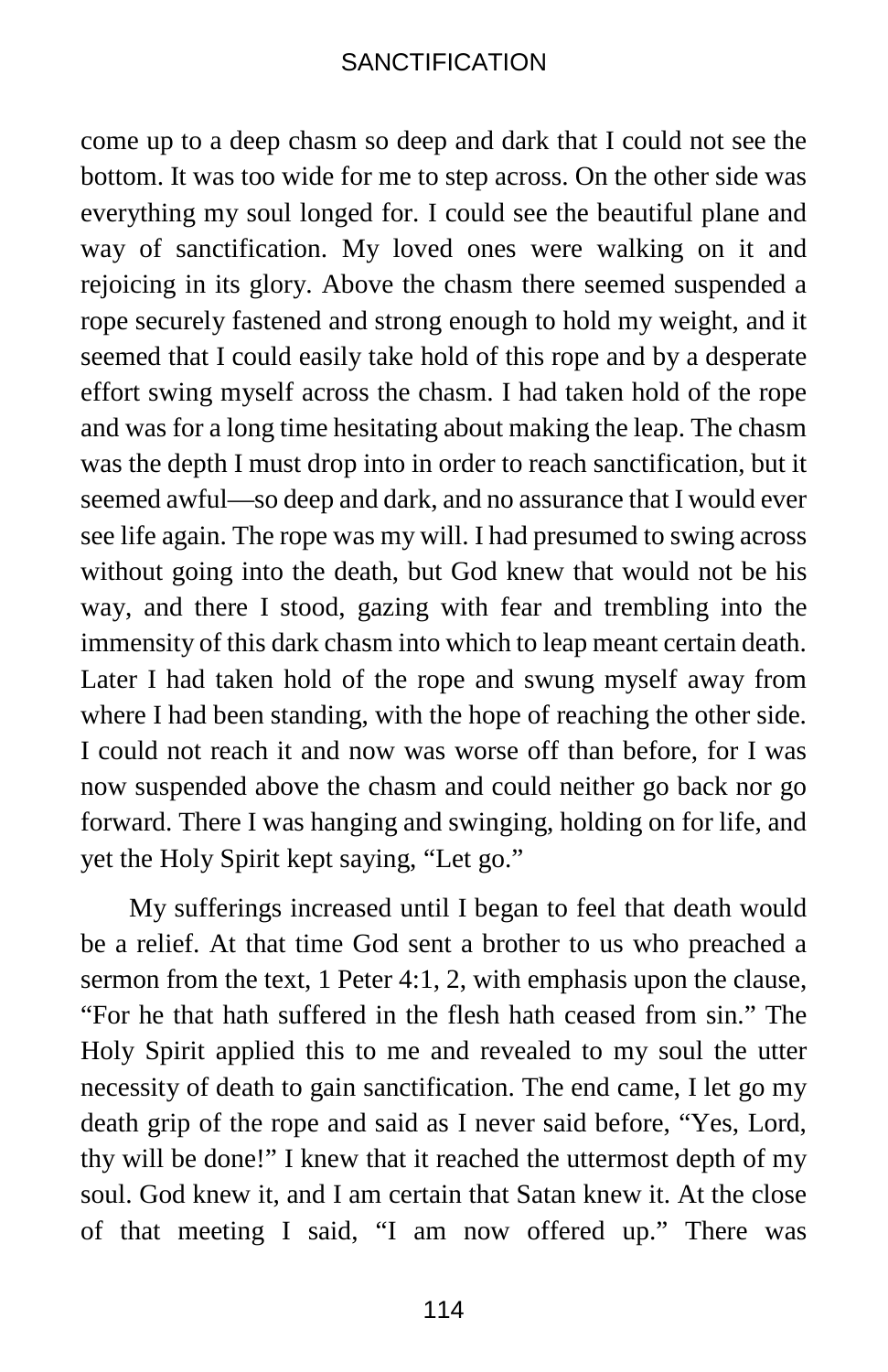come up to a deep chasm so deep and dark that I could not see the bottom. It was too wide for me to step across. On the other side was everything my soul longed for. I could see the beautiful plane and way of sanctification. My loved ones were walking on it and rejoicing in its glory. Above the chasm there seemed suspended a rope securely fastened and strong enough to hold my weight, and it seemed that I could easily take hold of this rope and by a desperate effort swing myself across the chasm. I had taken hold of the rope and was for a long time hesitating about making the leap. The chasm was the depth I must drop into in order to reach sanctification, but it seemed awful—so deep and dark, and no assurance that I would ever see life again. The rope was my will. I had presumed to swing across without going into the death, but God knew that would not be his way, and there I stood, gazing with fear and trembling into the immensity of this dark chasm into which to leap meant certain death. Later I had taken hold of the rope and swung myself away from where I had been standing, with the hope of reaching the other side. I could not reach it and now was worse off than before, for I was now suspended above the chasm and could neither go back nor go forward. There I was hanging and swinging, holding on for life, and yet the Holy Spirit kept saying, "Let go."

My sufferings increased until I began to feel that death would be a relief. At that time God sent a brother to us who preached a sermon from the text, 1 Peter 4:1, 2, with emphasis upon the clause, "For he that hath suffered in the flesh hath ceased from sin." The Holy Spirit applied this to me and revealed to my soul the utter necessity of death to gain sanctification. The end came, I let go my death grip of the rope and said as I never said before, "Yes, Lord, thy will be done!" I knew that it reached the uttermost depth of my soul. God knew it, and I am certain that Satan knew it. At the close of that meeting I said, "I am now offered up." There was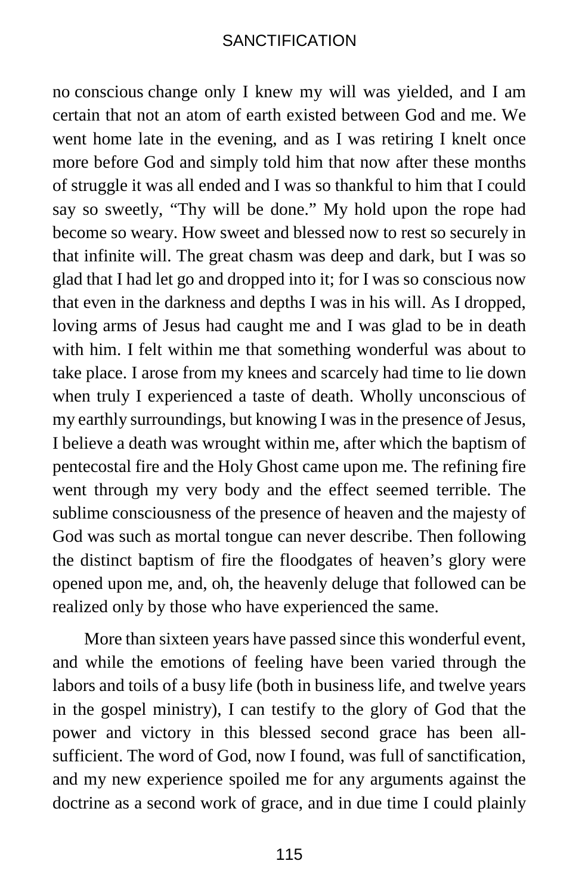no conscious change only I knew my will was yielded, and I am certain that not an atom of earth existed between God and me. We went home late in the evening, and as I was retiring I knelt once more before God and simply told him that now after these months of struggle it was all ended and I was so thankful to him that I could say so sweetly, "Thy will be done." My hold upon the rope had become so weary. How sweet and blessed now to rest so securely in that infinite will. The great chasm was deep and dark, but I was so glad that I had let go and dropped into it; for I was so conscious now that even in the darkness and depths I was in his will. As I dropped, loving arms of Jesus had caught me and I was glad to be in death with him. I felt within me that something wonderful was about to take place. I arose from my knees and scarcely had time to lie down when truly I experienced a taste of death. Wholly unconscious of my earthly surroundings, but knowing I was in the presence of Jesus, I believe a death was wrought within me, after which the baptism of pentecostal fire and the Holy Ghost came upon me. The refining fire went through my very body and the effect seemed terrible. The sublime consciousness of the presence of heaven and the majesty of God was such as mortal tongue can never describe. Then following the distinct baptism of fire the floodgates of heaven's glory were opened upon me, and, oh, the heavenly deluge that followed can be realized only by those who have experienced the same.

More than sixteen years have passed since this wonderful event, and while the emotions of feeling have been varied through the labors and toils of a busy life (both in business life, and twelve years in the gospel ministry), I can testify to the glory of God that the power and victory in this blessed second grace has been all-sufficient. The word of God, now I found, was full of sanctification, and my new experience spoiled me for any arguments against the doctrine as a second work of grace, and in due time I could plainly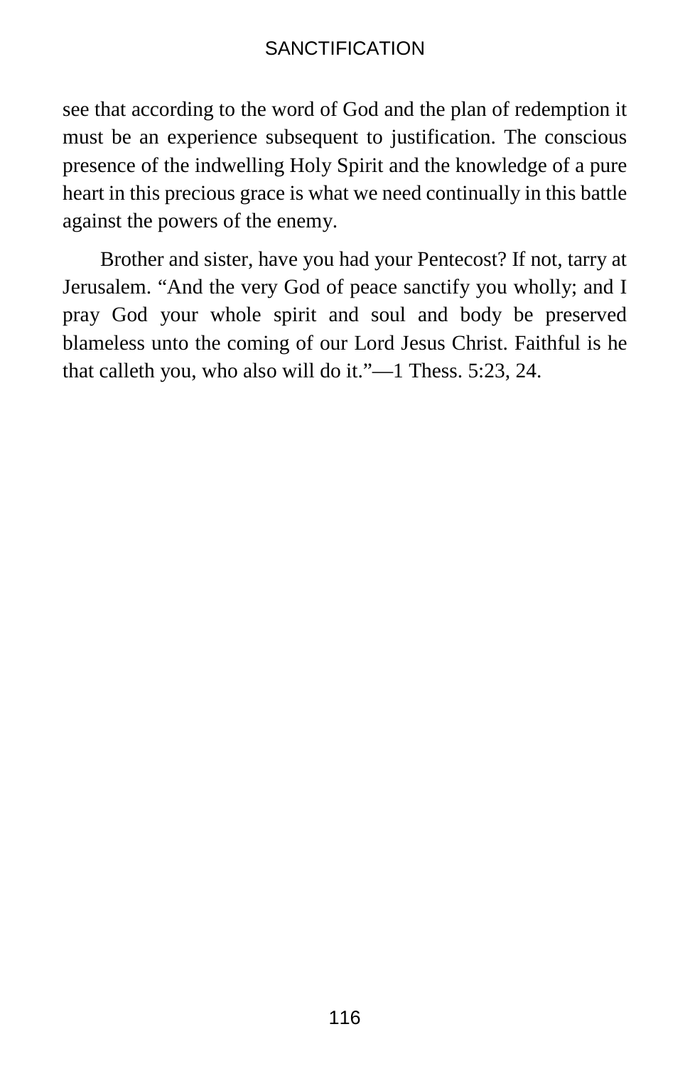see that according to the word of God and the plan of redemption it must be an experience subsequent to justification. The conscious presence of the indwelling Holy Spirit and the knowledge of a pure heart in this precious grace is what we need continually in this battle against the powers of the enemy.

Brother and sister, have you had your Pentecost? If not, tarry at Jerusalem. "And the very God of peace sanctify you wholly; and I pray God your whole spirit and soul and body be preserved blameless unto the coming of our Lord Jesus Christ. Faithful is he that calleth you, who also will do it."—1 Thess. 5:23, 24.